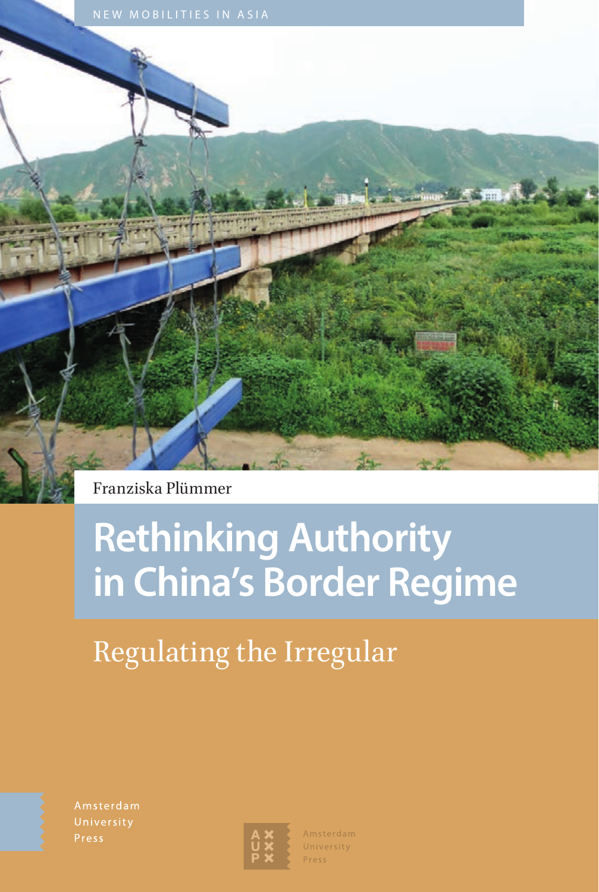NEW MOBILITIES IN ASIA

Franziska Plümmer

# Rethinking Authority in China's Border Regime

## Regulating the Irregular

Amsterdam University Press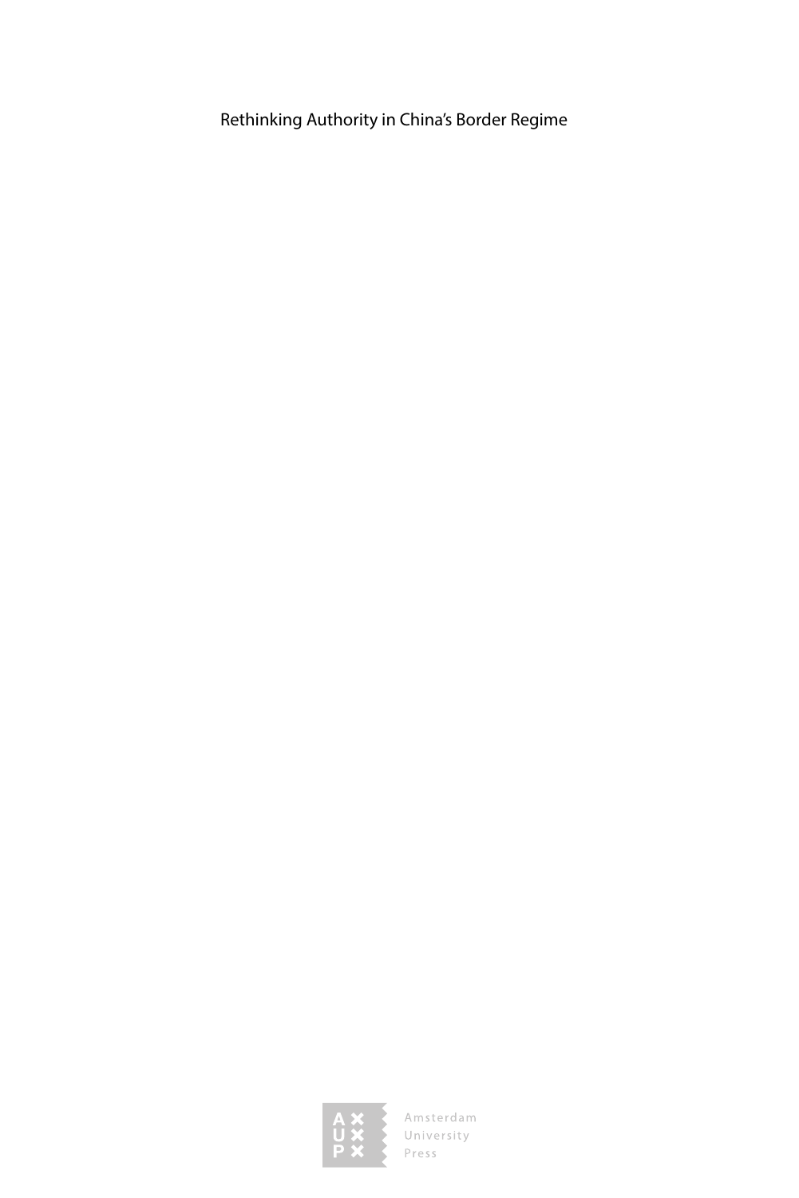Rethinking Authority in China's Border Regime

Amsterdam
University
Press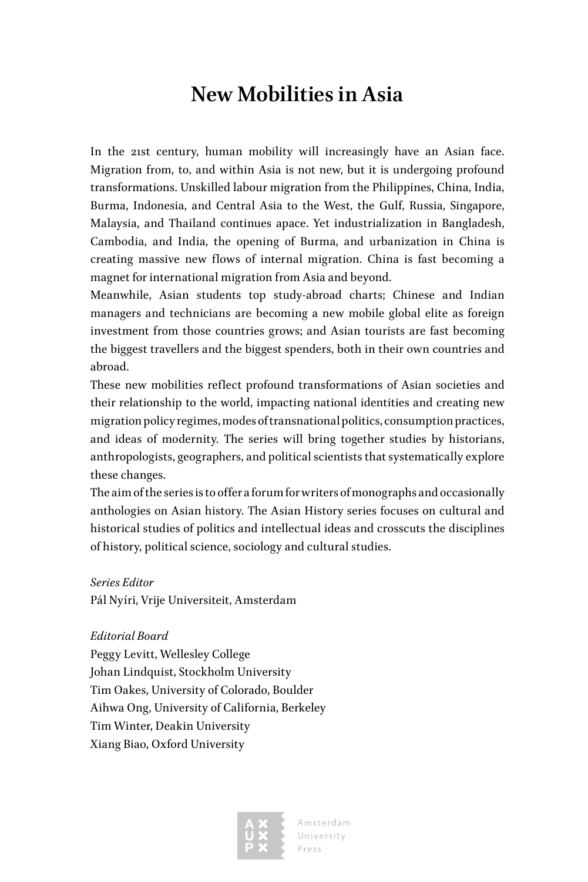# New Mobilities in Asia

In the 21st century, human mobility will increasingly have an Asian face. Migration from, to, and within Asia is not new, but it is undergoing profound transformations. Unskilled labour migration from the Philippines, China, India, Burma, Indonesia, and Central Asia to the West, the Gulf, Russia, Singapore, Malaysia, and Thailand continues apace. Yet industrialization in Bangladesh, Cambodia, and India, the opening of Burma, and urbanization in China is creating massive new flows of internal migration. China is fast becoming a magnet for international migration from Asia and beyond.

Meanwhile, Asian students top study-abroad charts; Chinese and Indian managers and technicians are becoming a new mobile global elite as foreign investment from those countries grows; and Asian tourists are fast becoming the biggest travellers and the biggest spenders, both in their own countries and abroad.

These new mobilities reflect profound transformations of Asian societies and their relationship to the world, impacting national identities and creating new migration policy regimes, modes of transnational politics, consumption practices, and ideas of modernity. The series will bring together studies by historians, anthropologists, geographers, and political scientists that systematically explore these changes.

The aim of the series is to offer a forum for writers of monographs and occasionally anthologies on Asian history. The Asian History series focuses on cultural and historical studies of politics and intellectual ideas and crosscuts the disciplines of history, political science, sociology and cultural studies.

*Series Editor*
Pál Nyíri, Vrije Universiteit, Amsterdam

*Editorial Board*
Peggy Levitt, Wellesley College
Johan Lindquist, Stockholm University
Tim Oakes, University of Colorado, Boulder
Aihwa Ong, University of California, Berkeley
Tim Winter, Deakin University
Xiang Biao, Oxford University

Amsterdam University Press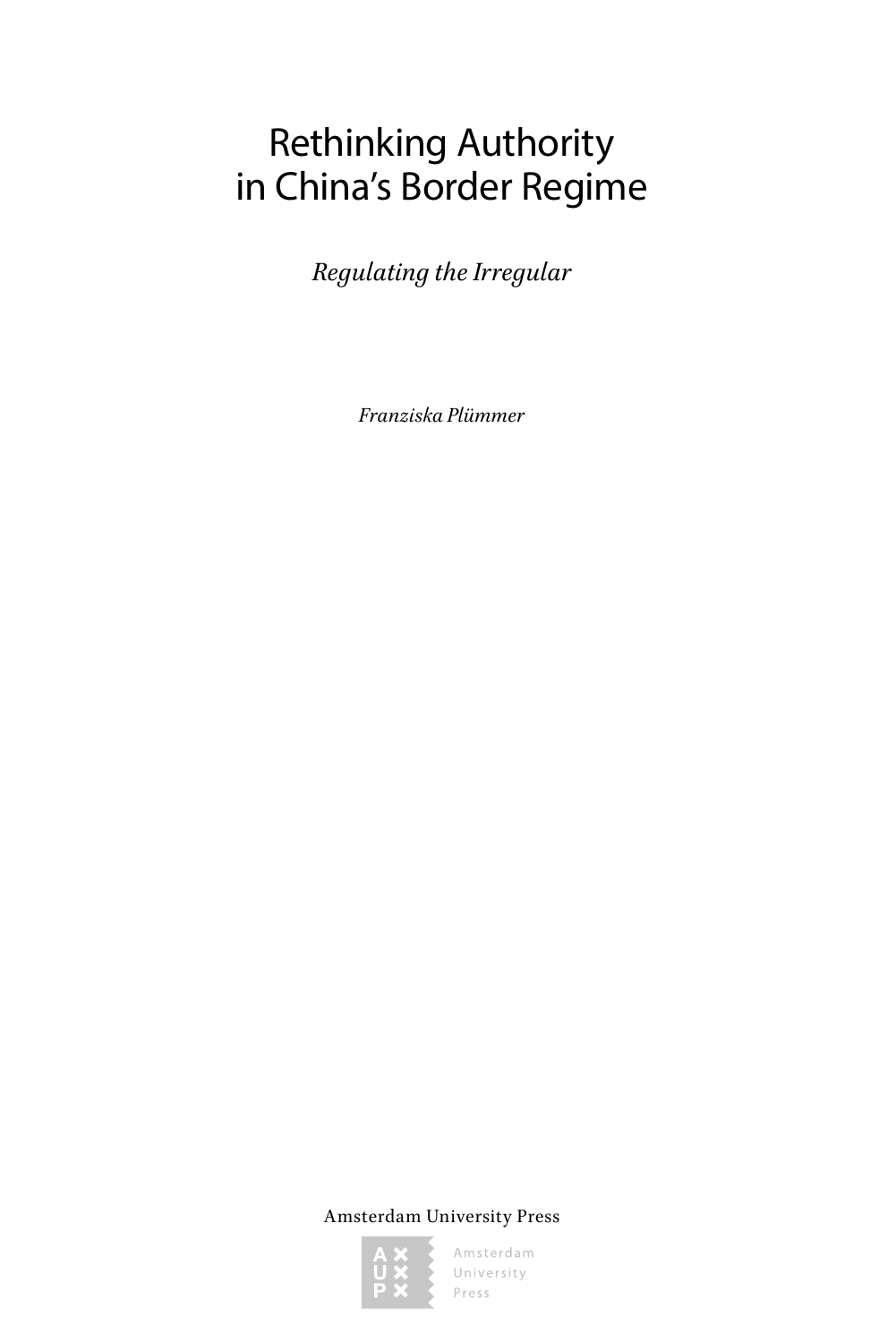# Rethinking Authority in China's Border Regime

*Regulating the Irregular*

*Franziska Plümmer*

Amsterdam University Press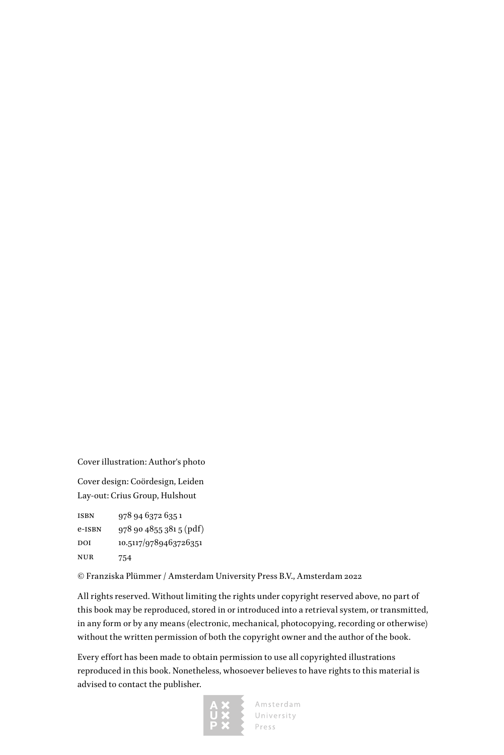Cover illustration: Author's photo

Cover design: Coördesign, Leiden
Lay-out: Crius Group, Hulshout

| | |
|---|---|
| ISBN | 978 94 6372 635 1 |
| e-ISBN | 978 90 4855 381 5 (pdf) |
| DOI | 10.5117/9789463726351 |
| NUR | 754 |

© Franziska Plümmer / Amsterdam University Press B.V., Amsterdam 2022

All rights reserved. Without limiting the rights under copyright reserved above, no part of this book may be reproduced, stored in or introduced into a retrieval system, or transmitted, in any form or by any means (electronic, mechanical, photocopying, recording or otherwise) without the written permission of both the copyright owner and the author of the book.

Every effort has been made to obtain permission to use all copyrighted illustrations reproduced in this book. Nonetheless, whosoever believes to have rights to this material is advised to contact the publisher.

Amsterdam University Press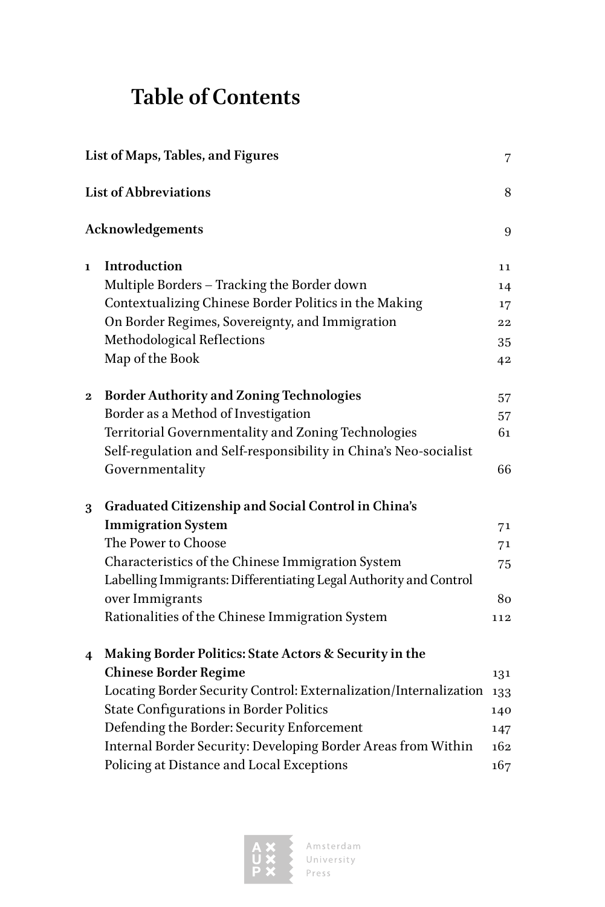# Table of Contents

**List of Maps, Tables, and Figures** 7

**List of Abbreviations** 8

**Acknowledgements** 9

**1 Introduction** 11

Multiple Borders – Tracking the Border down 14

Contextualizing Chinese Border Politics in the Making 17

On Border Regimes, Sovereignty, and Immigration 22

Methodological Reflections 35

Map of the Book 42

**2 Border Authority and Zoning Technologies** 57

Border as a Method of Investigation 57

Territorial Governmentality and Zoning Technologies 61

Self-regulation and Self-responsibility in China's Neo-socialist Governmentality 66

**3 Graduated Citizenship and Social Control in China's Immigration System** 71

The Power to Choose 71

Characteristics of the Chinese Immigration System 75

Labelling Immigrants: Differentiating Legal Authority and Control over Immigrants 80

Rationalities of the Chinese Immigration System 112

**4 Making Border Politics: State Actors & Security in the Chinese Border Regime** 131

Locating Border Security Control: Externalization/Internalization 133

State Configurations in Border Politics 140

Defending the Border: Security Enforcement 147

Internal Border Security: Developing Border Areas from Within 162

Policing at Distance and Local Exceptions 167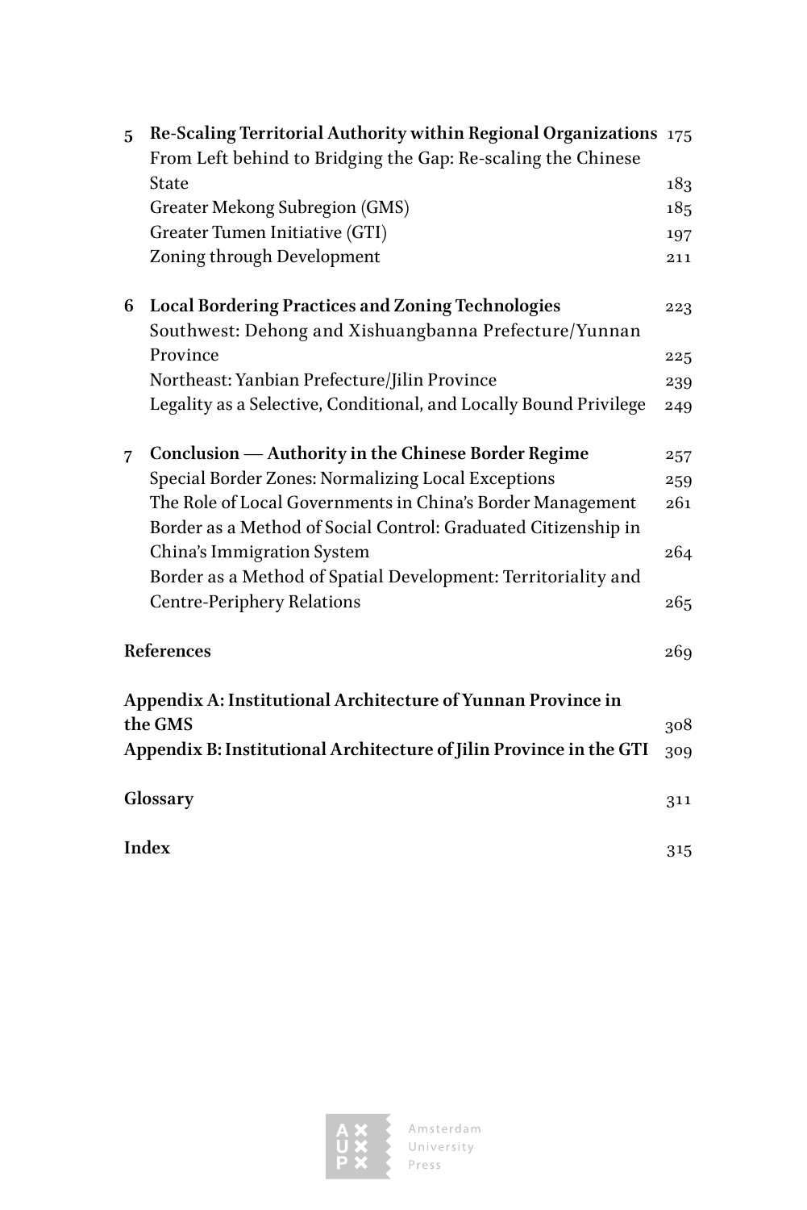| | | |
|---|---|---|
| 5 | **Re-Scaling Territorial Authority within Regional Organizations** | 175 |
| | From Left behind to Bridging the Gap: Re-scaling the Chinese State | 183 |
| | Greater Mekong Subregion (GMS) | 185 |
| | Greater Tumen Initiative (GTI) | 197 |
| | Zoning through Development | 211 |
| 6 | **Local Bordering Practices and Zoning Technologies** | 223 |
| | Southwest: Dehong and Xishuangbanna Prefecture/Yunnan Province | 225 |
| | Northeast: Yanbian Prefecture/Jilin Province | 239 |
| | Legality as a Selective, Conditional, and Locally Bound Privilege | 249 |
| 7 | **Conclusion — Authority in the Chinese Border Regime** | 257 |
| | Special Border Zones: Normalizing Local Exceptions | 259 |
| | The Role of Local Governments in China's Border Management | 261 |
| | Border as a Method of Social Control: Graduated Citizenship in China's Immigration System | 264 |
| | Border as a Method of Spatial Development: Territoriality and Centre-Periphery Relations | 265 |
| | **References** | 269 |
| | **Appendix A: Institutional Architecture of Yunnan Province in the GMS** | 308 |
| | **Appendix B: Institutional Architecture of Jilin Province in the GTI** | 309 |
| | **Glossary** | 311 |
| | **Index** | 315 |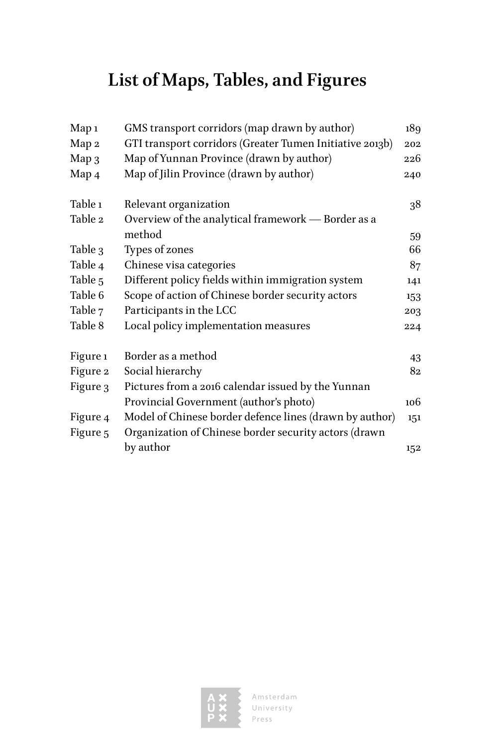# List of Maps, Tables, and Figures

| | | |
|---|---|---|
| Map 1 | GMS transport corridors (map drawn by author) | 189 |
| Map 2 | GTI transport corridors (Greater Tumen Initiative 2013b) | 202 |
| Map 3 | Map of Yunnan Province (drawn by author) | 226 |
| Map 4 | Map of Jilin Province (drawn by author) | 240 |
| | | |
| Table 1 | Relevant organization | 38 |
| Table 2 | Overview of the analytical framework — Border as a method | 59 |
| Table 3 | Types of zones | 66 |
| Table 4 | Chinese visa categories | 87 |
| Table 5 | Different policy fields within immigration system | 141 |
| Table 6 | Scope of action of Chinese border security actors | 153 |
| Table 7 | Participants in the LCC | 203 |
| Table 8 | Local policy implementation measures | 224 |
| | | |
| Figure 1 | Border as a method | 43 |
| Figure 2 | Social hierarchy | 82 |
| Figure 3 | Pictures from a 2016 calendar issued by the Yunnan Provincial Government (author's photo) | 106 |
| Figure 4 | Model of Chinese border defence lines (drawn by author) | 151 |
| Figure 5 | Organization of Chinese border security actors (drawn by author | 152 |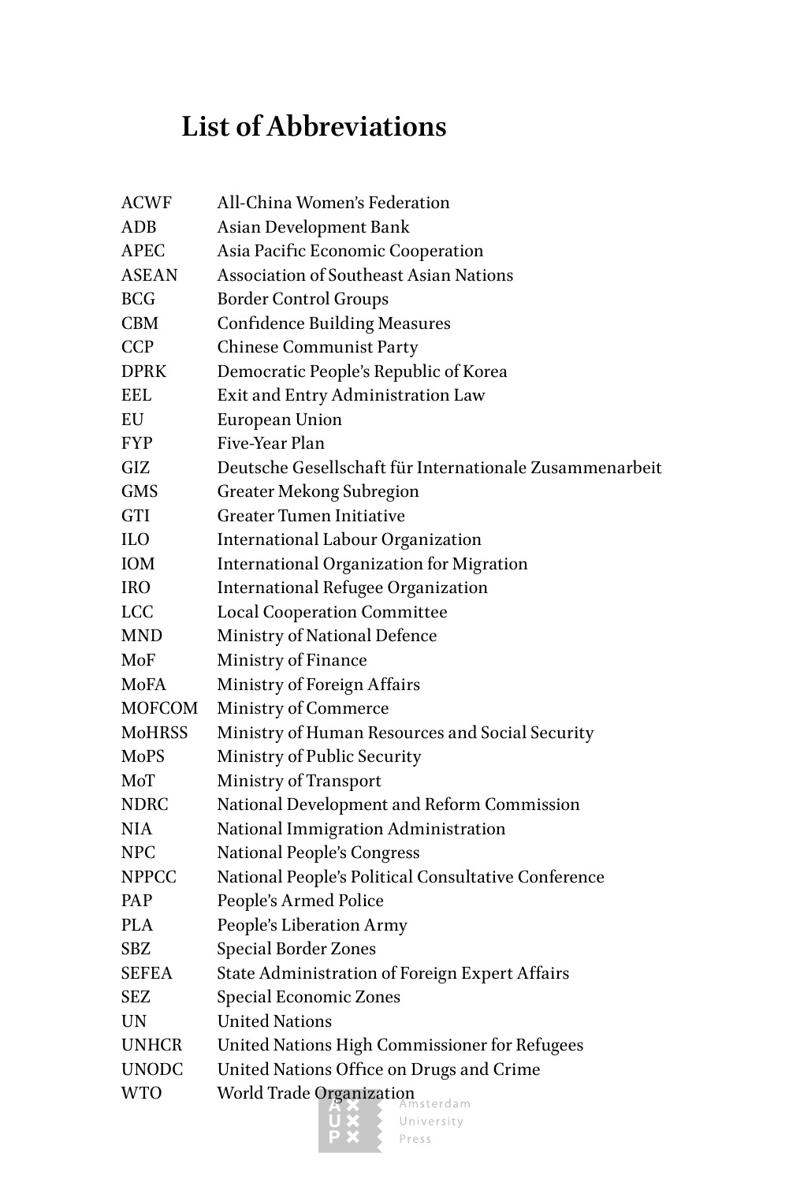# List of Abbreviations

| | |
|---|---|
| ACWF | All-China Women's Federation |
| ADB | Asian Development Bank |
| APEC | Asia Pacific Economic Cooperation |
| ASEAN | Association of Southeast Asian Nations |
| BCG | Border Control Groups |
| CBM | Confidence Building Measures |
| CCP | Chinese Communist Party |
| DPRK | Democratic People's Republic of Korea |
| EEL | Exit and Entry Administration Law |
| EU | European Union |
| FYP | Five-Year Plan |
| GIZ | Deutsche Gesellschaft für Internationale Zusammenarbeit |
| GMS | Greater Mekong Subregion |
| GTI | Greater Tumen Initiative |
| ILO | International Labour Organization |
| IOM | International Organization for Migration |
| IRO | International Refugee Organization |
| LCC | Local Cooperation Committee |
| MND | Ministry of National Defence |
| MoF | Ministry of Finance |
| MoFA | Ministry of Foreign Affairs |
| MOFCOM | Ministry of Commerce |
| MoHRSS | Ministry of Human Resources and Social Security |
| MoPS | Ministry of Public Security |
| MoT | Ministry of Transport |
| NDRC | National Development and Reform Commission |
| NIA | National Immigration Administration |
| NPC | National People's Congress |
| NPPCC | National People's Political Consultative Conference |
| PAP | People's Armed Police |
| PLA | People's Liberation Army |
| SBZ | Special Border Zones |
| SEFEA | State Administration of Foreign Expert Affairs |
| SEZ | Special Economic Zones |
| UN | United Nations |
| UNHCR | United Nations High Commissioner for Refugees |
| UNODC | United Nations Office on Drugs and Crime |
| WTO | World Trade Organization |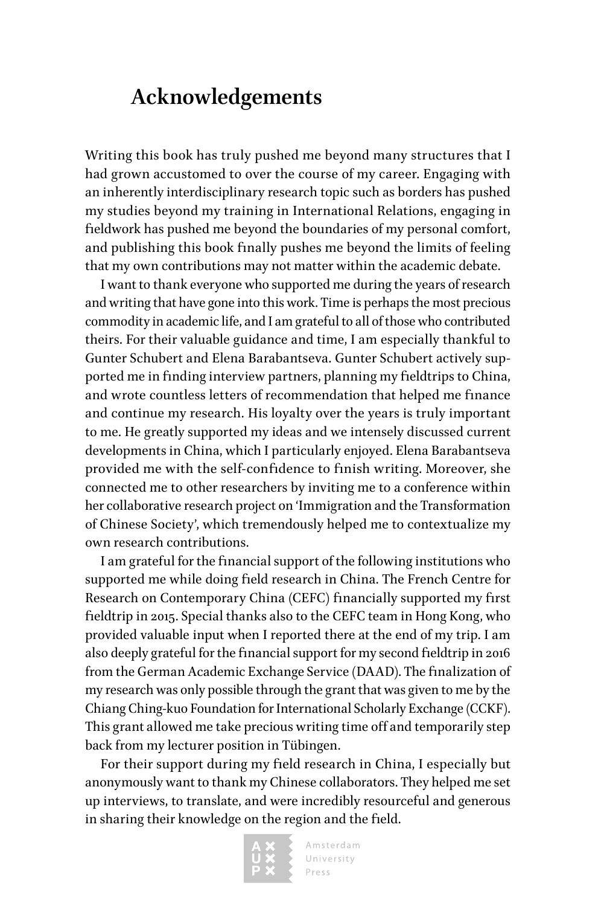# Acknowledgements

Writing this book has truly pushed me beyond many structures that I had grown accustomed to over the course of my career. Engaging with an inherently interdisciplinary research topic such as borders has pushed my studies beyond my training in International Relations, engaging in fieldwork has pushed me beyond the boundaries of my personal comfort, and publishing this book finally pushes me beyond the limits of feeling that my own contributions may not matter within the academic debate.

I want to thank everyone who supported me during the years of research and writing that have gone into this work. Time is perhaps the most precious commodity in academic life, and I am grateful to all of those who contributed theirs. For their valuable guidance and time, I am especially thankful to Gunter Schubert and Elena Barabantseva. Gunter Schubert actively supported me in finding interview partners, planning my fieldtrips to China, and wrote countless letters of recommendation that helped me finance and continue my research. His loyalty over the years is truly important to me. He greatly supported my ideas and we intensely discussed current developments in China, which I particularly enjoyed. Elena Barabantseva provided me with the self-confidence to finish writing. Moreover, she connected me to other researchers by inviting me to a conference within her collaborative research project on 'Immigration and the Transformation of Chinese Society', which tremendously helped me to contextualize my own research contributions.

I am grateful for the financial support of the following institutions who supported me while doing field research in China. The French Centre for Research on Contemporary China (CEFC) financially supported my first fieldtrip in 2015. Special thanks also to the CEFC team in Hong Kong, who provided valuable input when I reported there at the end of my trip. I am also deeply grateful for the financial support for my second fieldtrip in 2016 from the German Academic Exchange Service (DAAD). The finalization of my research was only possible through the grant that was given to me by the Chiang Ching-kuo Foundation for International Scholarly Exchange (CCKF). This grant allowed me take precious writing time off and temporarily step back from my lecturer position in Tübingen.

For their support during my field research in China, I especially but anonymously want to thank my Chinese collaborators. They helped me set up interviews, to translate, and were incredibly resourceful and generous in sharing their knowledge on the region and the field.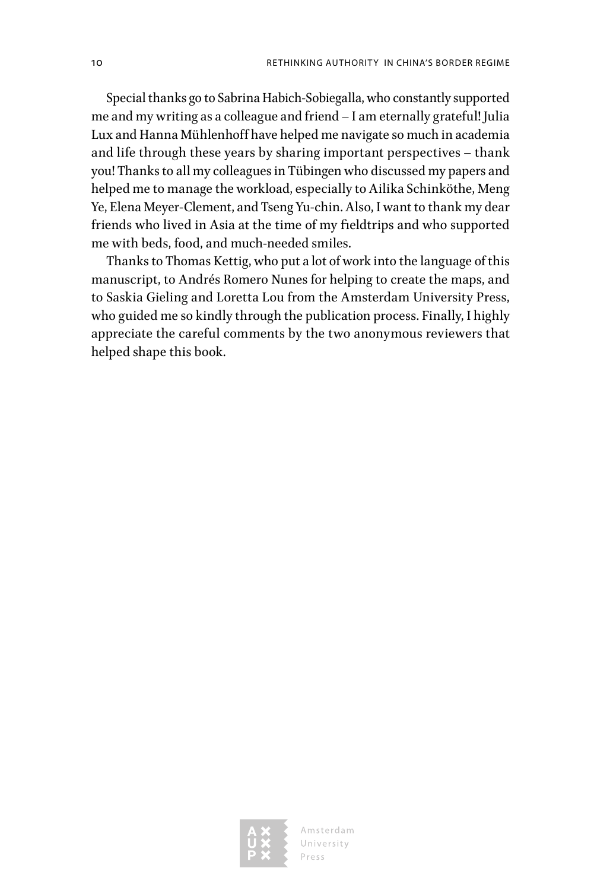Special thanks go to Sabrina Habich-Sobiegalla, who constantly supported me and my writing as a colleague and friend – I am eternally grateful! Julia Lux and Hanna Mühlenhoff have helped me navigate so much in academia and life through these years by sharing important perspectives – thank you! Thanks to all my colleagues in Tübingen who discussed my papers and helped me to manage the workload, especially to Ailika Schinköthe, Meng Ye, Elena Meyer-Clement, and Tseng Yu-chin. Also, I want to thank my dear friends who lived in Asia at the time of my fieldtrips and who supported me with beds, food, and much-needed smiles.

Thanks to Thomas Kettig, who put a lot of work into the language of this manuscript, to Andrés Romero Nunes for helping to create the maps, and to Saskia Gieling and Loretta Lou from the Amsterdam University Press, who guided me so kindly through the publication process. Finally, I highly appreciate the careful comments by the two anonymous reviewers that helped shape this book.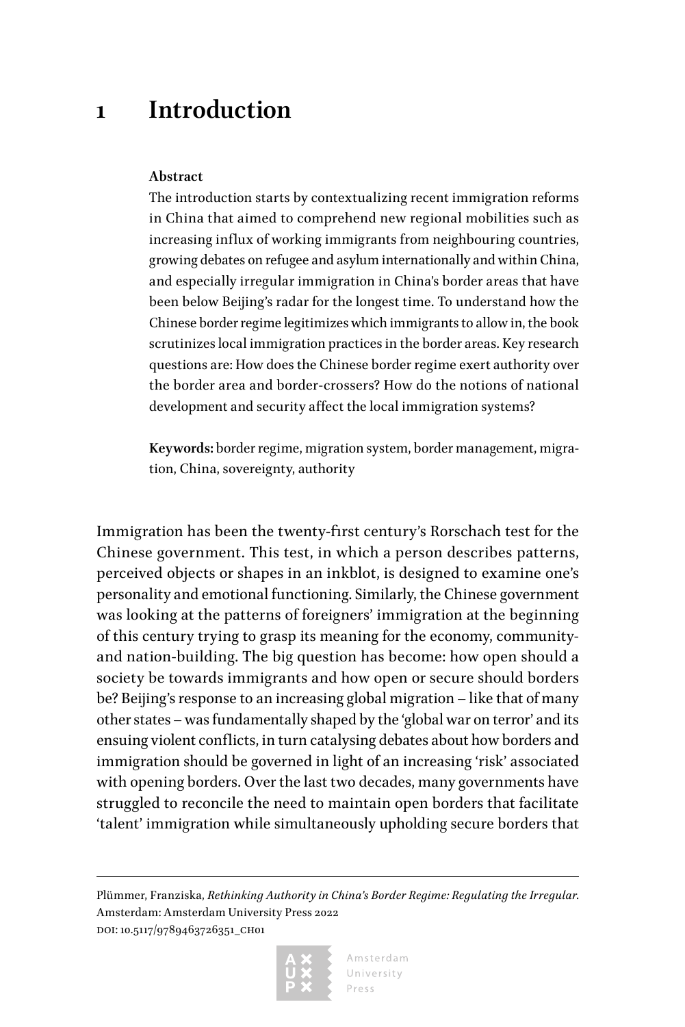# 1 Introduction

**Abstract**

The introduction starts by contextualizing recent immigration reforms in China that aimed to comprehend new regional mobilities such as increasing influx of working immigrants from neighbouring countries, growing debates on refugee and asylum internationally and within China, and especially irregular immigration in China's border areas that have been below Beijing's radar for the longest time. To understand how the Chinese border regime legitimizes which immigrants to allow in, the book scrutinizes local immigration practices in the border areas. Key research questions are: How does the Chinese border regime exert authority over the border area and border-crossers? How do the notions of national development and security affect the local immigration systems?

**Keywords:** border regime, migration system, border management, migration, China, sovereignty, authority

Immigration has been the twenty-first century's Rorschach test for the Chinese government. This test, in which a person describes patterns, perceived objects or shapes in an inkblot, is designed to examine one's personality and emotional functioning. Similarly, the Chinese government was looking at the patterns of foreigners' immigration at the beginning of this century trying to grasp its meaning for the economy, community- and nation-building. The big question has become: how open should a society be towards immigrants and how open or secure should borders be? Beijing's response to an increasing global migration – like that of many other states – was fundamentally shaped by the 'global war on terror' and its ensuing violent conflicts, in turn catalysing debates about how borders and immigration should be governed in light of an increasing 'risk' associated with opening borders. Over the last two decades, many governments have struggled to reconcile the need to maintain open borders that facilitate 'talent' immigration while simultaneously upholding secure borders that

Plümmer, Franziska, *Rethinking Authority in China's Border Regime: Regulating the Irregular*. Amsterdam: Amsterdam University Press 2022
DOI: 10.5117/9789463726351_CH01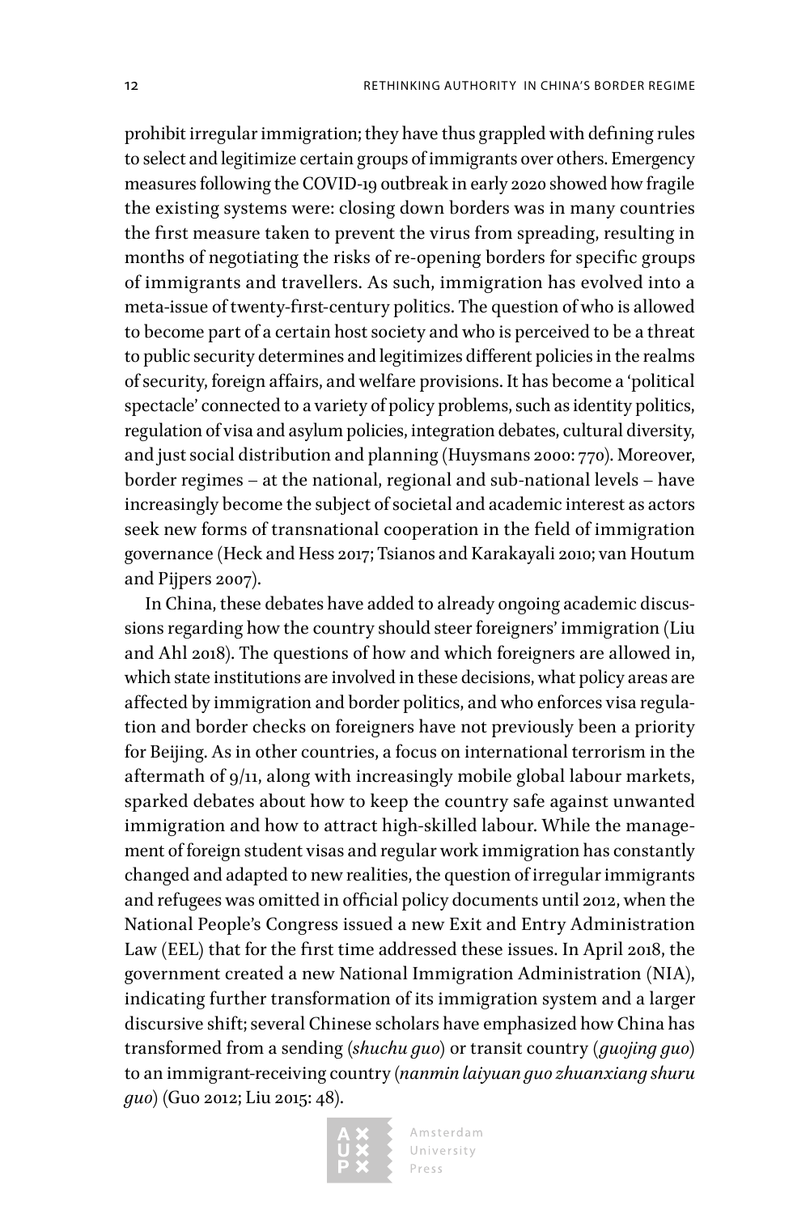prohibit irregular immigration; they have thus grappled with defining rules to select and legitimize certain groups of immigrants over others. Emergency measures following the COVID-19 outbreak in early 2020 showed how fragile the existing systems were: closing down borders was in many countries the first measure taken to prevent the virus from spreading, resulting in months of negotiating the risks of re-opening borders for specific groups of immigrants and travellers. As such, immigration has evolved into a meta-issue of twenty-first-century politics. The question of who is allowed to become part of a certain host society and who is perceived to be a threat to public security determines and legitimizes different policies in the realms of security, foreign affairs, and welfare provisions. It has become a 'political spectacle' connected to a variety of policy problems, such as identity politics, regulation of visa and asylum policies, integration debates, cultural diversity, and just social distribution and planning (Huysmans 2000: 770). Moreover, border regimes – at the national, regional and sub-national levels – have increasingly become the subject of societal and academic interest as actors seek new forms of transnational cooperation in the field of immigration governance (Heck and Hess 2017; Tsianos and Karakayali 2010; van Houtum and Pijpers 2007).

In China, these debates have added to already ongoing academic discussions regarding how the country should steer foreigners' immigration (Liu and Ahl 2018). The questions of how and which foreigners are allowed in, which state institutions are involved in these decisions, what policy areas are affected by immigration and border politics, and who enforces visa regulation and border checks on foreigners have not previously been a priority for Beijing. As in other countries, a focus on international terrorism in the aftermath of 9/11, along with increasingly mobile global labour markets, sparked debates about how to keep the country safe against unwanted immigration and how to attract high-skilled labour. While the management of foreign student visas and regular work immigration has constantly changed and adapted to new realities, the question of irregular immigrants and refugees was omitted in official policy documents until 2012, when the National People's Congress issued a new Exit and Entry Administration Law (EEL) that for the first time addressed these issues. In April 2018, the government created a new National Immigration Administration (NIA), indicating further transformation of its immigration system and a larger discursive shift; several Chinese scholars have emphasized how China has transformed from a sending (*shuchu guo*) or transit country (*guojing guo*) to an immigrant-receiving country (*nanmin laiyuan guo zhuanxiang shuru guo*) (Guo 2012; Liu 2015: 48).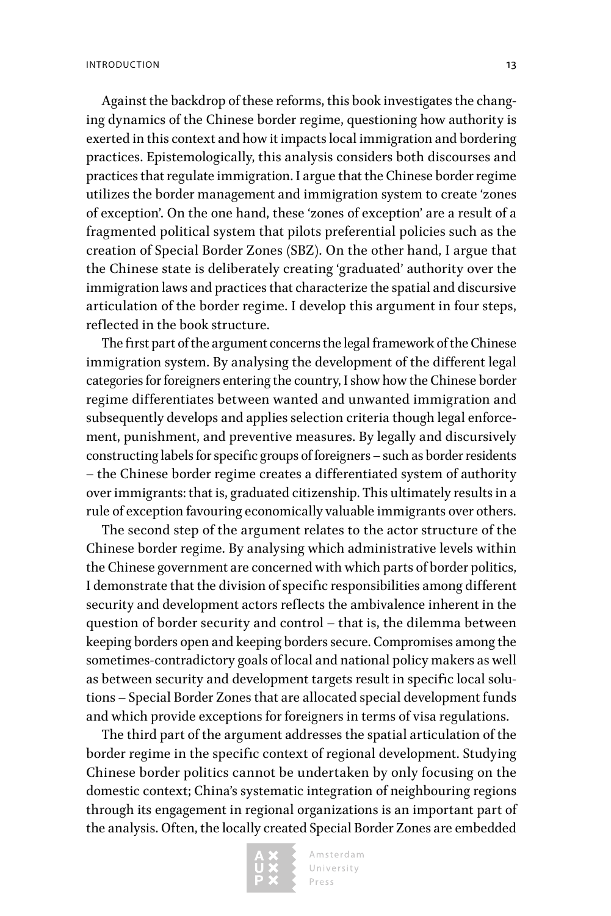Against the backdrop of these reforms, this book investigates the changing dynamics of the Chinese border regime, questioning how authority is exerted in this context and how it impacts local immigration and bordering practices. Epistemologically, this analysis considers both discourses and practices that regulate immigration. I argue that the Chinese border regime utilizes the border management and immigration system to create 'zones of exception'. On the one hand, these 'zones of exception' are a result of a fragmented political system that pilots preferential policies such as the creation of Special Border Zones (SBZ). On the other hand, I argue that the Chinese state is deliberately creating 'graduated' authority over the immigration laws and practices that characterize the spatial and discursive articulation of the border regime. I develop this argument in four steps, reflected in the book structure.

The first part of the argument concerns the legal framework of the Chinese immigration system. By analysing the development of the different legal categories for foreigners entering the country, I show how the Chinese border regime differentiates between wanted and unwanted immigration and subsequently develops and applies selection criteria though legal enforcement, punishment, and preventive measures. By legally and discursively constructing labels for specific groups of foreigners – such as border residents – the Chinese border regime creates a differentiated system of authority over immigrants: that is, graduated citizenship. This ultimately results in a rule of exception favouring economically valuable immigrants over others.

The second step of the argument relates to the actor structure of the Chinese border regime. By analysing which administrative levels within the Chinese government are concerned with which parts of border politics, I demonstrate that the division of specific responsibilities among different security and development actors reflects the ambivalence inherent in the question of border security and control – that is, the dilemma between keeping borders open and keeping borders secure. Compromises among the sometimes-contradictory goals of local and national policy makers as well as between security and development targets result in specific local solutions – Special Border Zones that are allocated special development funds and which provide exceptions for foreigners in terms of visa regulations.

The third part of the argument addresses the spatial articulation of the border regime in the specific context of regional development. Studying Chinese border politics cannot be undertaken by only focusing on the domestic context; China's systematic integration of neighbouring regions through its engagement in regional organizations is an important part of the analysis. Often, the locally created Special Border Zones are embedded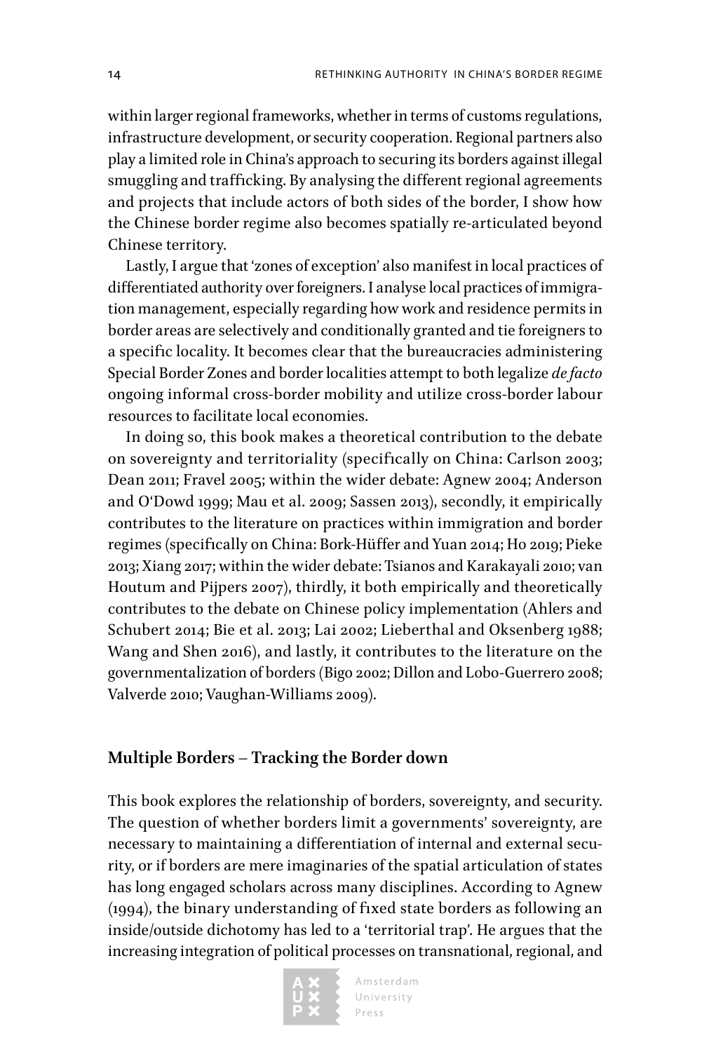within larger regional frameworks, whether in terms of customs regulations, infrastructure development, or security cooperation. Regional partners also play a limited role in China's approach to securing its borders against illegal smuggling and trafficking. By analysing the different regional agreements and projects that include actors of both sides of the border, I show how the Chinese border regime also becomes spatially re-articulated beyond Chinese territory.

Lastly, I argue that 'zones of exception' also manifest in local practices of differentiated authority over foreigners. I analyse local practices of immigration management, especially regarding how work and residence permits in border areas are selectively and conditionally granted and tie foreigners to a specific locality. It becomes clear that the bureaucracies administering Special Border Zones and border localities attempt to both legalize *de facto* ongoing informal cross-border mobility and utilize cross-border labour resources to facilitate local economies.

In doing so, this book makes a theoretical contribution to the debate on sovereignty and territoriality (specifically on China: Carlson 2003; Dean 2011; Fravel 2005; within the wider debate: Agnew 2004; Anderson and O'Dowd 1999; Mau et al. 2009; Sassen 2013), secondly, it empirically contributes to the literature on practices within immigration and border regimes (specifically on China: Bork-Hüffer and Yuan 2014; Ho 2019; Pieke 2013; Xiang 2017; within the wider debate: Tsianos and Karakayali 2010; van Houtum and Pijpers 2007), thirdly, it both empirically and theoretically contributes to the debate on Chinese policy implementation (Ahlers and Schubert 2014; Bie et al. 2013; Lai 2002; Lieberthal and Oksenberg 1988; Wang and Shen 2016), and lastly, it contributes to the literature on the governmentalization of borders (Bigo 2002; Dillon and Lobo-Guerrero 2008; Valverde 2010; Vaughan-Williams 2009).

## Multiple Borders – Tracking the Border down

This book explores the relationship of borders, sovereignty, and security. The question of whether borders limit a governments' sovereignty, are necessary to maintaining a differentiation of internal and external security, or if borders are mere imaginaries of the spatial articulation of states has long engaged scholars across many disciplines. According to Agnew (1994), the binary understanding of fixed state borders as following an inside/outside dichotomy has led to a 'territorial trap'. He argues that the increasing integration of political processes on transnational, regional, and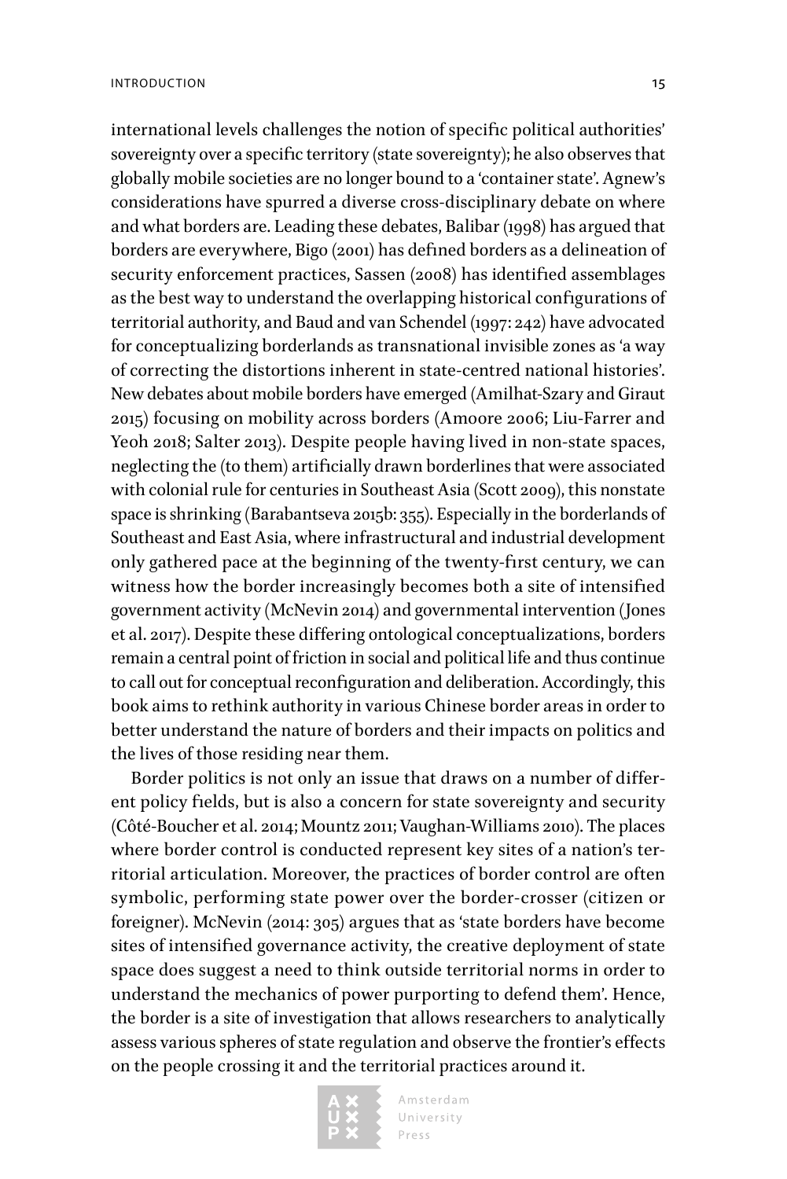international levels challenges the notion of specific political authorities' sovereignty over a specific territory (state sovereignty); he also observes that globally mobile societies are no longer bound to a 'container state'. Agnew's considerations have spurred a diverse cross-disciplinary debate on where and what borders are. Leading these debates, Balibar (1998) has argued that borders are everywhere, Bigo (2001) has defined borders as a delineation of security enforcement practices, Sassen (2008) has identified assemblages as the best way to understand the overlapping historical configurations of territorial authority, and Baud and van Schendel (1997: 242) have advocated for conceptualizing borderlands as transnational invisible zones as 'a way of correcting the distortions inherent in state-centred national histories'. New debates about mobile borders have emerged (Amilhat-Szary and Giraut 2015) focusing on mobility across borders (Amoore 2006; Liu-Farrer and Yeoh 2018; Salter 2013). Despite people having lived in non-state spaces, neglecting the (to them) artificially drawn borderlines that were associated with colonial rule for centuries in Southeast Asia (Scott 2009), this nonstate space is shrinking (Barabantseva 2015b: 355). Especially in the borderlands of Southeast and East Asia, where infrastructural and industrial development only gathered pace at the beginning of the twenty-first century, we can witness how the border increasingly becomes both a site of intensified government activity (McNevin 2014) and governmental intervention (Jones et al. 2017). Despite these differing ontological conceptualizations, borders remain a central point of friction in social and political life and thus continue to call out for conceptual reconfiguration and deliberation. Accordingly, this book aims to rethink authority in various Chinese border areas in order to better understand the nature of borders and their impacts on politics and the lives of those residing near them.

Border politics is not only an issue that draws on a number of different policy fields, but is also a concern for state sovereignty and security (Côté-Boucher et al. 2014; Mountz 2011; Vaughan-Williams 2010). The places where border control is conducted represent key sites of a nation's territorial articulation. Moreover, the practices of border control are often symbolic, performing state power over the border-crosser (citizen or foreigner). McNevin (2014: 305) argues that as 'state borders have become sites of intensified governance activity, the creative deployment of state space does suggest a need to think outside territorial norms in order to understand the mechanics of power purporting to defend them'. Hence, the border is a site of investigation that allows researchers to analytically assess various spheres of state regulation and observe the frontier's effects on the people crossing it and the territorial practices around it.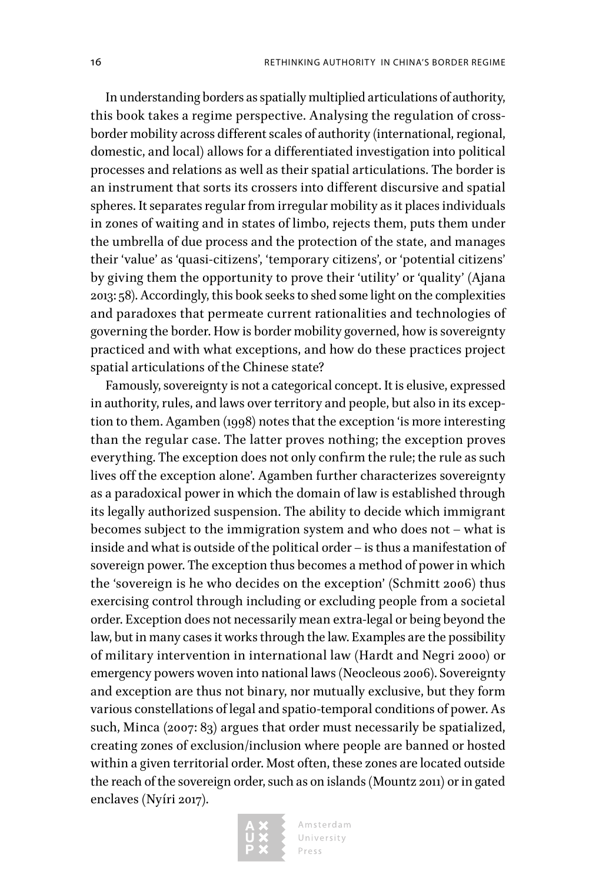In understanding borders as spatially multiplied articulations of authority, this book takes a regime perspective. Analysing the regulation of cross-border mobility across different scales of authority (international, regional, domestic, and local) allows for a differentiated investigation into political processes and relations as well as their spatial articulations. The border is an instrument that sorts its crossers into different discursive and spatial spheres. It separates regular from irregular mobility as it places individuals in zones of waiting and in states of limbo, rejects them, puts them under the umbrella of due process and the protection of the state, and manages their 'value' as 'quasi-citizens', 'temporary citizens', or 'potential citizens' by giving them the opportunity to prove their 'utility' or 'quality' (Ajana 2013: 58). Accordingly, this book seeks to shed some light on the complexities and paradoxes that permeate current rationalities and technologies of governing the border. How is border mobility governed, how is sovereignty practiced and with what exceptions, and how do these practices project spatial articulations of the Chinese state?

Famously, sovereignty is not a categorical concept. It is elusive, expressed in authority, rules, and laws over territory and people, but also in its exception to them. Agamben (1998) notes that the exception 'is more interesting than the regular case. The latter proves nothing; the exception proves everything. The exception does not only confirm the rule; the rule as such lives off the exception alone'. Agamben further characterizes sovereignty as a paradoxical power in which the domain of law is established through its legally authorized suspension. The ability to decide which immigrant becomes subject to the immigration system and who does not – what is inside and what is outside of the political order – is thus a manifestation of sovereign power. The exception thus becomes a method of power in which the 'sovereign is he who decides on the exception' (Schmitt 2006) thus exercising control through including or excluding people from a societal order. Exception does not necessarily mean extra-legal or being beyond the law, but in many cases it works through the law. Examples are the possibility of military intervention in international law (Hardt and Negri 2000) or emergency powers woven into national laws (Neocleous 2006). Sovereignty and exception are thus not binary, nor mutually exclusive, but they form various constellations of legal and spatio-temporal conditions of power. As such, Minca (2007: 83) argues that order must necessarily be spatialized, creating zones of exclusion/inclusion where people are banned or hosted within a given territorial order. Most often, these zones are located outside the reach of the sovereign order, such as on islands (Mountz 2011) or in gated enclaves (Nyíri 2017).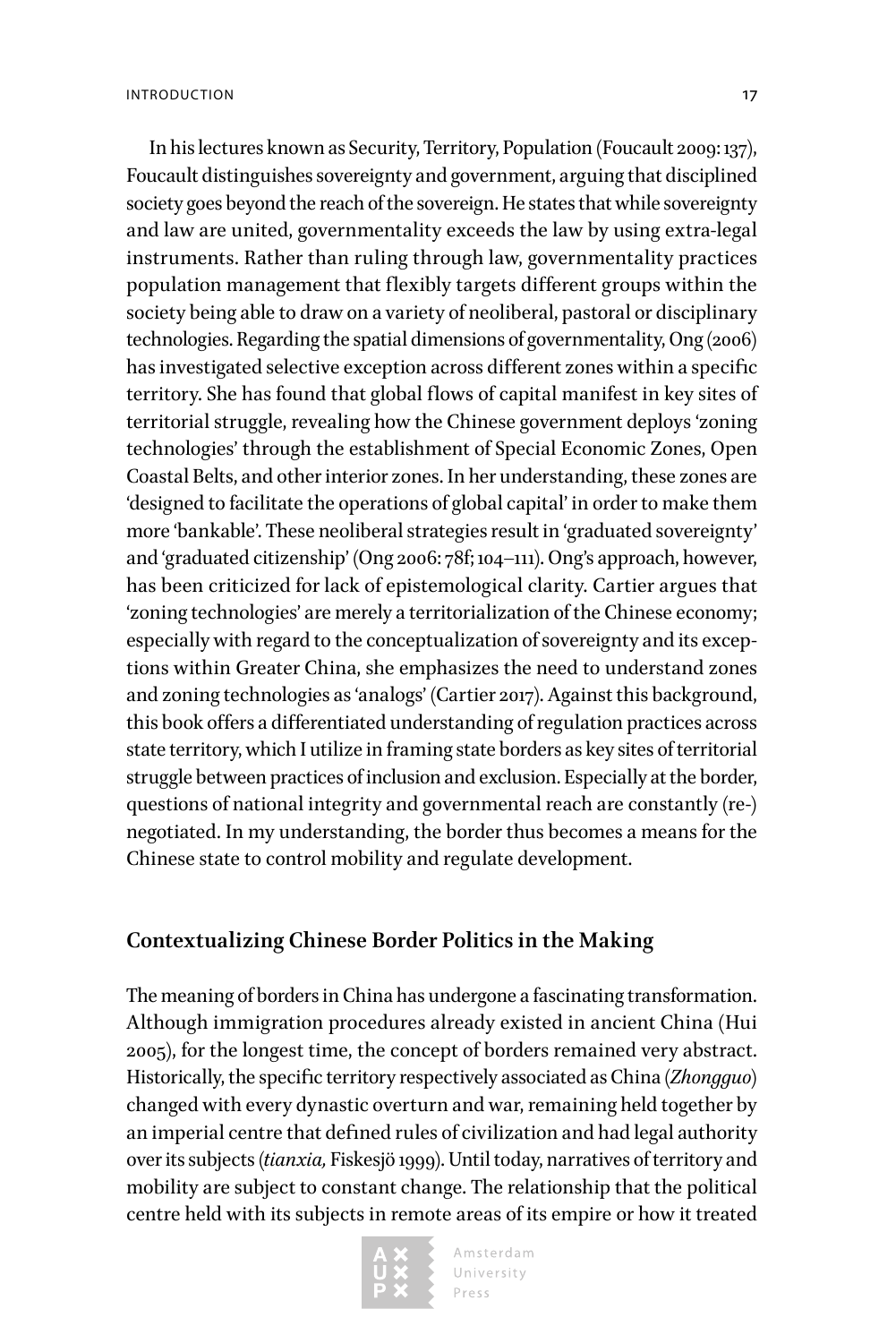In his lectures known as Security, Territory, Population (Foucault 2009: 137), Foucault distinguishes sovereignty and government, arguing that disciplined society goes beyond the reach of the sovereign. He states that while sovereignty and law are united, governmentality exceeds the law by using extra-legal instruments. Rather than ruling through law, governmentality practices population management that flexibly targets different groups within the society being able to draw on a variety of neoliberal, pastoral or disciplinary technologies. Regarding the spatial dimensions of governmentality, Ong (2006) has investigated selective exception across different zones within a specific territory. She has found that global flows of capital manifest in key sites of territorial struggle, revealing how the Chinese government deploys 'zoning technologies' through the establishment of Special Economic Zones, Open Coastal Belts, and other interior zones. In her understanding, these zones are 'designed to facilitate the operations of global capital' in order to make them more 'bankable'. These neoliberal strategies result in 'graduated sovereignty' and 'graduated citizenship' (Ong 2006: 78f; 104–111). Ong's approach, however, has been criticized for lack of epistemological clarity. Cartier argues that 'zoning technologies' are merely a territorialization of the Chinese economy; especially with regard to the conceptualization of sovereignty and its exceptions within Greater China, she emphasizes the need to understand zones and zoning technologies as 'analogs' (Cartier 2017). Against this background, this book offers a differentiated understanding of regulation practices across state territory, which I utilize in framing state borders as key sites of territorial struggle between practices of inclusion and exclusion. Especially at the border, questions of national integrity and governmental reach are constantly (re-)negotiated. In my understanding, the border thus becomes a means for the Chinese state to control mobility and regulate development.

## Contextualizing Chinese Border Politics in the Making

The meaning of borders in China has undergone a fascinating transformation. Although immigration procedures already existed in ancient China (Hui 2005), for the longest time, the concept of borders remained very abstract. Historically, the specific territory respectively associated as China (*Zhongguo*) changed with every dynastic overturn and war, remaining held together by an imperial centre that defined rules of civilization and had legal authority over its subjects (*tianxia,* Fiskesjö 1999). Until today, narratives of territory and mobility are subject to constant change. The relationship that the political centre held with its subjects in remote areas of its empire or how it treated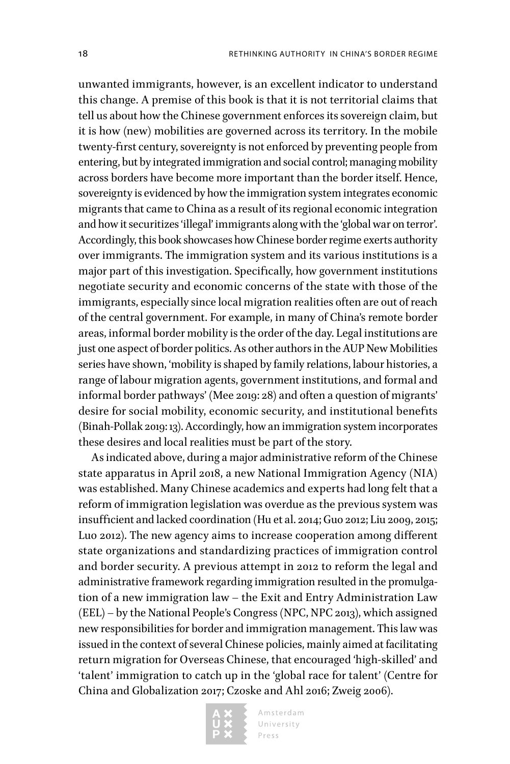unwanted immigrants, however, is an excellent indicator to understand this change. A premise of this book is that it is not territorial claims that tell us about how the Chinese government enforces its sovereign claim, but it is how (new) mobilities are governed across its territory. In the mobile twenty-first century, sovereignty is not enforced by preventing people from entering, but by integrated immigration and social control; managing mobility across borders have become more important than the border itself. Hence, sovereignty is evidenced by how the immigration system integrates economic migrants that came to China as a result of its regional economic integration and how it securitizes 'illegal' immigrants along with the 'global war on terror'. Accordingly, this book showcases how Chinese border regime exerts authority over immigrants. The immigration system and its various institutions is a major part of this investigation. Specifically, how government institutions negotiate security and economic concerns of the state with those of the immigrants, especially since local migration realities often are out of reach of the central government. For example, in many of China's remote border areas, informal border mobility is the order of the day. Legal institutions are just one aspect of border politics. As other authors in the AUP New Mobilities series have shown, 'mobility is shaped by family relations, labour histories, a range of labour migration agents, government institutions, and formal and informal border pathways' (Mee 2019: 28) and often a question of migrants' desire for social mobility, economic security, and institutional benefits (Binah-Pollak 2019: 13). Accordingly, how an immigration system incorporates these desires and local realities must be part of the story.

As indicated above, during a major administrative reform of the Chinese state apparatus in April 2018, a new National Immigration Agency (NIA) was established. Many Chinese academics and experts had long felt that a reform of immigration legislation was overdue as the previous system was insufficient and lacked coordination (Hu et al. 2014; Guo 2012; Liu 2009, 2015; Luo 2012). The new agency aims to increase cooperation among different state organizations and standardizing practices of immigration control and border security. A previous attempt in 2012 to reform the legal and administrative framework regarding immigration resulted in the promulgation of a new immigration law – the Exit and Entry Administration Law (EEL) – by the National People's Congress (NPC, NPC 2013), which assigned new responsibilities for border and immigration management. This law was issued in the context of several Chinese policies, mainly aimed at facilitating return migration for Overseas Chinese, that encouraged 'high-skilled' and 'talent' immigration to catch up in the 'global race for talent' (Centre for China and Globalization 2017; Czoske and Ahl 2016; Zweig 2006).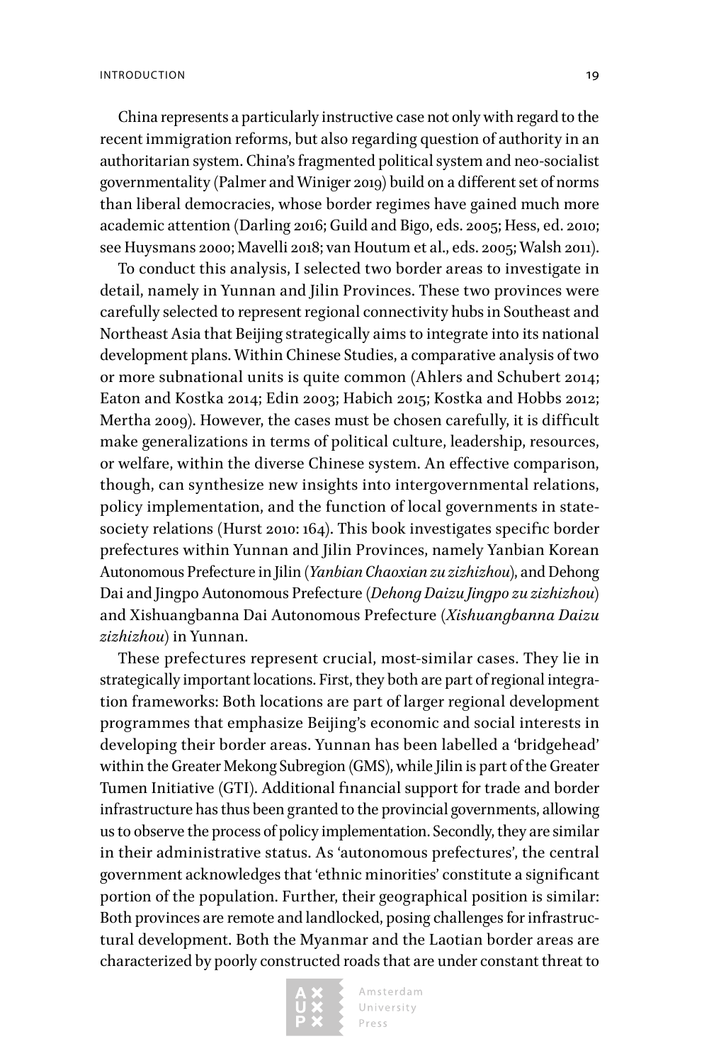China represents a particularly instructive case not only with regard to the recent immigration reforms, but also regarding question of authority in an authoritarian system. China's fragmented political system and neo-socialist governmentality (Palmer and Winiger 2019) build on a different set of norms than liberal democracies, whose border regimes have gained much more academic attention (Darling 2016; Guild and Bigo, eds. 2005; Hess, ed. 2010; see Huysmans 2000; Mavelli 2018; van Houtum et al., eds. 2005; Walsh 2011).

To conduct this analysis, I selected two border areas to investigate in detail, namely in Yunnan and Jilin Provinces. These two provinces were carefully selected to represent regional connectivity hubs in Southeast and Northeast Asia that Beijing strategically aims to integrate into its national development plans. Within Chinese Studies, a comparative analysis of two or more subnational units is quite common (Ahlers and Schubert 2014; Eaton and Kostka 2014; Edin 2003; Habich 2015; Kostka and Hobbs 2012; Mertha 2009). However, the cases must be chosen carefully, it is difficult make generalizations in terms of political culture, leadership, resources, or welfare, within the diverse Chinese system. An effective comparison, though, can synthesize new insights into intergovernmental relations, policy implementation, and the function of local governments in state-society relations (Hurst 2010: 164). This book investigates specific border prefectures within Yunnan and Jilin Provinces, namely Yanbian Korean Autonomous Prefecture in Jilin (*Yanbian Chaoxian zu zizhizhou*), and Dehong Dai and Jingpo Autonomous Prefecture (*Dehong Daizu Jingpo zu zizhizhou*) and Xishuangbanna Dai Autonomous Prefecture (*Xishuangbanna Daizu zizhizhou*) in Yunnan.

These prefectures represent crucial, most-similar cases. They lie in strategically important locations. First, they both are part of regional integration frameworks: Both locations are part of larger regional development programmes that emphasize Beijing's economic and social interests in developing their border areas. Yunnan has been labelled a 'bridgehead' within the Greater Mekong Subregion (GMS), while Jilin is part of the Greater Tumen Initiative (GTI). Additional financial support for trade and border infrastructure has thus been granted to the provincial governments, allowing us to observe the process of policy implementation. Secondly, they are similar in their administrative status. As 'autonomous prefectures', the central government acknowledges that 'ethnic minorities' constitute a significant portion of the population. Further, their geographical position is similar: Both provinces are remote and landlocked, posing challenges for infrastructural development. Both the Myanmar and the Laotian border areas are characterized by poorly constructed roads that are under constant threat to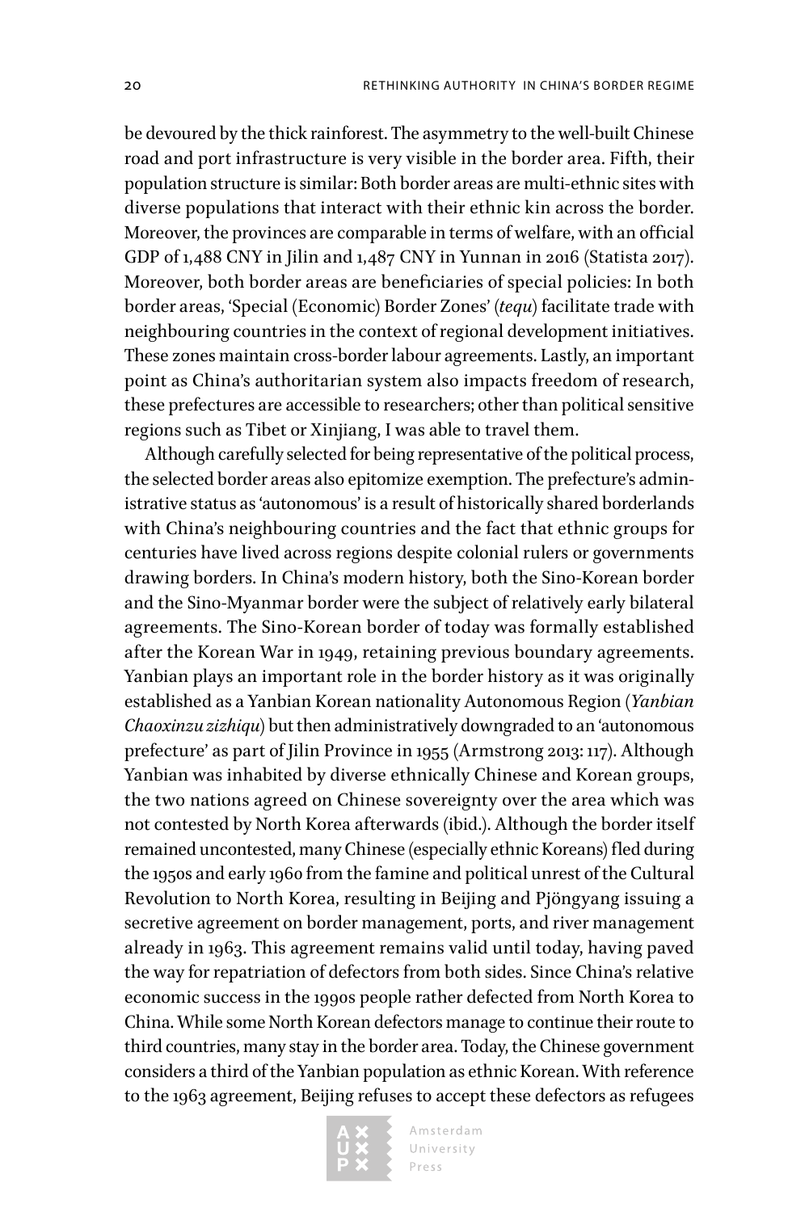be devoured by the thick rainforest. The asymmetry to the well-built Chinese road and port infrastructure is very visible in the border area. Fifth, their population structure is similar: Both border areas are multi-ethnic sites with diverse populations that interact with their ethnic kin across the border. Moreover, the provinces are comparable in terms of welfare, with an official GDP of 1,488 CNY in Jilin and 1,487 CNY in Yunnan in 2016 (Statista 2017). Moreover, both border areas are beneficiaries of special policies: In both border areas, 'Special (Economic) Border Zones' (*tequ*) facilitate trade with neighbouring countries in the context of regional development initiatives. These zones maintain cross-border labour agreements. Lastly, an important point as China's authoritarian system also impacts freedom of research, these prefectures are accessible to researchers; other than political sensitive regions such as Tibet or Xinjiang, I was able to travel them.

Although carefully selected for being representative of the political process, the selected border areas also epitomize exemption. The prefecture's administrative status as 'autonomous' is a result of historically shared borderlands with China's neighbouring countries and the fact that ethnic groups for centuries have lived across regions despite colonial rulers or governments drawing borders. In China's modern history, both the Sino-Korean border and the Sino-Myanmar border were the subject of relatively early bilateral agreements. The Sino-Korean border of today was formally established after the Korean War in 1949, retaining previous boundary agreements. Yanbian plays an important role in the border history as it was originally established as a Yanbian Korean nationality Autonomous Region (*Yanbian Chaoxinzu zizhiqu*) but then administratively downgraded to an 'autonomous prefecture' as part of Jilin Province in 1955 (Armstrong 2013: 117). Although Yanbian was inhabited by diverse ethnically Chinese and Korean groups, the two nations agreed on Chinese sovereignty over the area which was not contested by North Korea afterwards (ibid.). Although the border itself remained uncontested, many Chinese (especially ethnic Koreans) fled during the 1950s and early 1960 from the famine and political unrest of the Cultural Revolution to North Korea, resulting in Beijing and Pjöngyang issuing a secretive agreement on border management, ports, and river management already in 1963. This agreement remains valid until today, having paved the way for repatriation of defectors from both sides. Since China's relative economic success in the 1990s people rather defected from North Korea to China. While some North Korean defectors manage to continue their route to third countries, many stay in the border area. Today, the Chinese government considers a third of the Yanbian population as ethnic Korean. With reference to the 1963 agreement, Beijing refuses to accept these defectors as refugees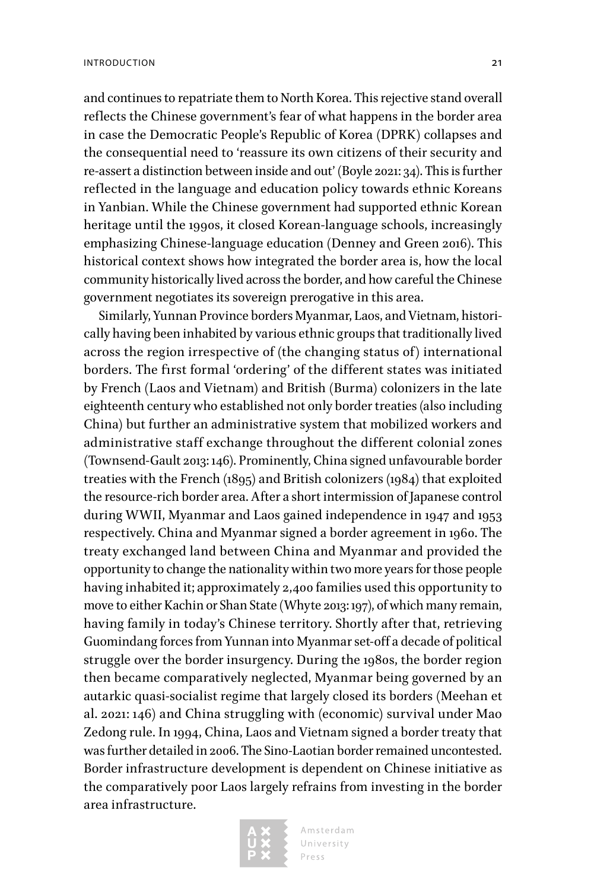and continues to repatriate them to North Korea. This rejective stand overall reflects the Chinese government's fear of what happens in the border area in case the Democratic People's Republic of Korea (DPRK) collapses and the consequential need to 'reassure its own citizens of their security and re-assert a distinction between inside and out' (Boyle 2021: 34). This is further reflected in the language and education policy towards ethnic Koreans in Yanbian. While the Chinese government had supported ethnic Korean heritage until the 1990s, it closed Korean-language schools, increasingly emphasizing Chinese-language education (Denney and Green 2016). This historical context shows how integrated the border area is, how the local community historically lived across the border, and how careful the Chinese government negotiates its sovereign prerogative in this area.

Similarly, Yunnan Province borders Myanmar, Laos, and Vietnam, historically having been inhabited by various ethnic groups that traditionally lived across the region irrespective of (the changing status of) international borders. The first formal 'ordering' of the different states was initiated by French (Laos and Vietnam) and British (Burma) colonizers in the late eighteenth century who established not only border treaties (also including China) but further an administrative system that mobilized workers and administrative staff exchange throughout the different colonial zones (Townsend-Gault 2013: 146). Prominently, China signed unfavourable border treaties with the French (1895) and British colonizers (1984) that exploited the resource-rich border area. After a short intermission of Japanese control during WWII, Myanmar and Laos gained independence in 1947 and 1953 respectively. China and Myanmar signed a border agreement in 1960. The treaty exchanged land between China and Myanmar and provided the opportunity to change the nationality within two more years for those people having inhabited it; approximately 2,400 families used this opportunity to move to either Kachin or Shan State (Whyte 2013: 197), of which many remain, having family in today's Chinese territory. Shortly after that, retrieving Guomindang forces from Yunnan into Myanmar set-off a decade of political struggle over the border insurgency. During the 1980s, the border region then became comparatively neglected, Myanmar being governed by an autarkic quasi-socialist regime that largely closed its borders (Meehan et al. 2021: 146) and China struggling with (economic) survival under Mao Zedong rule. In 1994, China, Laos and Vietnam signed a border treaty that was further detailed in 2006. The Sino-Laotian border remained uncontested. Border infrastructure development is dependent on Chinese initiative as the comparatively poor Laos largely refrains from investing in the border area infrastructure.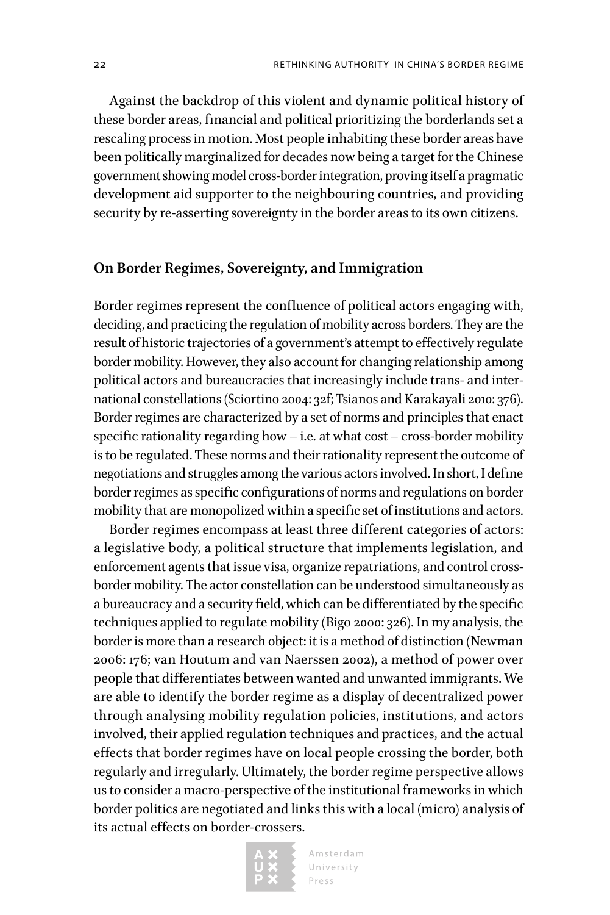Against the backdrop of this violent and dynamic political history of these border areas, financial and political prioritizing the borderlands set a rescaling process in motion. Most people inhabiting these border areas have been politically marginalized for decades now being a target for the Chinese government showing model cross-border integration, proving itself a pragmatic development aid supporter to the neighbouring countries, and providing security by re-asserting sovereignty in the border areas to its own citizens.

## On Border Regimes, Sovereignty, and Immigration

Border regimes represent the confluence of political actors engaging with, deciding, and practicing the regulation of mobility across borders. They are the result of historic trajectories of a government's attempt to effectively regulate border mobility. However, they also account for changing relationship among political actors and bureaucracies that increasingly include trans- and international constellations (Sciortino 2004: 32f; Tsianos and Karakayali 2010: 376). Border regimes are characterized by a set of norms and principles that enact specific rationality regarding how – i.e. at what cost – cross-border mobility is to be regulated. These norms and their rationality represent the outcome of negotiations and struggles among the various actors involved. In short, I define border regimes as specific configurations of norms and regulations on border mobility that are monopolized within a specific set of institutions and actors.

Border regimes encompass at least three different categories of actors: a legislative body, a political structure that implements legislation, and enforcement agents that issue visa, organize repatriations, and control cross-border mobility. The actor constellation can be understood simultaneously as a bureaucracy and a security field, which can be differentiated by the specific techniques applied to regulate mobility (Bigo 2000: 326). In my analysis, the border is more than a research object: it is a method of distinction (Newman 2006: 176; van Houtum and van Naerssen 2002), a method of power over people that differentiates between wanted and unwanted immigrants. We are able to identify the border regime as a display of decentralized power through analysing mobility regulation policies, institutions, and actors involved, their applied regulation techniques and practices, and the actual effects that border regimes have on local people crossing the border, both regularly and irregularly. Ultimately, the border regime perspective allows us to consider a macro-perspective of the institutional frameworks in which border politics are negotiated and links this with a local (micro) analysis of its actual effects on border-crossers.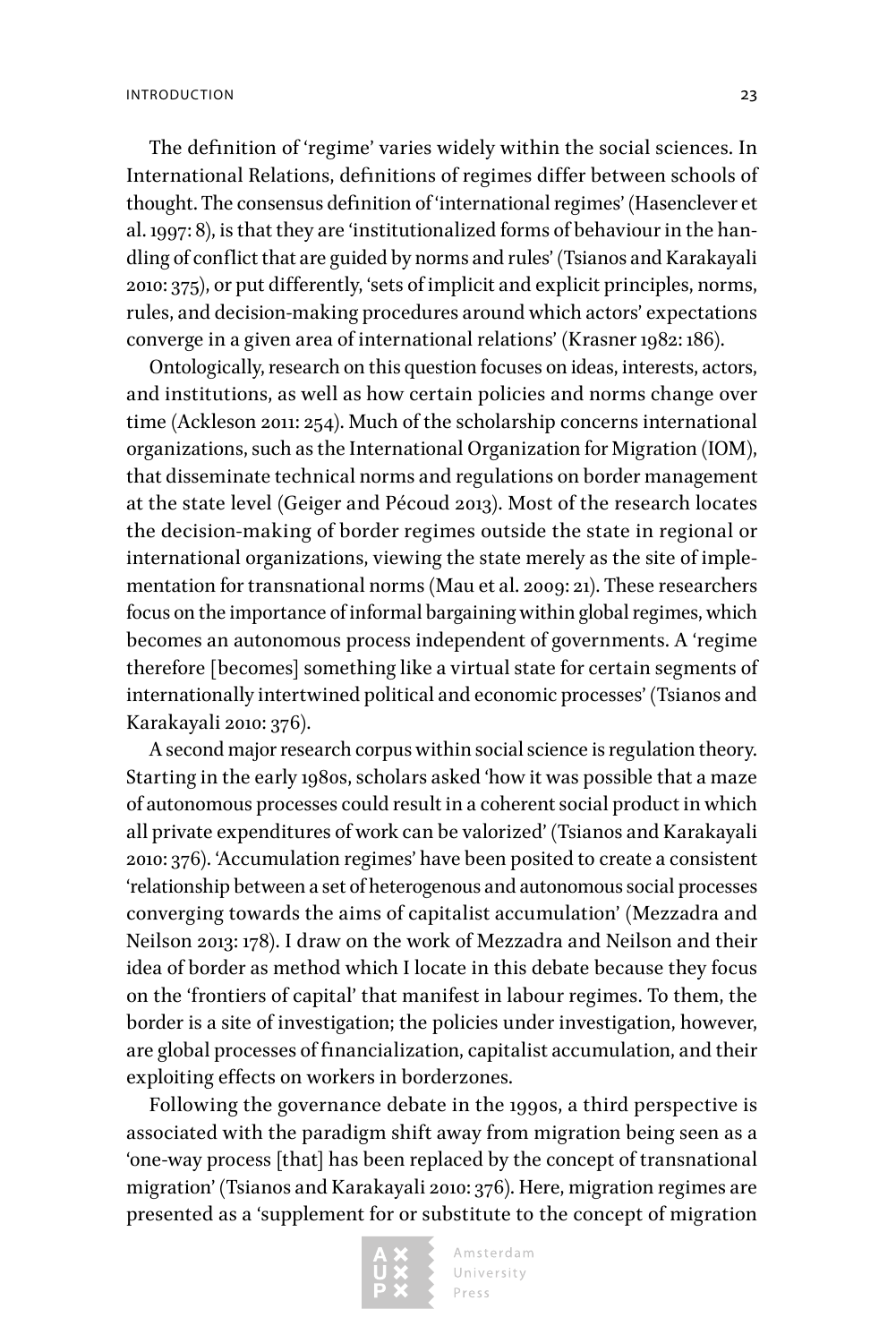The definition of 'regime' varies widely within the social sciences. In International Relations, definitions of regimes differ between schools of thought. The consensus definition of 'international regimes' (Hasenclever et al. 1997: 8), is that they are 'institutionalized forms of behaviour in the handling of conflict that are guided by norms and rules' (Tsianos and Karakayali 2010: 375), or put differently, 'sets of implicit and explicit principles, norms, rules, and decision-making procedures around which actors' expectations converge in a given area of international relations' (Krasner 1982: 186).

Ontologically, research on this question focuses on ideas, interests, actors, and institutions, as well as how certain policies and norms change over time (Ackleson 2011: 254). Much of the scholarship concerns international organizations, such as the International Organization for Migration (IOM), that disseminate technical norms and regulations on border management at the state level (Geiger and Pécoud 2013). Most of the research locates the decision-making of border regimes outside the state in regional or international organizations, viewing the state merely as the site of implementation for transnational norms (Mau et al. 2009: 21). These researchers focus on the importance of informal bargaining within global regimes, which becomes an autonomous process independent of governments. A 'regime therefore [becomes] something like a virtual state for certain segments of internationally intertwined political and economic processes' (Tsianos and Karakayali 2010: 376).

A second major research corpus within social science is regulation theory. Starting in the early 1980s, scholars asked 'how it was possible that a maze of autonomous processes could result in a coherent social product in which all private expenditures of work can be valorized' (Tsianos and Karakayali 2010: 376). 'Accumulation regimes' have been posited to create a consistent 'relationship between a set of heterogenous and autonomous social processes converging towards the aims of capitalist accumulation' (Mezzadra and Neilson 2013: 178). I draw on the work of Mezzadra and Neilson and their idea of border as method which I locate in this debate because they focus on the 'frontiers of capital' that manifest in labour regimes. To them, the border is a site of investigation; the policies under investigation, however, are global processes of financialization, capitalist accumulation, and their exploiting effects on workers in borderzones.

Following the governance debate in the 1990s, a third perspective is associated with the paradigm shift away from migration being seen as a 'one-way process [that] has been replaced by the concept of transnational migration' (Tsianos and Karakayali 2010: 376). Here, migration regimes are presented as a 'supplement for or substitute to the concept of migration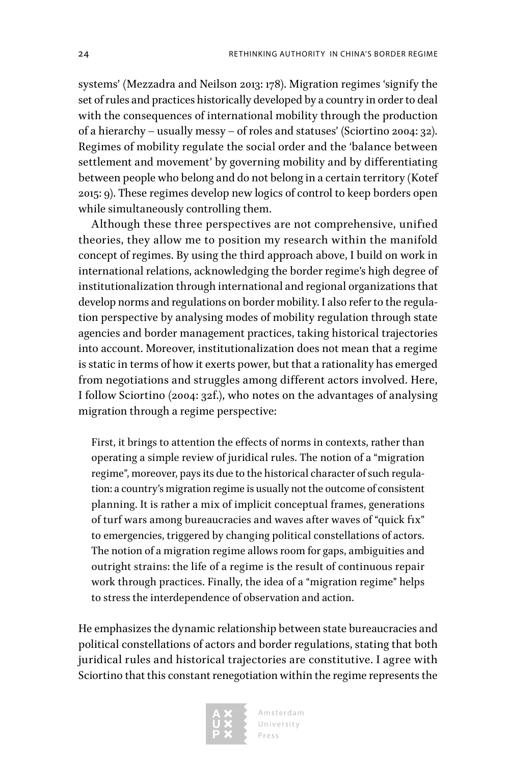systems' (Mezzadra and Neilson 2013: 178). Migration regimes 'signify the set of rules and practices historically developed by a country in order to deal with the consequences of international mobility through the production of a hierarchy – usually messy – of roles and statuses' (Sciortino 2004: 32). Regimes of mobility regulate the social order and the 'balance between settlement and movement' by governing mobility and by differentiating between people who belong and do not belong in a certain territory (Kotef 2015: 9). These regimes develop new logics of control to keep borders open while simultaneously controlling them.

Although these three perspectives are not comprehensive, unified theories, they allow me to position my research within the manifold concept of regimes. By using the third approach above, I build on work in international relations, acknowledging the border regime's high degree of institutionalization through international and regional organizations that develop norms and regulations on border mobility. I also refer to the regulation perspective by analysing modes of mobility regulation through state agencies and border management practices, taking historical trajectories into account. Moreover, institutionalization does not mean that a regime is static in terms of how it exerts power, but that a rationality has emerged from negotiations and struggles among different actors involved. Here, I follow Sciortino (2004: 32f.), who notes on the advantages of analysing migration through a regime perspective:

> First, it brings to attention the effects of norms in contexts, rather than operating a simple review of juridical rules. The notion of a "migration regime", moreover, pays its due to the historical character of such regulation: a country's migration regime is usually not the outcome of consistent planning. It is rather a mix of implicit conceptual frames, generations of turf wars among bureaucracies and waves after waves of "quick fix" to emergencies, triggered by changing political constellations of actors. The notion of a migration regime allows room for gaps, ambiguities and outright strains: the life of a regime is the result of continuous repair work through practices. Finally, the idea of a "migration regime" helps to stress the interdependence of observation and action.

He emphasizes the dynamic relationship between state bureaucracies and political constellations of actors and border regulations, stating that both juridical rules and historical trajectories are constitutive. I agree with Sciortino that this constant renegotiation within the regime represents the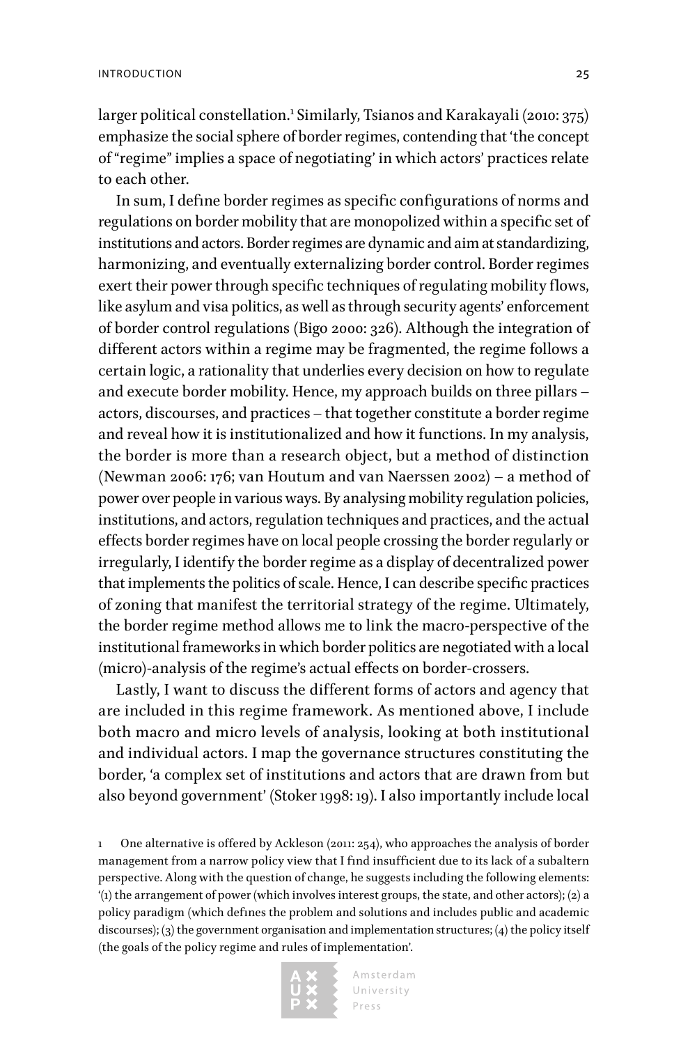larger political constellation.[1] Similarly, Tsianos and Karakayali (2010: 375) emphasize the social sphere of border regimes, contending that 'the concept of "regime" implies a space of negotiating' in which actors' practices relate to each other.

In sum, I define border regimes as specific configurations of norms and regulations on border mobility that are monopolized within a specific set of institutions and actors. Border regimes are dynamic and aim at standardizing, harmonizing, and eventually externalizing border control. Border regimes exert their power through specific techniques of regulating mobility flows, like asylum and visa politics, as well as through security agents' enforcement of border control regulations (Bigo 2000: 326). Although the integration of different actors within a regime may be fragmented, the regime follows a certain logic, a rationality that underlies every decision on how to regulate and execute border mobility. Hence, my approach builds on three pillars – actors, discourses, and practices – that together constitute a border regime and reveal how it is institutionalized and how it functions. In my analysis, the border is more than a research object, but a method of distinction (Newman 2006: 176; van Houtum and van Naerssen 2002) – a method of power over people in various ways. By analysing mobility regulation policies, institutions, and actors, regulation techniques and practices, and the actual effects border regimes have on local people crossing the border regularly or irregularly, I identify the border regime as a display of decentralized power that implements the politics of scale. Hence, I can describe specific practices of zoning that manifest the territorial strategy of the regime. Ultimately, the border regime method allows me to link the macro-perspective of the institutional frameworks in which border politics are negotiated with a local (micro)-analysis of the regime's actual effects on border-crossers.

Lastly, I want to discuss the different forms of actors and agency that are included in this regime framework. As mentioned above, I include both macro and micro levels of analysis, looking at both institutional and individual actors. I map the governance structures constituting the border, 'a complex set of institutions and actors that are drawn from but also beyond government' (Stoker 1998: 19). I also importantly include local

1 One alternative is offered by Ackleson (2011: 254), who approaches the analysis of border management from a narrow policy view that I find insufficient due to its lack of a subaltern perspective. Along with the question of change, he suggests including the following elements: '(1) the arrangement of power (which involves interest groups, the state, and other actors); (2) a policy paradigm (which defines the problem and solutions and includes public and academic discourses); (3) the government organisation and implementation structures; (4) the policy itself (the goals of the policy regime and rules of implementation'.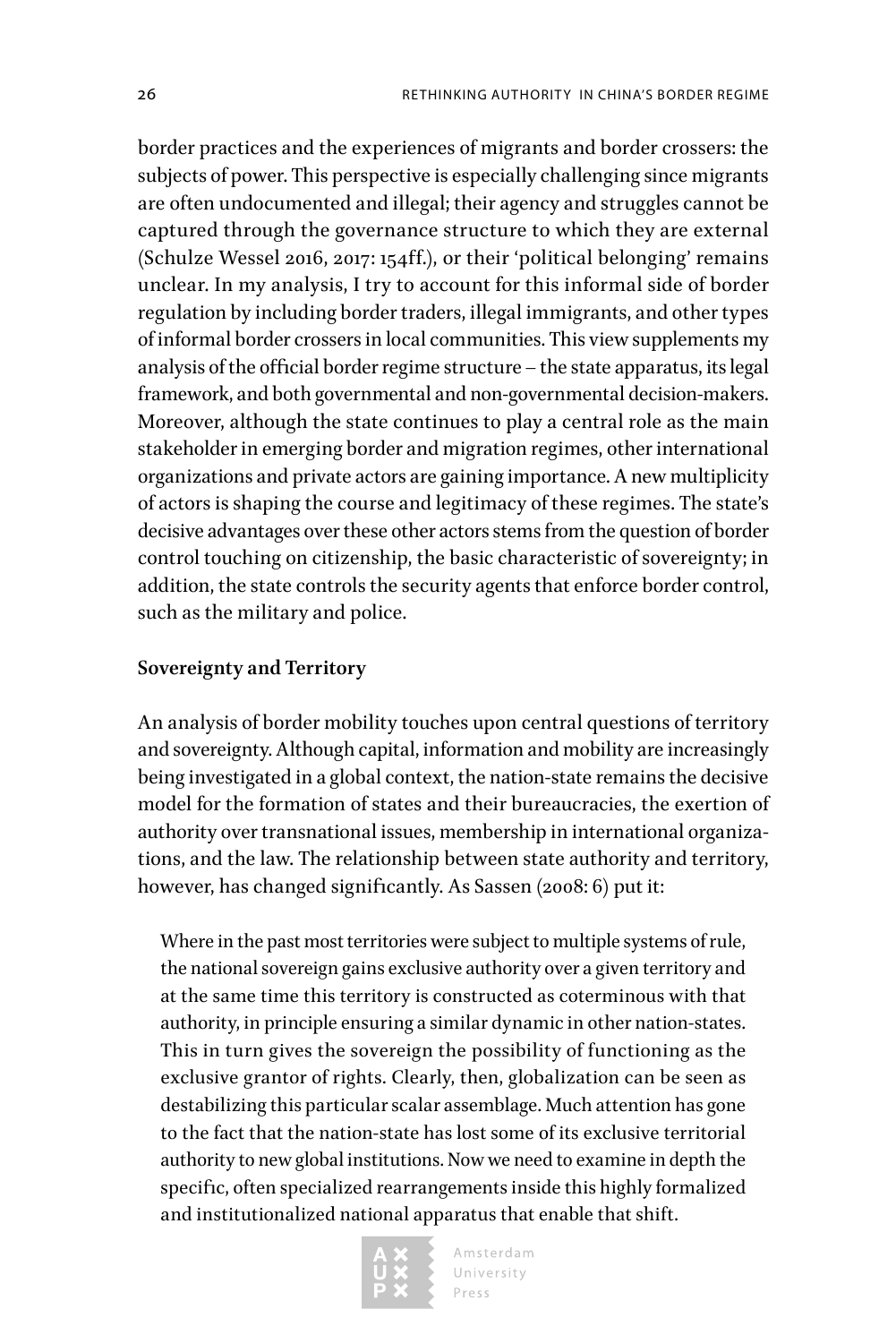border practices and the experiences of migrants and border crossers: the subjects of power. This perspective is especially challenging since migrants are often undocumented and illegal; their agency and struggles cannot be captured through the governance structure to which they are external (Schulze Wessel 2016, 2017: 154ff.), or their 'political belonging' remains unclear. In my analysis, I try to account for this informal side of border regulation by including border traders, illegal immigrants, and other types of informal border crossers in local communities. This view supplements my analysis of the official border regime structure – the state apparatus, its legal framework, and both governmental and non-governmental decision-makers. Moreover, although the state continues to play a central role as the main stakeholder in emerging border and migration regimes, other international organizations and private actors are gaining importance. A new multiplicity of actors is shaping the course and legitimacy of these regimes. The state's decisive advantages over these other actors stems from the question of border control touching on citizenship, the basic characteristic of sovereignty; in addition, the state controls the security agents that enforce border control, such as the military and police.

**Sovereignty and Territory**

An analysis of border mobility touches upon central questions of territory and sovereignty. Although capital, information and mobility are increasingly being investigated in a global context, the nation-state remains the decisive model for the formation of states and their bureaucracies, the exertion of authority over transnational issues, membership in international organizations, and the law. The relationship between state authority and territory, however, has changed significantly. As Sassen (2008: 6) put it:

> Where in the past most territories were subject to multiple systems of rule, the national sovereign gains exclusive authority over a given territory and at the same time this territory is constructed as coterminous with that authority, in principle ensuring a similar dynamic in other nation-states. This in turn gives the sovereign the possibility of functioning as the exclusive grantor of rights. Clearly, then, globalization can be seen as destabilizing this particular scalar assemblage. Much attention has gone to the fact that the nation-state has lost some of its exclusive territorial authority to new global institutions. Now we need to examine in depth the specific, often specialized rearrangements inside this highly formalized and institutionalized national apparatus that enable that shift.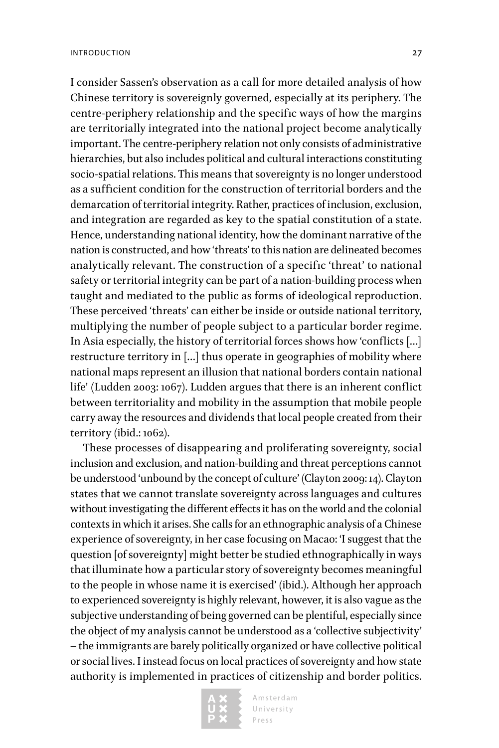I consider Sassen's observation as a call for more detailed analysis of how Chinese territory is sovereignly governed, especially at its periphery. The centre-periphery relationship and the specific ways of how the margins are territorially integrated into the national project become analytically important. The centre-periphery relation not only consists of administrative hierarchies, but also includes political and cultural interactions constituting socio-spatial relations. This means that sovereignty is no longer understood as a sufficient condition for the construction of territorial borders and the demarcation of territorial integrity. Rather, practices of inclusion, exclusion, and integration are regarded as key to the spatial constitution of a state. Hence, understanding national identity, how the dominant narrative of the nation is constructed, and how 'threats' to this nation are delineated becomes analytically relevant. The construction of a specific 'threat' to national safety or territorial integrity can be part of a nation-building process when taught and mediated to the public as forms of ideological reproduction. These perceived 'threats' can either be inside or outside national territory, multiplying the number of people subject to a particular border regime. In Asia especially, the history of territorial forces shows how 'conflicts [...] restructure territory in [...] thus operate in geographies of mobility where national maps represent an illusion that national borders contain national life' (Ludden 2003: 1067). Ludden argues that there is an inherent conflict between territoriality and mobility in the assumption that mobile people carry away the resources and dividends that local people created from their territory (ibid.: 1062).

These processes of disappearing and proliferating sovereignty, social inclusion and exclusion, and nation-building and threat perceptions cannot be understood 'unbound by the concept of culture' (Clayton 2009: 14). Clayton states that we cannot translate sovereignty across languages and cultures without investigating the different effects it has on the world and the colonial contexts in which it arises. She calls for an ethnographic analysis of a Chinese experience of sovereignty, in her case focusing on Macao: 'I suggest that the question [of sovereignty] might better be studied ethnographically in ways that illuminate how a particular story of sovereignty becomes meaningful to the people in whose name it is exercised' (ibid.). Although her approach to experienced sovereignty is highly relevant, however, it is also vague as the subjective understanding of being governed can be plentiful, especially since the object of my analysis cannot be understood as a 'collective subjectivity' – the immigrants are barely politically organized or have collective political or social lives. I instead focus on local practices of sovereignty and how state authority is implemented in practices of citizenship and border politics.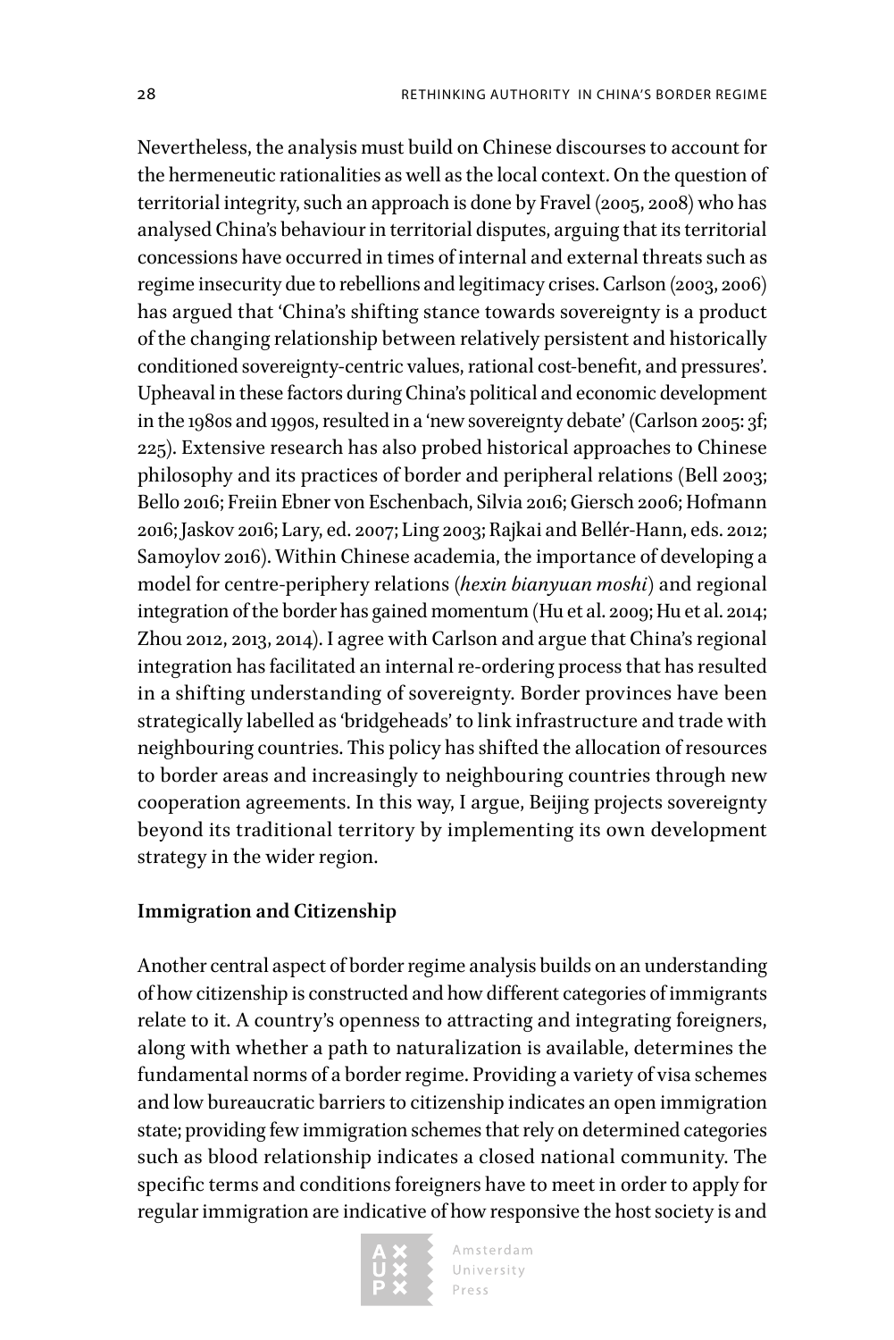Nevertheless, the analysis must build on Chinese discourses to account for the hermeneutic rationalities as well as the local context. On the question of territorial integrity, such an approach is done by Fravel (2005, 2008) who has analysed China's behaviour in territorial disputes, arguing that its territorial concessions have occurred in times of internal and external threats such as regime insecurity due to rebellions and legitimacy crises. Carlson (2003, 2006) has argued that 'China's shifting stance towards sovereignty is a product of the changing relationship between relatively persistent and historically conditioned sovereignty-centric values, rational cost-benefit, and pressures'. Upheaval in these factors during China's political and economic development in the 1980s and 1990s, resulted in a 'new sovereignty debate' (Carlson 2005: 3f; 225). Extensive research has also probed historical approaches to Chinese philosophy and its practices of border and peripheral relations (Bell 2003; Bello 2016; Freiin Ebner von Eschenbach, Silvia 2016; Giersch 2006; Hofmann 2016; Jaskov 2016; Lary, ed. 2007; Ling 2003; Rajkai and Bellér-Hann, eds. 2012; Samoylov 2016). Within Chinese academia, the importance of developing a model for centre-periphery relations (*hexin bianyuan moshi*) and regional integration of the border has gained momentum (Hu et al. 2009; Hu et al. 2014; Zhou 2012, 2013, 2014). I agree with Carlson and argue that China's regional integration has facilitated an internal re-ordering process that has resulted in a shifting understanding of sovereignty. Border provinces have been strategically labelled as 'bridgeheads' to link infrastructure and trade with neighbouring countries. This policy has shifted the allocation of resources to border areas and increasingly to neighbouring countries through new cooperation agreements. In this way, I argue, Beijing projects sovereignty beyond its traditional territory by implementing its own development strategy in the wider region.

### Immigration and Citizenship

Another central aspect of border regime analysis builds on an understanding of how citizenship is constructed and how different categories of immigrants relate to it. A country's openness to attracting and integrating foreigners, along with whether a path to naturalization is available, determines the fundamental norms of a border regime. Providing a variety of visa schemes and low bureaucratic barriers to citizenship indicates an open immigration state; providing few immigration schemes that rely on determined categories such as blood relationship indicates a closed national community. The specific terms and conditions foreigners have to meet in order to apply for regular immigration are indicative of how responsive the host society is and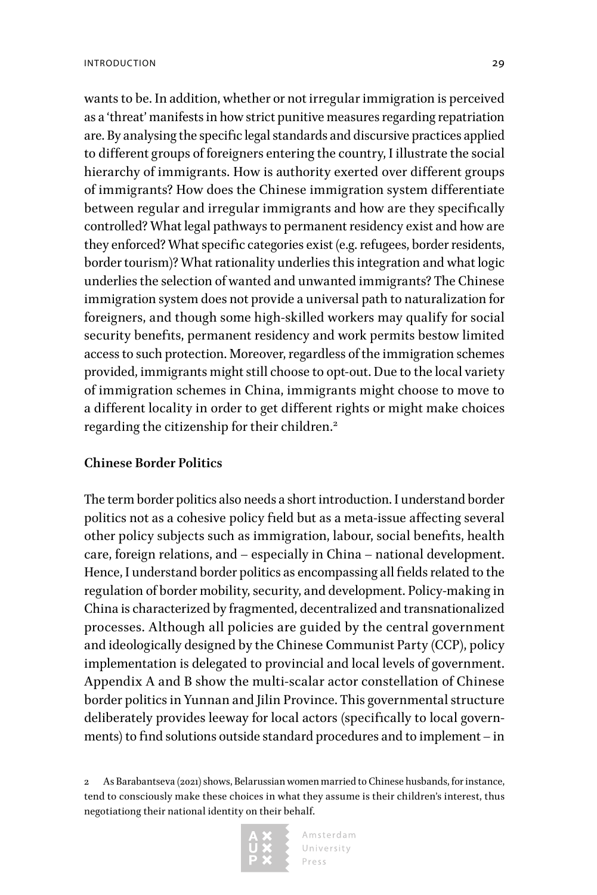wants to be. In addition, whether or not irregular immigration is perceived as a 'threat' manifests in how strict punitive measures regarding repatriation are. By analysing the specific legal standards and discursive practices applied to different groups of foreigners entering the country, I illustrate the social hierarchy of immigrants. How is authority exerted over different groups of immigrants? How does the Chinese immigration system differentiate between regular and irregular immigrants and how are they specifically controlled? What legal pathways to permanent residency exist and how are they enforced? What specific categories exist (e.g. refugees, border residents, border tourism)? What rationality underlies this integration and what logic underlies the selection of wanted and unwanted immigrants? The Chinese immigration system does not provide a universal path to naturalization for foreigners, and though some high-skilled workers may qualify for social security benefits, permanent residency and work permits bestow limited access to such protection. Moreover, regardless of the immigration schemes provided, immigrants might still choose to opt-out. Due to the local variety of immigration schemes in China, immigrants might choose to move to a different locality in order to get different rights or might make choices regarding the citizenship for their children.[2]

### Chinese Border Politics

The term border politics also needs a short introduction. I understand border politics not as a cohesive policy field but as a meta-issue affecting several other policy subjects such as immigration, labour, social benefits, health care, foreign relations, and – especially in China – national development. Hence, I understand border politics as encompassing all fields related to the regulation of border mobility, security, and development. Policy-making in China is characterized by fragmented, decentralized and transnationalized processes. Although all policies are guided by the central government and ideologically designed by the Chinese Communist Party (CCP), policy implementation is delegated to provincial and local levels of government. Appendix A and B show the multi-scalar actor constellation of Chinese border politics in Yunnan and Jilin Province. This governmental structure deliberately provides leeway for local actors (specifically to local governments) to find solutions outside standard procedures and to implement – in

2 As Barabantseva (2021) shows, Belarussian women married to Chinese husbands, for instance, tend to consciously make these choices in what they assume is their children's interest, thus negotiationg their national identity on their behalf.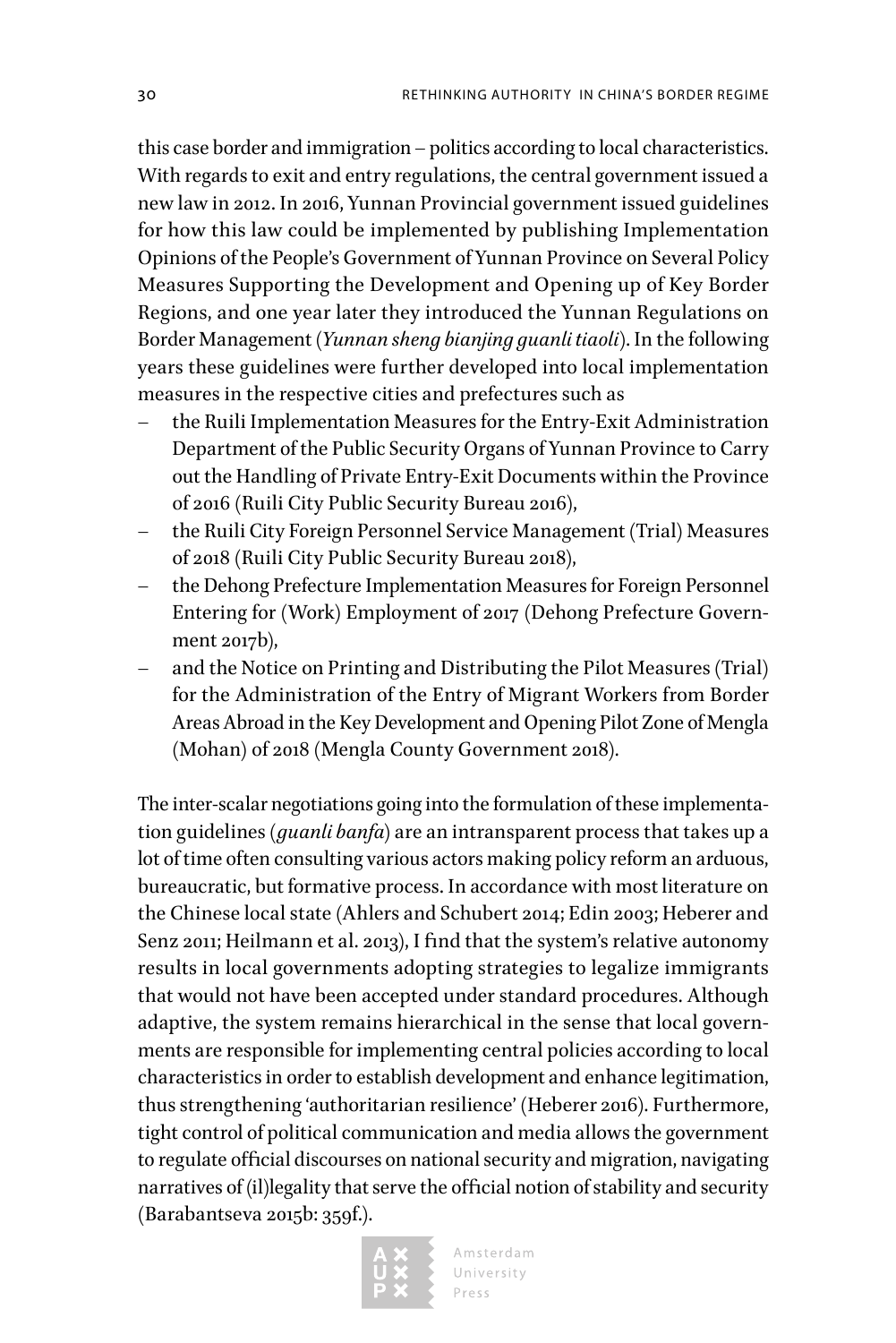this case border and immigration – politics according to local characteristics. With regards to exit and entry regulations, the central government issued a new law in 2012. In 2016, Yunnan Provincial government issued guidelines for how this law could be implemented by publishing Implementation Opinions of the People's Government of Yunnan Province on Several Policy Measures Supporting the Development and Opening up of Key Border Regions, and one year later they introduced the Yunnan Regulations on Border Management (*Yunnan sheng bianjing guanli tiaoli*). In the following years these guidelines were further developed into local implementation measures in the respective cities and prefectures such as

- the Ruili Implementation Measures for the Entry-Exit Administration Department of the Public Security Organs of Yunnan Province to Carry out the Handling of Private Entry-Exit Documents within the Province of 2016 (Ruili City Public Security Bureau 2016),
- the Ruili City Foreign Personnel Service Management (Trial) Measures of 2018 (Ruili City Public Security Bureau 2018),
- the Dehong Prefecture Implementation Measures for Foreign Personnel Entering for (Work) Employment of 2017 (Dehong Prefecture Government 2017b),
- and the Notice on Printing and Distributing the Pilot Measures (Trial) for the Administration of the Entry of Migrant Workers from Border Areas Abroad in the Key Development and Opening Pilot Zone of Mengla (Mohan) of 2018 (Mengla County Government 2018).

The inter-scalar negotiations going into the formulation of these implementation guidelines (*guanli banfa*) are an intransparent process that takes up a lot of time often consulting various actors making policy reform an arduous, bureaucratic, but formative process. In accordance with most literature on the Chinese local state (Ahlers and Schubert 2014; Edin 2003; Heberer and Senz 2011; Heilmann et al. 2013), I find that the system's relative autonomy results in local governments adopting strategies to legalize immigrants that would not have been accepted under standard procedures. Although adaptive, the system remains hierarchical in the sense that local governments are responsible for implementing central policies according to local characteristics in order to establish development and enhance legitimation, thus strengthening 'authoritarian resilience' (Heberer 2016). Furthermore, tight control of political communication and media allows the government to regulate official discourses on national security and migration, navigating narratives of (il)legality that serve the official notion of stability and security (Barabantseva 2015b: 359f.).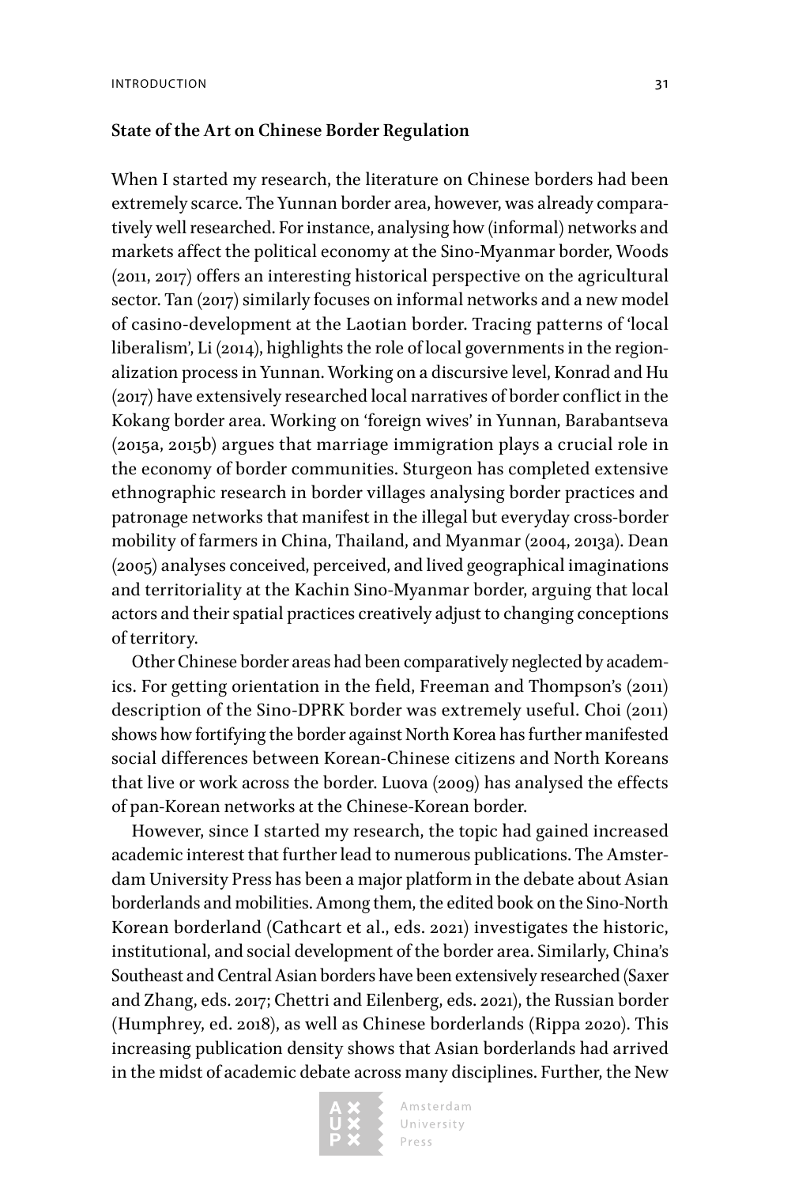### State of the Art on Chinese Border Regulation

When I started my research, the literature on Chinese borders had been extremely scarce. The Yunnan border area, however, was already comparatively well researched. For instance, analysing how (informal) networks and markets affect the political economy at the Sino-Myanmar border, Woods (2011, 2017) offers an interesting historical perspective on the agricultural sector. Tan (2017) similarly focuses on informal networks and a new model of casino-development at the Laotian border. Tracing patterns of 'local liberalism', Li (2014), highlights the role of local governments in the regionalization process in Yunnan. Working on a discursive level, Konrad and Hu (2017) have extensively researched local narratives of border conflict in the Kokang border area. Working on 'foreign wives' in Yunnan, Barabantseva (2015a, 2015b) argues that marriage immigration plays a crucial role in the economy of border communities. Sturgeon has completed extensive ethnographic research in border villages analysing border practices and patronage networks that manifest in the illegal but everyday cross-border mobility of farmers in China, Thailand, and Myanmar (2004, 2013a). Dean (2005) analyses conceived, perceived, and lived geographical imaginations and territoriality at the Kachin Sino-Myanmar border, arguing that local actors and their spatial practices creatively adjust to changing conceptions of territory.

Other Chinese border areas had been comparatively neglected by academics. For getting orientation in the field, Freeman and Thompson's (2011) description of the Sino-DPRK border was extremely useful. Choi (2011) shows how fortifying the border against North Korea has further manifested social differences between Korean-Chinese citizens and North Koreans that live or work across the border. Luova (2009) has analysed the effects of pan-Korean networks at the Chinese-Korean border.

However, since I started my research, the topic had gained increased academic interest that further lead to numerous publications. The Amsterdam University Press has been a major platform in the debate about Asian borderlands and mobilities. Among them, the edited book on the Sino-North Korean borderland (Cathcart et al., eds. 2021) investigates the historic, institutional, and social development of the border area. Similarly, China's Southeast and Central Asian borders have been extensively researched (Saxer and Zhang, eds. 2017; Chettri and Eilenberg, eds. 2021), the Russian border (Humphrey, ed. 2018), as well as Chinese borderlands (Rippa 2020). This increasing publication density shows that Asian borderlands had arrived in the midst of academic debate across many disciplines. Further, the New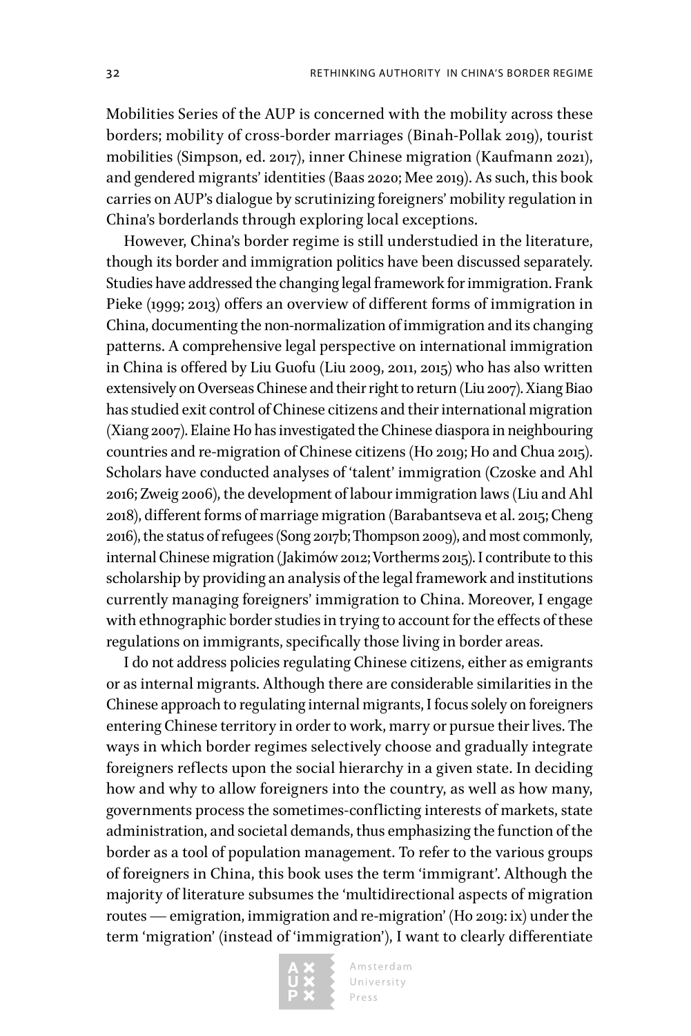Mobilities Series of the AUP is concerned with the mobility across these borders; mobility of cross-border marriages (Binah-Pollak 2019), tourist mobilities (Simpson, ed. 2017), inner Chinese migration (Kaufmann 2021), and gendered migrants' identities (Baas 2020; Mee 2019). As such, this book carries on AUP's dialogue by scrutinizing foreigners' mobility regulation in China's borderlands through exploring local exceptions.

However, China's border regime is still understudied in the literature, though its border and immigration politics have been discussed separately. Studies have addressed the changing legal framework for immigration. Frank Pieke (1999; 2013) offers an overview of different forms of immigration in China, documenting the non-normalization of immigration and its changing patterns. A comprehensive legal perspective on international immigration in China is offered by Liu Guofu (Liu 2009, 2011, 2015) who has also written extensively on Overseas Chinese and their right to return (Liu 2007). Xiang Biao has studied exit control of Chinese citizens and their international migration (Xiang 2007). Elaine Ho has investigated the Chinese diaspora in neighbouring countries and re-migration of Chinese citizens (Ho 2019; Ho and Chua 2015). Scholars have conducted analyses of 'talent' immigration (Czoske and Ahl 2016; Zweig 2006), the development of labour immigration laws (Liu and Ahl 2018), different forms of marriage migration (Barabantseva et al. 2015; Cheng 2016), the status of refugees (Song 2017b; Thompson 2009), and most commonly, internal Chinese migration (Jakimów 2012; Vortherms 2015). I contribute to this scholarship by providing an analysis of the legal framework and institutions currently managing foreigners' immigration to China. Moreover, I engage with ethnographic border studies in trying to account for the effects of these regulations on immigrants, specifically those living in border areas.

I do not address policies regulating Chinese citizens, either as emigrants or as internal migrants. Although there are considerable similarities in the Chinese approach to regulating internal migrants, I focus solely on foreigners entering Chinese territory in order to work, marry or pursue their lives. The ways in which border regimes selectively choose and gradually integrate foreigners reflects upon the social hierarchy in a given state. In deciding how and why to allow foreigners into the country, as well as how many, governments process the sometimes-conflicting interests of markets, state administration, and societal demands, thus emphasizing the function of the border as a tool of population management. To refer to the various groups of foreigners in China, this book uses the term 'immigrant'. Although the majority of literature subsumes the 'multidirectional aspects of migration routes — emigration, immigration and re-migration' (Ho 2019: ix) under the term 'migration' (instead of 'immigration'), I want to clearly differentiate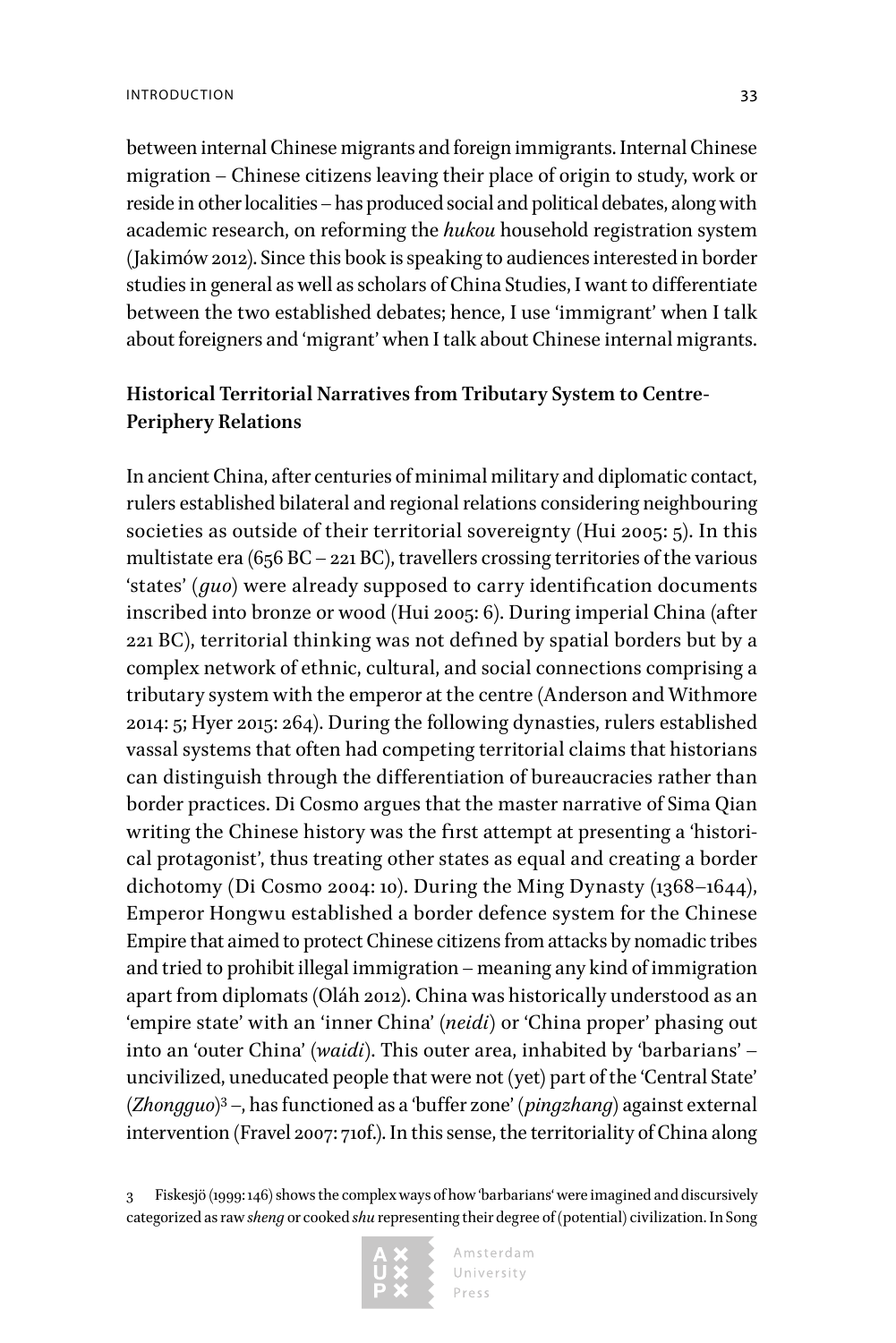between internal Chinese migrants and foreign immigrants. Internal Chinese migration – Chinese citizens leaving their place of origin to study, work or reside in other localities – has produced social and political debates, along with academic research, on reforming the *hukou* household registration system (Jakimów 2012). Since this book is speaking to audiences interested in border studies in general as well as scholars of China Studies, I want to differentiate between the two established debates; hence, I use 'immigrant' when I talk about foreigners and 'migrant' when I talk about Chinese internal migrants.

## Historical Territorial Narratives from Tributary System to Centre-Periphery Relations

In ancient China, after centuries of minimal military and diplomatic contact, rulers established bilateral and regional relations considering neighbouring societies as outside of their territorial sovereignty (Hui 2005: 5). In this multistate era (656 BC – 221 BC), travellers crossing territories of the various 'states' (*guo*) were already supposed to carry identification documents inscribed into bronze or wood (Hui 2005: 6). During imperial China (after 221 BC), territorial thinking was not defined by spatial borders but by a complex network of ethnic, cultural, and social connections comprising a tributary system with the emperor at the centre (Anderson and Withmore 2014: 5; Hyer 2015: 264). During the following dynasties, rulers established vassal systems that often had competing territorial claims that historians can distinguish through the differentiation of bureaucracies rather than border practices. Di Cosmo argues that the master narrative of Sima Qian writing the Chinese history was the first attempt at presenting a 'historical protagonist', thus treating other states as equal and creating a border dichotomy (Di Cosmo 2004: 10). During the Ming Dynasty (1368–1644), Emperor Hongwu established a border defence system for the Chinese Empire that aimed to protect Chinese citizens from attacks by nomadic tribes and tried to prohibit illegal immigration – meaning any kind of immigration apart from diplomats (Oláh 2012). China was historically understood as an 'empire state' with an 'inner China' (*neidi*) or 'China proper' phasing out into an 'outer China' (*waidi*). This outer area, inhabited by 'barbarians' – uncivilized, uneducated people that were not (yet) part of the 'Central State' (*Zhongguo*)[3] –, has functioned as a 'buffer zone' (*pingzhang*) against external intervention (Fravel 2007: 710f.). In this sense, the territoriality of China along

3 Fiskesjö (1999: 146) shows the complex ways of how 'barbarians' were imagined and discursively categorized as raw *sheng* or cooked *shu* representing their degree of (potential) civilization. In Song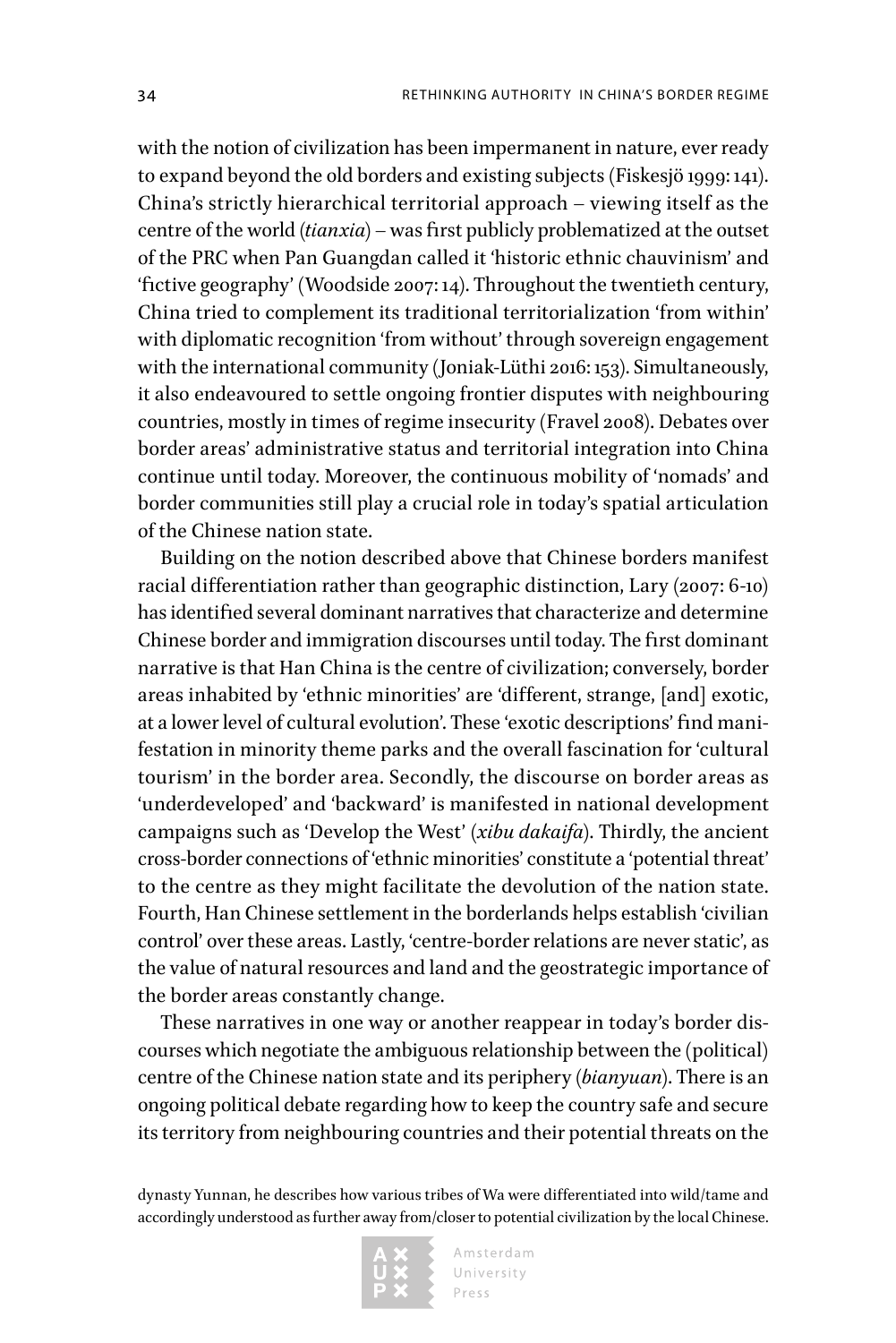with the notion of civilization has been impermanent in nature, ever ready to expand beyond the old borders and existing subjects (Fiskesjö 1999: 141). China's strictly hierarchical territorial approach – viewing itself as the centre of the world (*tianxia*) – was first publicly problematized at the outset of the PRC when Pan Guangdan called it 'historic ethnic chauvinism' and 'fictive geography' (Woodside 2007: 14). Throughout the twentieth century, China tried to complement its traditional territorialization 'from within' with diplomatic recognition 'from without' through sovereign engagement with the international community (Joniak-Lüthi 2016: 153). Simultaneously, it also endeavoured to settle ongoing frontier disputes with neighbouring countries, mostly in times of regime insecurity (Fravel 2008). Debates over border areas' administrative status and territorial integration into China continue until today. Moreover, the continuous mobility of 'nomads' and border communities still play a crucial role in today's spatial articulation of the Chinese nation state.

Building on the notion described above that Chinese borders manifest racial differentiation rather than geographic distinction, Lary (2007: 6-10) has identified several dominant narratives that characterize and determine Chinese border and immigration discourses until today. The first dominant narrative is that Han China is the centre of civilization; conversely, border areas inhabited by 'ethnic minorities' are 'different, strange, [and] exotic, at a lower level of cultural evolution'. These 'exotic descriptions' find manifestation in minority theme parks and the overall fascination for 'cultural tourism' in the border area. Secondly, the discourse on border areas as 'underdeveloped' and 'backward' is manifested in national development campaigns such as 'Develop the West' (*xibu dakaifa*). Thirdly, the ancient cross-border connections of 'ethnic minorities' constitute a 'potential threat' to the centre as they might facilitate the devolution of the nation state. Fourth, Han Chinese settlement in the borderlands helps establish 'civilian control' over these areas. Lastly, 'centre-border relations are never static', as the value of natural resources and land and the geostrategic importance of the border areas constantly change.

These narratives in one way or another reappear in today's border discourses which negotiate the ambiguous relationship between the (political) centre of the Chinese nation state and its periphery (*bianyuan*). There is an ongoing political debate regarding how to keep the country safe and secure its territory from neighbouring countries and their potential threats on the

dynasty Yunnan, he describes how various tribes of Wa were differentiated into wild/tame and accordingly understood as further away from/closer to potential civilization by the local Chinese.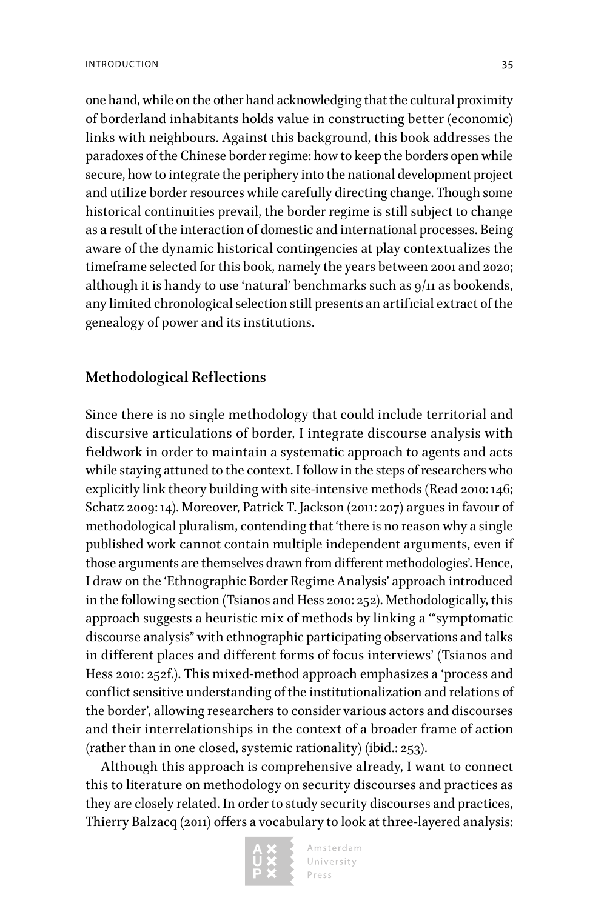one hand, while on the other hand acknowledging that the cultural proximity of borderland inhabitants holds value in constructing better (economic) links with neighbours. Against this background, this book addresses the paradoxes of the Chinese border regime: how to keep the borders open while secure, how to integrate the periphery into the national development project and utilize border resources while carefully directing change. Though some historical continuities prevail, the border regime is still subject to change as a result of the interaction of domestic and international processes. Being aware of the dynamic historical contingencies at play contextualizes the timeframe selected for this book, namely the years between 2001 and 2020; although it is handy to use 'natural' benchmarks such as 9/11 as bookends, any limited chronological selection still presents an artificial extract of the genealogy of power and its institutions.

## Methodological Reflections

Since there is no single methodology that could include territorial and discursive articulations of border, I integrate discourse analysis with fieldwork in order to maintain a systematic approach to agents and acts while staying attuned to the context. I follow in the steps of researchers who explicitly link theory building with site-intensive methods (Read 2010: 146; Schatz 2009: 14). Moreover, Patrick T. Jackson (2011: 207) argues in favour of methodological pluralism, contending that 'there is no reason why a single published work cannot contain multiple independent arguments, even if those arguments are themselves drawn from different methodologies'. Hence, I draw on the 'Ethnographic Border Regime Analysis' approach introduced in the following section (Tsianos and Hess 2010: 252). Methodologically, this approach suggests a heuristic mix of methods by linking a '"symptomatic discourse analysis" with ethnographic participating observations and talks in different places and different forms of focus interviews' (Tsianos and Hess 2010: 252f.). This mixed-method approach emphasizes a 'process and conflict sensitive understanding of the institutionalization and relations of the border', allowing researchers to consider various actors and discourses and their interrelationships in the context of a broader frame of action (rather than in one closed, systemic rationality) (ibid.: 253).

Although this approach is comprehensive already, I want to connect this to literature on methodology on security discourses and practices as they are closely related. In order to study security discourses and practices, Thierry Balzacq (2011) offers a vocabulary to look at three-layered analysis: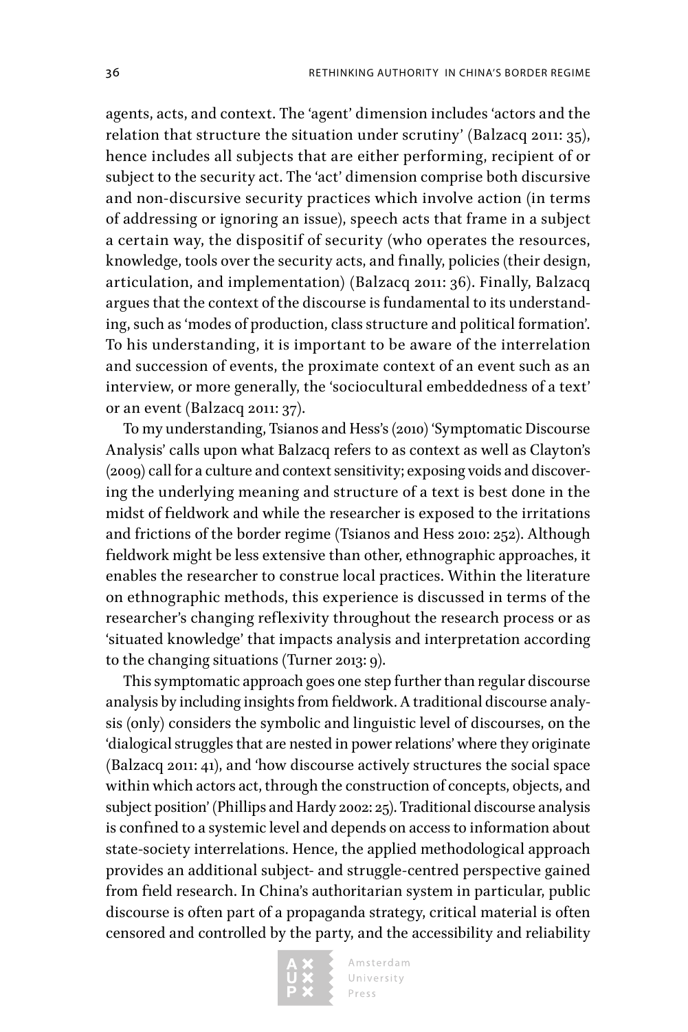agents, acts, and context. The 'agent' dimension includes 'actors and the relation that structure the situation under scrutiny' (Balzacq 2011: 35), hence includes all subjects that are either performing, recipient of or subject to the security act. The 'act' dimension comprise both discursive and non-discursive security practices which involve action (in terms of addressing or ignoring an issue), speech acts that frame in a subject a certain way, the dispositif of security (who operates the resources, knowledge, tools over the security acts, and finally, policies (their design, articulation, and implementation) (Balzacq 2011: 36). Finally, Balzacq argues that the context of the discourse is fundamental to its understanding, such as 'modes of production, class structure and political formation'. To his understanding, it is important to be aware of the interrelation and succession of events, the proximate context of an event such as an interview, or more generally, the 'sociocultural embeddedness of a text' or an event (Balzacq 2011: 37).

To my understanding, Tsianos and Hess's (2010) 'Symptomatic Discourse Analysis' calls upon what Balzacq refers to as context as well as Clayton's (2009) call for a culture and context sensitivity; exposing voids and discovering the underlying meaning and structure of a text is best done in the midst of fieldwork and while the researcher is exposed to the irritations and frictions of the border regime (Tsianos and Hess 2010: 252). Although fieldwork might be less extensive than other, ethnographic approaches, it enables the researcher to construe local practices. Within the literature on ethnographic methods, this experience is discussed in terms of the researcher's changing reflexivity throughout the research process or as 'situated knowledge' that impacts analysis and interpretation according to the changing situations (Turner 2013: 9).

This symptomatic approach goes one step further than regular discourse analysis by including insights from fieldwork. A traditional discourse analysis (only) considers the symbolic and linguistic level of discourses, on the 'dialogical struggles that are nested in power relations' where they originate (Balzacq 2011: 41), and 'how discourse actively structures the social space within which actors act, through the construction of concepts, objects, and subject position' (Phillips and Hardy 2002: 25). Traditional discourse analysis is confined to a systemic level and depends on access to information about state-society interrelations. Hence, the applied methodological approach provides an additional subject- and struggle-centred perspective gained from field research. In China's authoritarian system in particular, public discourse is often part of a propaganda strategy, critical material is often censored and controlled by the party, and the accessibility and reliability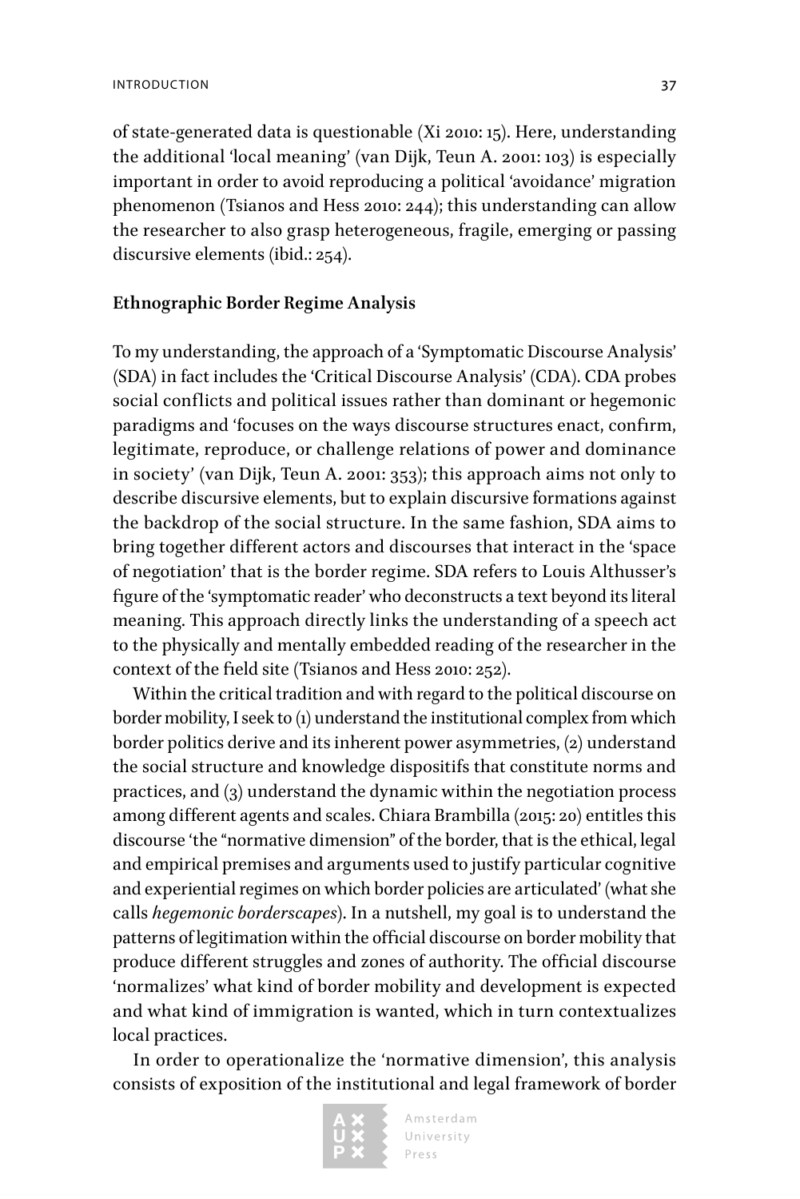of state-generated data is questionable (Xi 2010: 15). Here, understanding the additional 'local meaning' (van Dijk, Teun A. 2001: 103) is especially important in order to avoid reproducing a political 'avoidance' migration phenomenon (Tsianos and Hess 2010: 244); this understanding can allow the researcher to also grasp heterogeneous, fragile, emerging or passing discursive elements (ibid.: 254).

**Ethnographic Border Regime Analysis**

To my understanding, the approach of a 'Symptomatic Discourse Analysis' (SDA) in fact includes the 'Critical Discourse Analysis' (CDA). CDA probes social conflicts and political issues rather than dominant or hegemonic paradigms and 'focuses on the ways discourse structures enact, confirm, legitimate, reproduce, or challenge relations of power and dominance in society' (van Dijk, Teun A. 2001: 353); this approach aims not only to describe discursive elements, but to explain discursive formations against the backdrop of the social structure. In the same fashion, SDA aims to bring together different actors and discourses that interact in the 'space of negotiation' that is the border regime. SDA refers to Louis Althusser's figure of the 'symptomatic reader' who deconstructs a text beyond its literal meaning. This approach directly links the understanding of a speech act to the physically and mentally embedded reading of the researcher in the context of the field site (Tsianos and Hess 2010: 252).

Within the critical tradition and with regard to the political discourse on border mobility, I seek to (1) understand the institutional complex from which border politics derive and its inherent power asymmetries, (2) understand the social structure and knowledge dispositifs that constitute norms and practices, and (3) understand the dynamic within the negotiation process among different agents and scales. Chiara Brambilla (2015: 20) entitles this discourse 'the "normative dimension" of the border, that is the ethical, legal and empirical premises and arguments used to justify particular cognitive and experiential regimes on which border policies are articulated' (what she calls *hegemonic borderscapes*). In a nutshell, my goal is to understand the patterns of legitimation within the official discourse on border mobility that produce different struggles and zones of authority. The official discourse 'normalizes' what kind of border mobility and development is expected and what kind of immigration is wanted, which in turn contextualizes local practices.

In order to operationalize the 'normative dimension', this analysis consists of exposition of the institutional and legal framework of border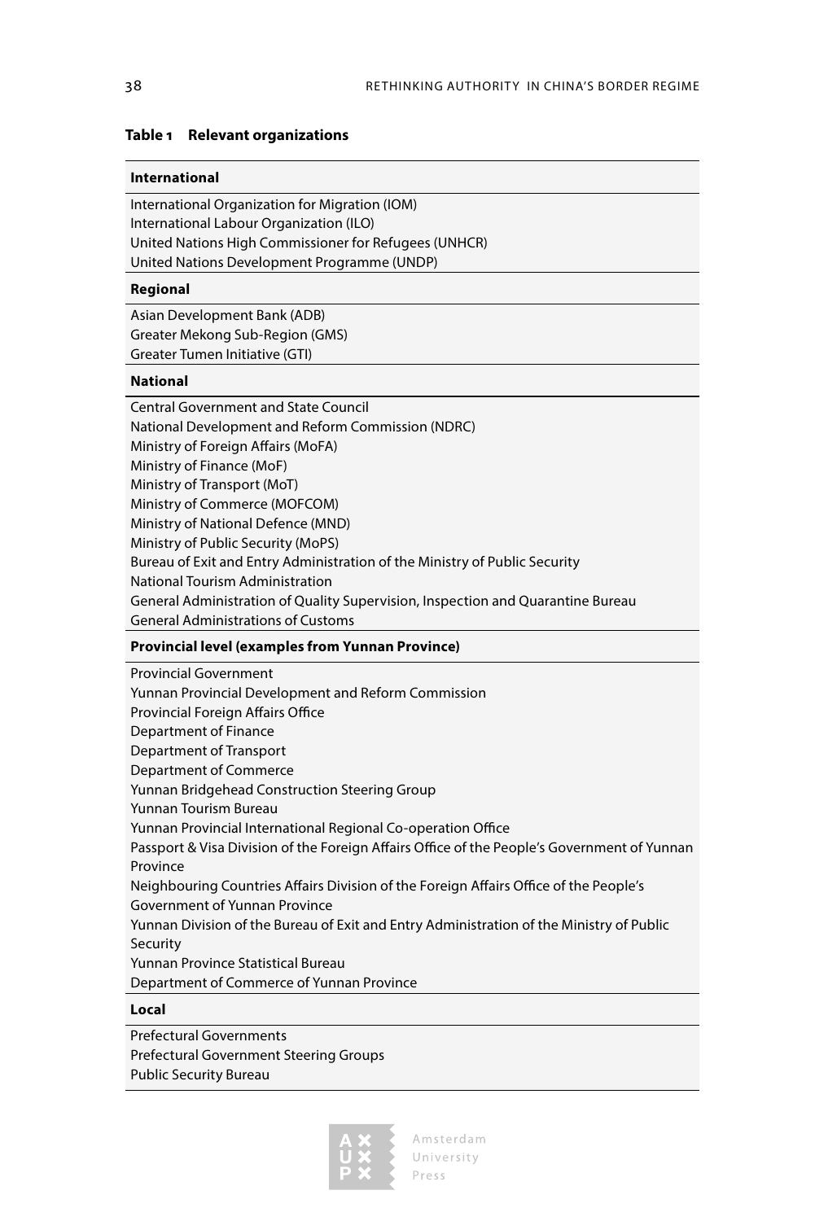**Table 1 Relevant organizations**

| **International** |
|---|
| International Organization for Migration (IOM) |
| International Labour Organization (ILO) |
| United Nations High Commissioner for Refugees (UNHCR) |
| United Nations Development Programme (UNDP) |
| **Regional** |
| Asian Development Bank (ADB) |
| Greater Mekong Sub-Region (GMS) |
| Greater Tumen Initiative (GTI) |
| **National** |
| Central Government and State Council |
| National Development and Reform Commission (NDRC) |
| Ministry of Foreign Affairs (MoFA) |
| Ministry of Finance (MoF) |
| Ministry of Transport (MoT) |
| Ministry of Commerce (MOFCOM) |
| Ministry of National Defence (MND) |
| Ministry of Public Security (MoPS) |
| Bureau of Exit and Entry Administration of the Ministry of Public Security |
| National Tourism Administration |
| General Administration of Quality Supervision, Inspection and Quarantine Bureau |
| General Administrations of Customs |
| **Provincial level (examples from Yunnan Province)** |
| Provincial Government |
| Yunnan Provincial Development and Reform Commission |
| Provincial Foreign Affairs Office |
| Department of Finance |
| Department of Transport |
| Department of Commerce |
| Yunnan Bridgehead Construction Steering Group |
| Yunnan Tourism Bureau |
| Yunnan Provincial International Regional Co-operation Office |
| Passport & Visa Division of the Foreign Affairs Office of the People's Government of Yunnan Province |
| Neighbouring Countries Affairs Division of the Foreign Affairs Office of the People's Government of Yunnan Province |
| Yunnan Division of the Bureau of Exit and Entry Administration of the Ministry of Public Security |
| Yunnan Province Statistical Bureau |
| Department of Commerce of Yunnan Province |
| **Local** |
| Prefectural Governments |
| Prefectural Government Steering Groups |
| Public Security Bureau |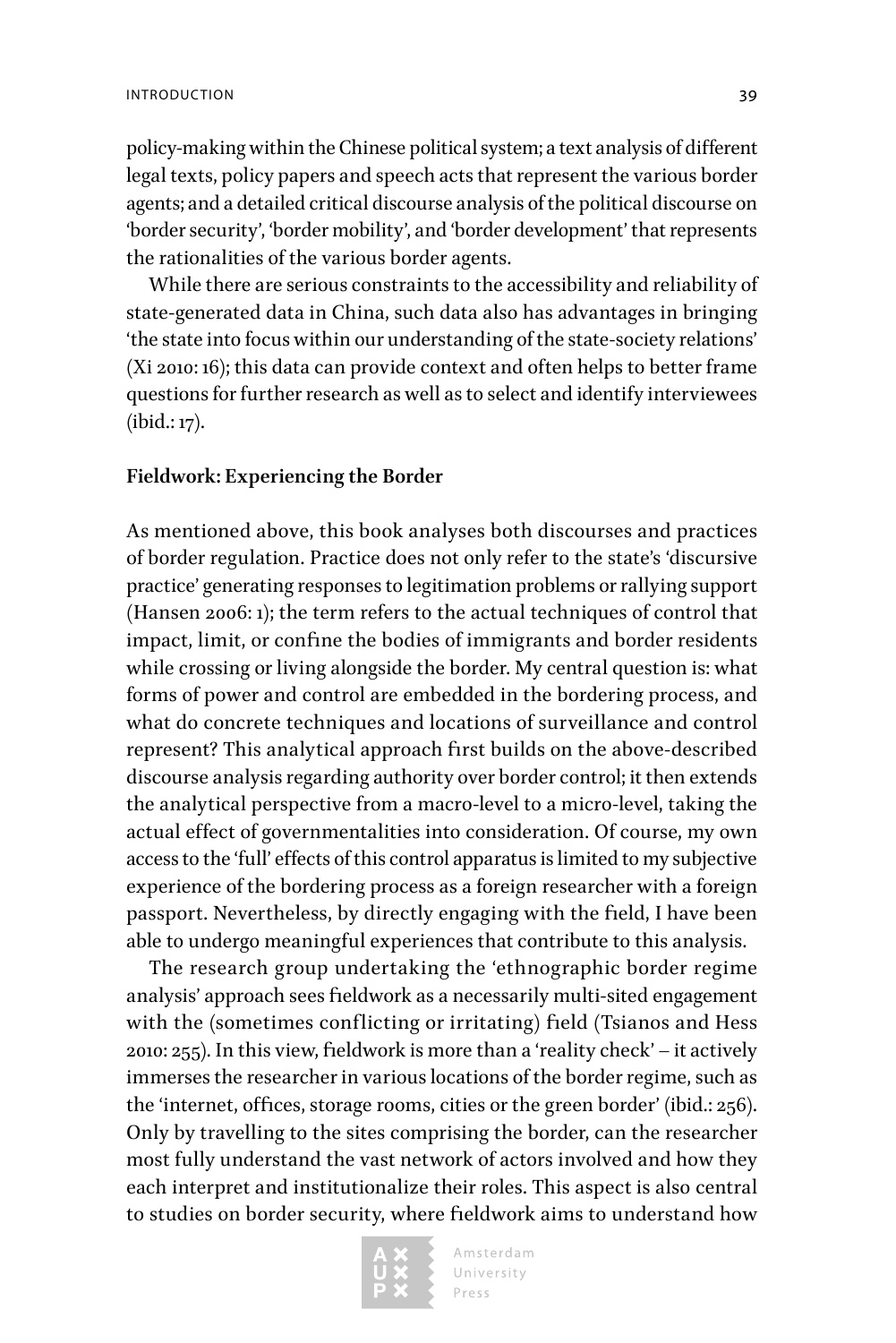policy-making within the Chinese political system; a text analysis of different legal texts, policy papers and speech acts that represent the various border agents; and a detailed critical discourse analysis of the political discourse on 'border security', 'border mobility', and 'border development' that represents the rationalities of the various border agents.

While there are serious constraints to the accessibility and reliability of state-generated data in China, such data also has advantages in bringing 'the state into focus within our understanding of the state-society relations' (Xi 2010: 16); this data can provide context and often helps to better frame questions for further research as well as to select and identify interviewees (ibid.: 17).

### Fieldwork: Experiencing the Border

As mentioned above, this book analyses both discourses and practices of border regulation. Practice does not only refer to the state's 'discursive practice' generating responses to legitimation problems or rallying support (Hansen 2006: 1); the term refers to the actual techniques of control that impact, limit, or confine the bodies of immigrants and border residents while crossing or living alongside the border. My central question is: what forms of power and control are embedded in the bordering process, and what do concrete techniques and locations of surveillance and control represent? This analytical approach first builds on the above-described discourse analysis regarding authority over border control; it then extends the analytical perspective from a macro-level to a micro-level, taking the actual effect of governmentalities into consideration. Of course, my own access to the 'full' effects of this control apparatus is limited to my subjective experience of the bordering process as a foreign researcher with a foreign passport. Nevertheless, by directly engaging with the field, I have been able to undergo meaningful experiences that contribute to this analysis.

The research group undertaking the 'ethnographic border regime analysis' approach sees fieldwork as a necessarily multi-sited engagement with the (sometimes conflicting or irritating) field (Tsianos and Hess 2010: 255). In this view, fieldwork is more than a 'reality check' – it actively immerses the researcher in various locations of the border regime, such as the 'internet, offices, storage rooms, cities or the green border' (ibid.: 256). Only by travelling to the sites comprising the border, can the researcher most fully understand the vast network of actors involved and how they each interpret and institutionalize their roles. This aspect is also central to studies on border security, where fieldwork aims to understand how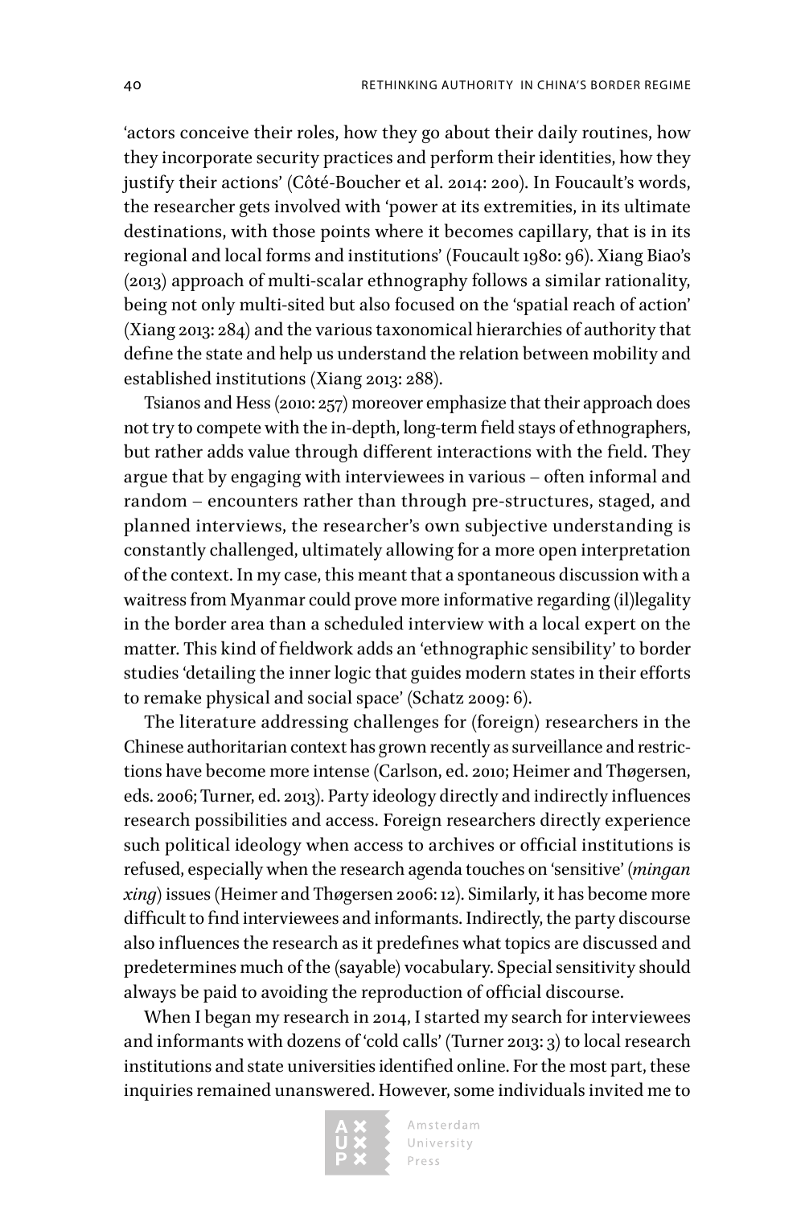'actors conceive their roles, how they go about their daily routines, how they incorporate security practices and perform their identities, how they justify their actions' (Côté-Boucher et al. 2014: 200). In Foucault's words, the researcher gets involved with 'power at its extremities, in its ultimate destinations, with those points where it becomes capillary, that is in its regional and local forms and institutions' (Foucault 1980: 96). Xiang Biao's (2013) approach of multi-scalar ethnography follows a similar rationality, being not only multi-sited but also focused on the 'spatial reach of action' (Xiang 2013: 284) and the various taxonomical hierarchies of authority that define the state and help us understand the relation between mobility and established institutions (Xiang 2013: 288).

Tsianos and Hess (2010: 257) moreover emphasize that their approach does not try to compete with the in-depth, long-term field stays of ethnographers, but rather adds value through different interactions with the field. They argue that by engaging with interviewees in various – often informal and random – encounters rather than through pre-structures, staged, and planned interviews, the researcher's own subjective understanding is constantly challenged, ultimately allowing for a more open interpretation of the context. In my case, this meant that a spontaneous discussion with a waitress from Myanmar could prove more informative regarding (il)legality in the border area than a scheduled interview with a local expert on the matter. This kind of fieldwork adds an 'ethnographic sensibility' to border studies 'detailing the inner logic that guides modern states in their efforts to remake physical and social space' (Schatz 2009: 6).

The literature addressing challenges for (foreign) researchers in the Chinese authoritarian context has grown recently as surveillance and restrictions have become more intense (Carlson, ed. 2010; Heimer and Thøgersen, eds. 2006; Turner, ed. 2013). Party ideology directly and indirectly influences research possibilities and access. Foreign researchers directly experience such political ideology when access to archives or official institutions is refused, especially when the research agenda touches on 'sensitive' (*mingan xing*) issues (Heimer and Thøgersen 2006: 12). Similarly, it has become more difficult to find interviewees and informants. Indirectly, the party discourse also influences the research as it predefines what topics are discussed and predetermines much of the (sayable) vocabulary. Special sensitivity should always be paid to avoiding the reproduction of official discourse.

When I began my research in 2014, I started my search for interviewees and informants with dozens of 'cold calls' (Turner 2013: 3) to local research institutions and state universities identified online. For the most part, these inquiries remained unanswered. However, some individuals invited me to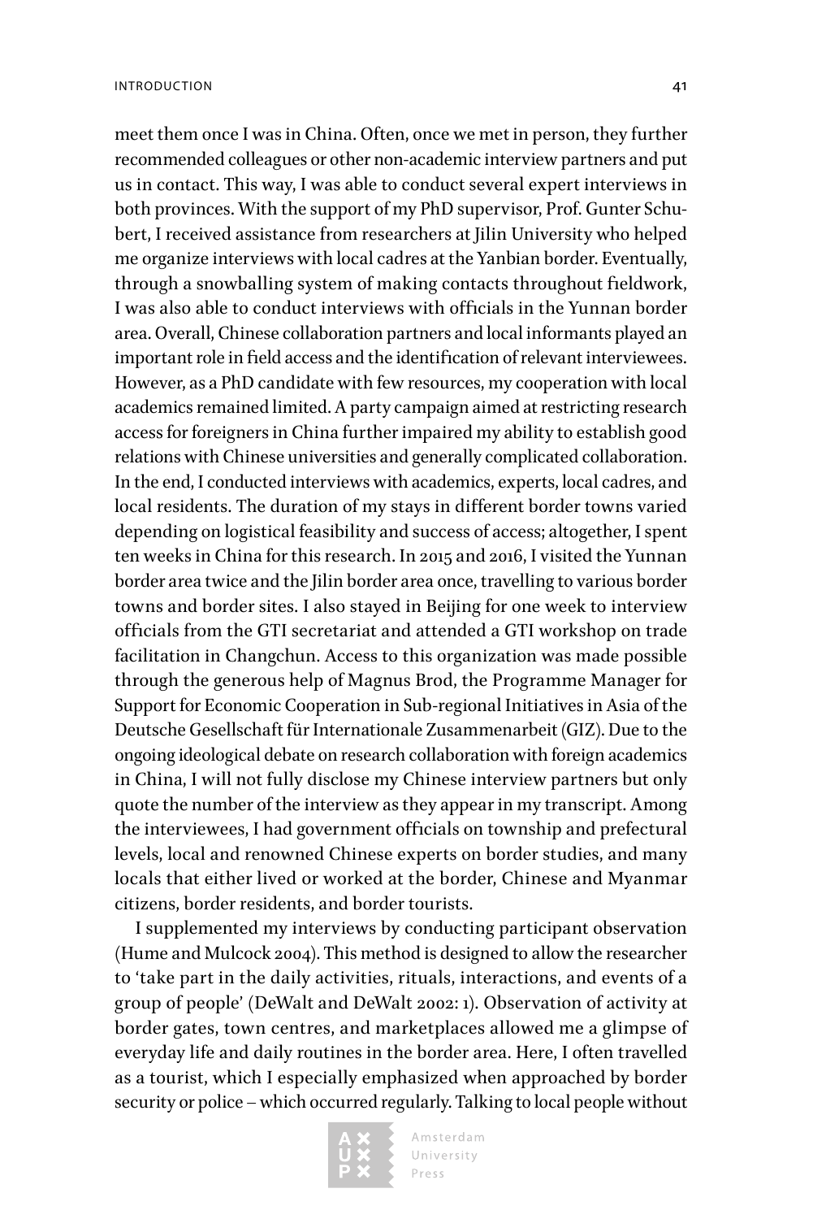meet them once I was in China. Often, once we met in person, they further recommended colleagues or other non-academic interview partners and put us in contact. This way, I was able to conduct several expert interviews in both provinces. With the support of my PhD supervisor, Prof. Gunter Schubert, I received assistance from researchers at Jilin University who helped me organize interviews with local cadres at the Yanbian border. Eventually, through a snowballing system of making contacts throughout fieldwork, I was also able to conduct interviews with officials in the Yunnan border area. Overall, Chinese collaboration partners and local informants played an important role in field access and the identification of relevant interviewees. However, as a PhD candidate with few resources, my cooperation with local academics remained limited. A party campaign aimed at restricting research access for foreigners in China further impaired my ability to establish good relations with Chinese universities and generally complicated collaboration. In the end, I conducted interviews with academics, experts, local cadres, and local residents. The duration of my stays in different border towns varied depending on logistical feasibility and success of access; altogether, I spent ten weeks in China for this research. In 2015 and 2016, I visited the Yunnan border area twice and the Jilin border area once, travelling to various border towns and border sites. I also stayed in Beijing for one week to interview officials from the GTI secretariat and attended a GTI workshop on trade facilitation in Changchun. Access to this organization was made possible through the generous help of Magnus Brod, the Programme Manager for Support for Economic Cooperation in Sub-regional Initiatives in Asia of the Deutsche Gesellschaft für Internationale Zusammenarbeit (GIZ). Due to the ongoing ideological debate on research collaboration with foreign academics in China, I will not fully disclose my Chinese interview partners but only quote the number of the interview as they appear in my transcript. Among the interviewees, I had government officials on township and prefectural levels, local and renowned Chinese experts on border studies, and many locals that either lived or worked at the border, Chinese and Myanmar citizens, border residents, and border tourists.

I supplemented my interviews by conducting participant observation (Hume and Mulcock 2004). This method is designed to allow the researcher to 'take part in the daily activities, rituals, interactions, and events of a group of people' (DeWalt and DeWalt 2002: 1). Observation of activity at border gates, town centres, and marketplaces allowed me a glimpse of everyday life and daily routines in the border area. Here, I often travelled as a tourist, which I especially emphasized when approached by border security or police – which occurred regularly. Talking to local people without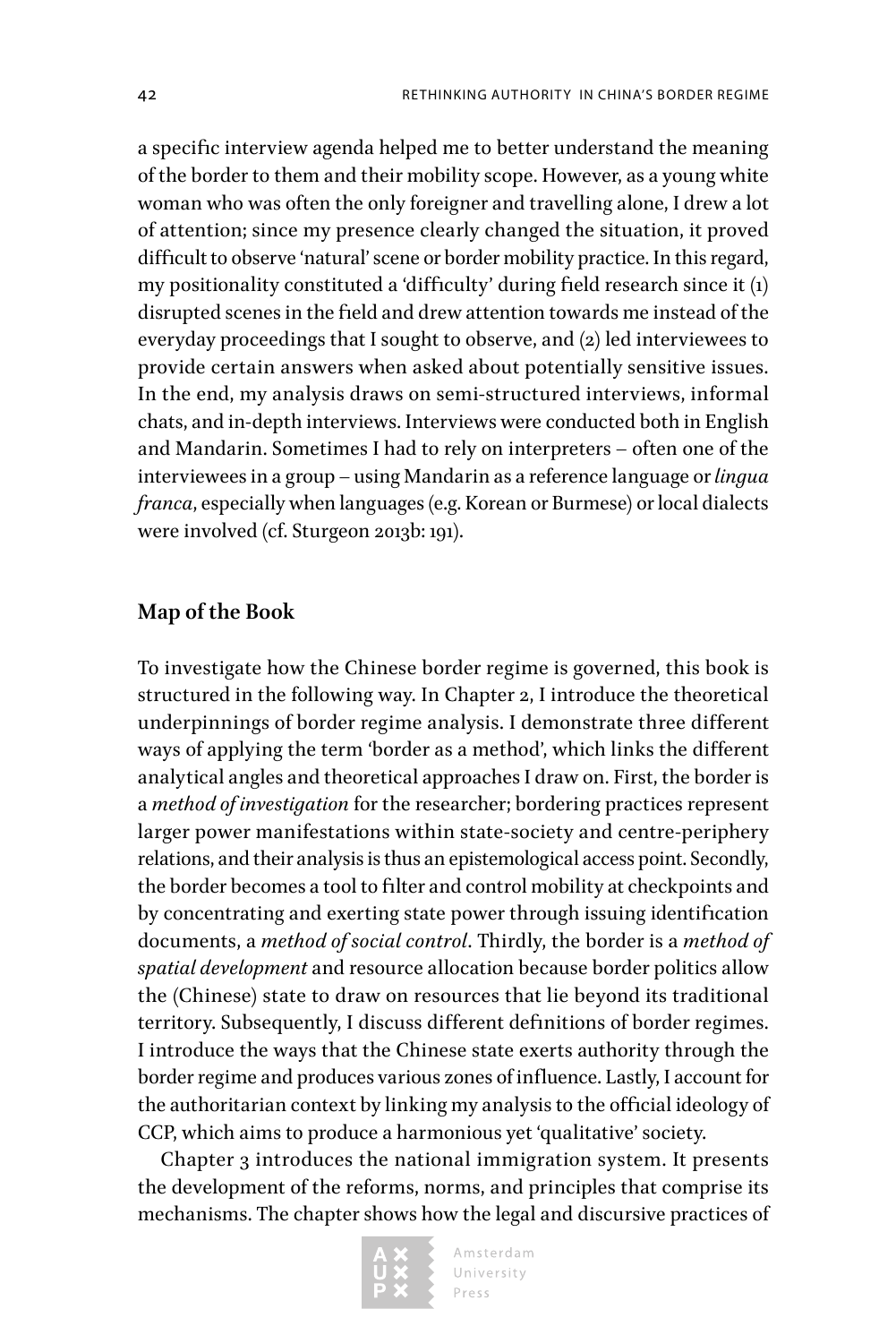a specific interview agenda helped me to better understand the meaning of the border to them and their mobility scope. However, as a young white woman who was often the only foreigner and travelling alone, I drew a lot of attention; since my presence clearly changed the situation, it proved difficult to observe 'natural' scene or border mobility practice. In this regard, my positionality constituted a 'difficulty' during field research since it (1) disrupted scenes in the field and drew attention towards me instead of the everyday proceedings that I sought to observe, and (2) led interviewees to provide certain answers when asked about potentially sensitive issues. In the end, my analysis draws on semi-structured interviews, informal chats, and in-depth interviews. Interviews were conducted both in English and Mandarin. Sometimes I had to rely on interpreters – often one of the interviewees in a group – using Mandarin as a reference language or *lingua franca*, especially when languages (e.g. Korean or Burmese) or local dialects were involved (cf. Sturgeon 2013b: 191).

## Map of the Book

To investigate how the Chinese border regime is governed, this book is structured in the following way. In Chapter 2, I introduce the theoretical underpinnings of border regime analysis. I demonstrate three different ways of applying the term 'border as a method', which links the different analytical angles and theoretical approaches I draw on. First, the border is a *method of investigation* for the researcher; bordering practices represent larger power manifestations within state-society and centre-periphery relations, and their analysis is thus an epistemological access point. Secondly, the border becomes a tool to filter and control mobility at checkpoints and by concentrating and exerting state power through issuing identification documents, a *method of social control*. Thirdly, the border is a *method of spatial development* and resource allocation because border politics allow the (Chinese) state to draw on resources that lie beyond its traditional territory. Subsequently, I discuss different definitions of border regimes. I introduce the ways that the Chinese state exerts authority through the border regime and produces various zones of influence. Lastly, I account for the authoritarian context by linking my analysis to the official ideology of CCP, which aims to produce a harmonious yet 'qualitative' society.

Chapter 3 introduces the national immigration system. It presents the development of the reforms, norms, and principles that comprise its mechanisms. The chapter shows how the legal and discursive practices of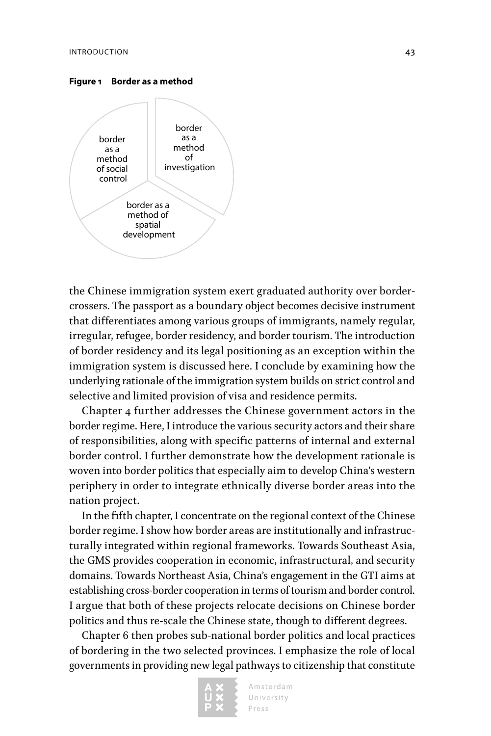**Figure 1 Border as a method**

border as a method of social control

border as a method of investigation

border as a method of spatial development

the Chinese immigration system exert graduated authority over border-crossers. The passport as a boundary object becomes decisive instrument that differentiates among various groups of immigrants, namely regular, irregular, refugee, border residency, and border tourism. The introduction of border residency and its legal positioning as an exception within the immigration system is discussed here. I conclude by examining how the underlying rationale of the immigration system builds on strict control and selective and limited provision of visa and residence permits.

Chapter 4 further addresses the Chinese government actors in the border regime. Here, I introduce the various security actors and their share of responsibilities, along with specific patterns of internal and external border control. I further demonstrate how the development rationale is woven into border politics that especially aim to develop China's western periphery in order to integrate ethnically diverse border areas into the nation project.

In the fifth chapter, I concentrate on the regional context of the Chinese border regime. I show how border areas are institutionally and infrastructurally integrated within regional frameworks. Towards Southeast Asia, the GMS provides cooperation in economic, infrastructural, and security domains. Towards Northeast Asia, China's engagement in the GTI aims at establishing cross-border cooperation in terms of tourism and border control. I argue that both of these projects relocate decisions on Chinese border politics and thus re-scale the Chinese state, though to different degrees.

Chapter 6 then probes sub-national border politics and local practices of bordering in the two selected provinces. I emphasize the role of local governments in providing new legal pathways to citizenship that constitute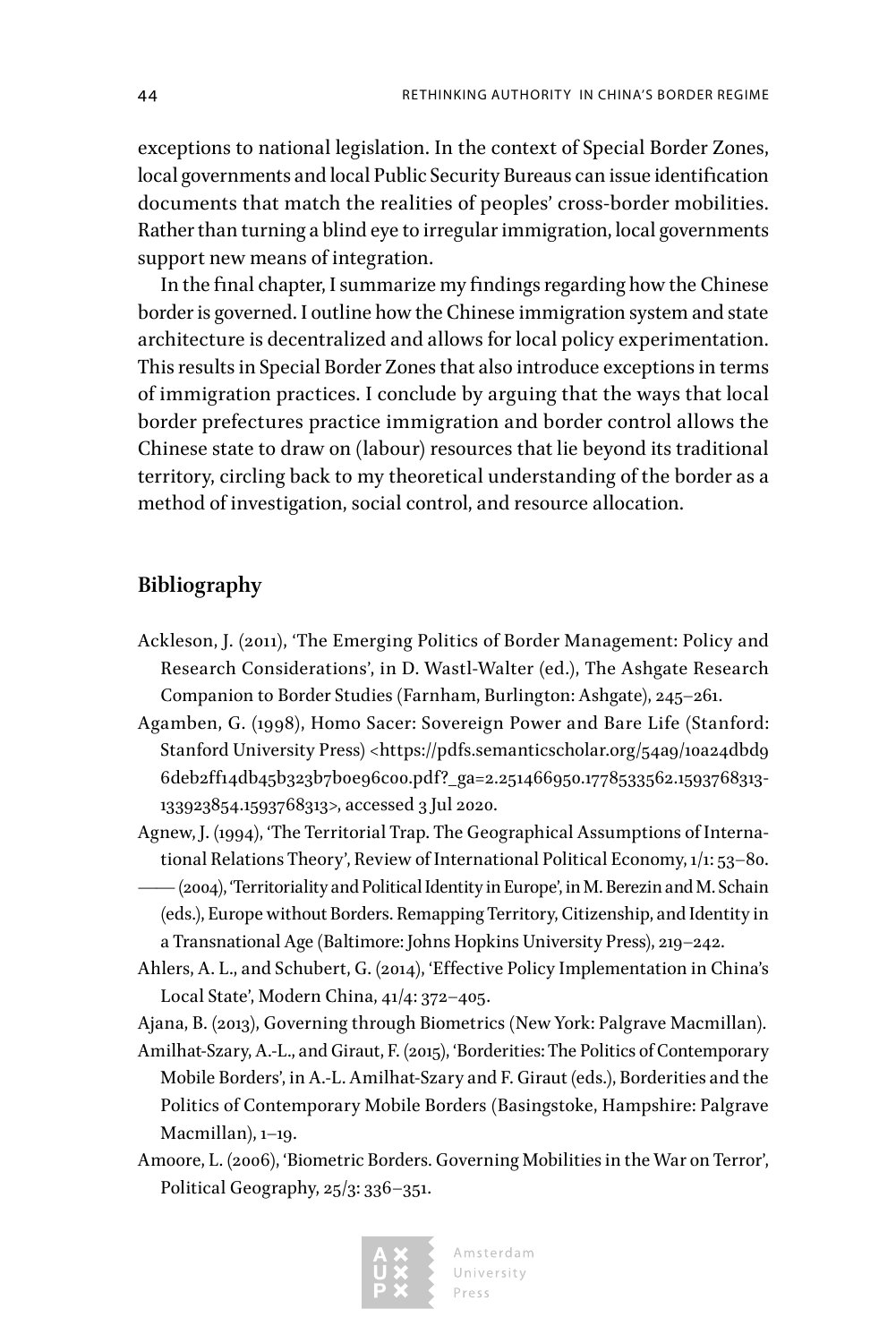exceptions to national legislation. In the context of Special Border Zones, local governments and local Public Security Bureaus can issue identification documents that match the realities of peoples' cross-border mobilities. Rather than turning a blind eye to irregular immigration, local governments support new means of integration.

In the final chapter, I summarize my findings regarding how the Chinese border is governed. I outline how the Chinese immigration system and state architecture is decentralized and allows for local policy experimentation. This results in Special Border Zones that also introduce exceptions in terms of immigration practices. I conclude by arguing that the ways that local border prefectures practice immigration and border control allows the Chinese state to draw on (labour) resources that lie beyond its traditional territory, circling back to my theoretical understanding of the border as a method of investigation, social control, and resource allocation.

## Bibliography

Ackleson, J. (2011), 'The Emerging Politics of Border Management: Policy and Research Considerations', in D. Wastl-Walter (ed.), The Ashgate Research Companion to Border Studies (Farnham, Burlington: Ashgate), 245–261.

Agamben, G. (1998), Homo Sacer: Sovereign Power and Bare Life (Stanford: Stanford University Press) <https://pdfs.semanticscholar.org/54a9/10a24dbd96deb2ff14db45b323b7b0e96c00.pdf?_ga=2.251466950.1778533562.1593768313-133923854.1593768313>, accessed 3 Jul 2020.

Agnew, J. (1994), 'The Territorial Trap. The Geographical Assumptions of International Relations Theory', Review of International Political Economy, 1/1: 53–80.

—— (2004), 'Territoriality and Political Identity in Europe', in M. Berezin and M. Schain (eds.), Europe without Borders. Remapping Territory, Citizenship, and Identity in a Transnational Age (Baltimore: Johns Hopkins University Press), 219–242.

Ahlers, A. L., and Schubert, G. (2014), 'Effective Policy Implementation in China's Local State', Modern China, 41/4: 372–405.

Ajana, B. (2013), Governing through Biometrics (New York: Palgrave Macmillan).

Amilhat-Szary, A.-L., and Giraut, F. (2015), 'Borderities: The Politics of Contemporary Mobile Borders', in A.-L. Amilhat-Szary and F. Giraut (eds.), Borderities and the Politics of Contemporary Mobile Borders (Basingstoke, Hampshire: Palgrave Macmillan), 1–19.

Amoore, L. (2006), 'Biometric Borders. Governing Mobilities in the War on Terror', Political Geography, 25/3: 336–351.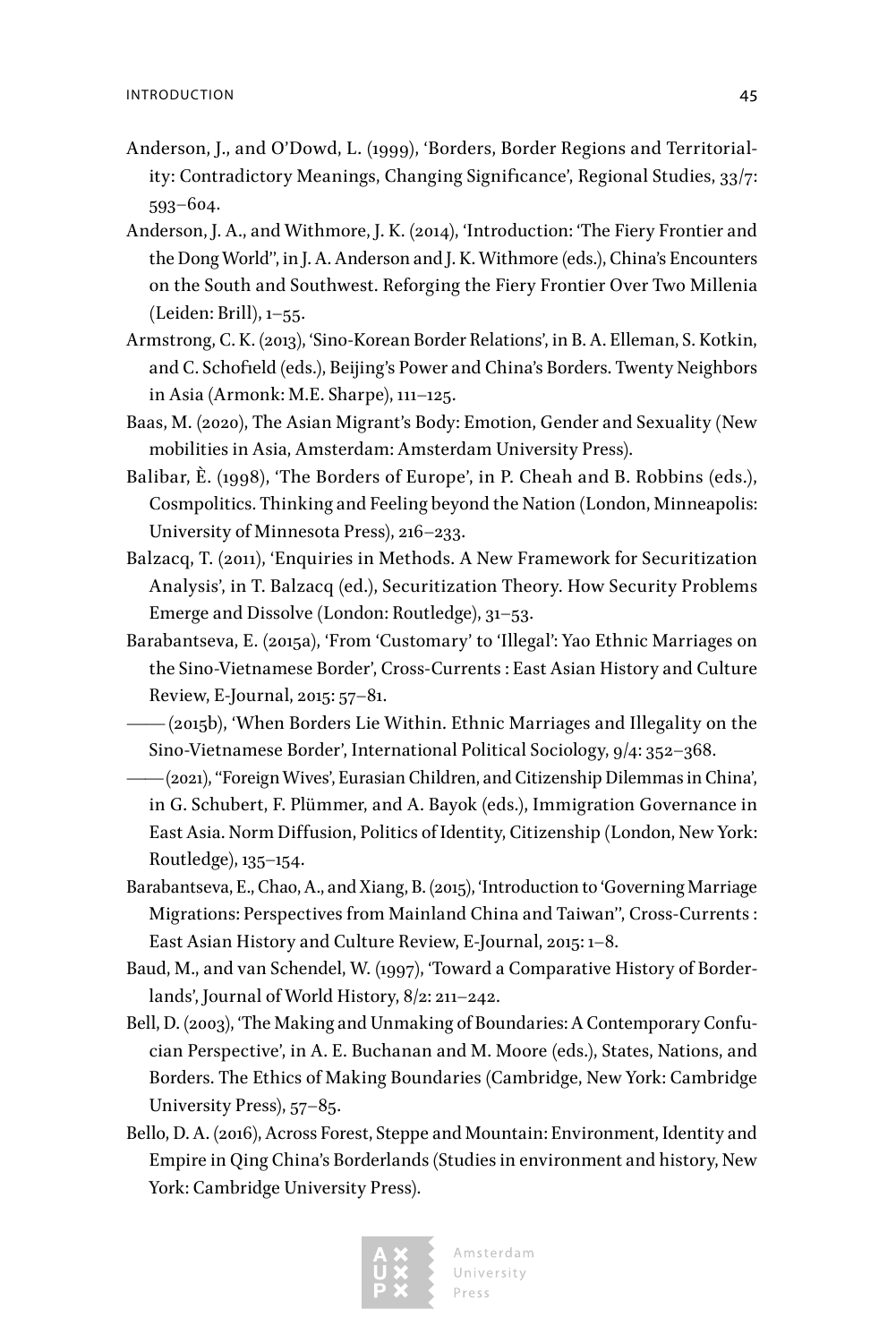Anderson, J., and O'Dowd, L. (1999), 'Borders, Border Regions and Territoriality: Contradictory Meanings, Changing Significance', Regional Studies, 33/7: 593–604.

Anderson, J. A., and Withmore, J. K. (2014), 'Introduction: 'The Fiery Frontier and the Dong World'', in J. A. Anderson and J. K. Withmore (eds.), China's Encounters on the South and Southwest. Reforging the Fiery Frontier Over Two Millenia (Leiden: Brill), 1–55.

Armstrong, C. K. (2013), 'Sino-Korean Border Relations', in B. A. Elleman, S. Kotkin, and C. Schofield (eds.), Beijing's Power and China's Borders. Twenty Neighbors in Asia (Armonk: M.E. Sharpe), 111–125.

Baas, M. (2020), The Asian Migrant's Body: Emotion, Gender and Sexuality (New mobilities in Asia, Amsterdam: Amsterdam University Press).

Balibar, È. (1998), 'The Borders of Europe', in P. Cheah and B. Robbins (eds.), Cosmpolitics. Thinking and Feeling beyond the Nation (London, Minneapolis: University of Minnesota Press), 216–233.

Balzacq, T. (2011), 'Enquiries in Methods. A New Framework for Securitization Analysis', in T. Balzacq (ed.), Securitization Theory. How Security Problems Emerge and Dissolve (London: Routledge), 31–53.

Barabantseva, E. (2015a), 'From 'Customary' to 'Illegal': Yao Ethnic Marriages on the Sino-Vietnamese Border', Cross-Currents : East Asian History and Culture Review, E-Journal, 2015: 57–81.

—— (2015b), 'When Borders Lie Within. Ethnic Marriages and Illegality on the Sino-Vietnamese Border', International Political Sociology, 9/4: 352–368.

—— (2021), ''Foreign Wives', Eurasian Children, and Citizenship Dilemmas in China', in G. Schubert, F. Plümmer, and A. Bayok (eds.), Immigration Governance in East Asia. Norm Diffusion, Politics of Identity, Citizenship (London, New York: Routledge), 135–154.

Barabantseva, E., Chao, A., and Xiang, B. (2015), 'Introduction to 'Governing Marriage Migrations: Perspectives from Mainland China and Taiwan'', Cross-Currents : East Asian History and Culture Review, E-Journal, 2015: 1–8.

Baud, M., and van Schendel, W. (1997), 'Toward a Comparative History of Borderlands', Journal of World History, 8/2: 211–242.

Bell, D. (2003), 'The Making and Unmaking of Boundaries: A Contemporary Confucian Perspective', in A. E. Buchanan and M. Moore (eds.), States, Nations, and Borders. The Ethics of Making Boundaries (Cambridge, New York: Cambridge University Press), 57–85.

Bello, D. A. (2016), Across Forest, Steppe and Mountain: Environment, Identity and Empire in Qing China's Borderlands (Studies in environment and history, New York: Cambridge University Press).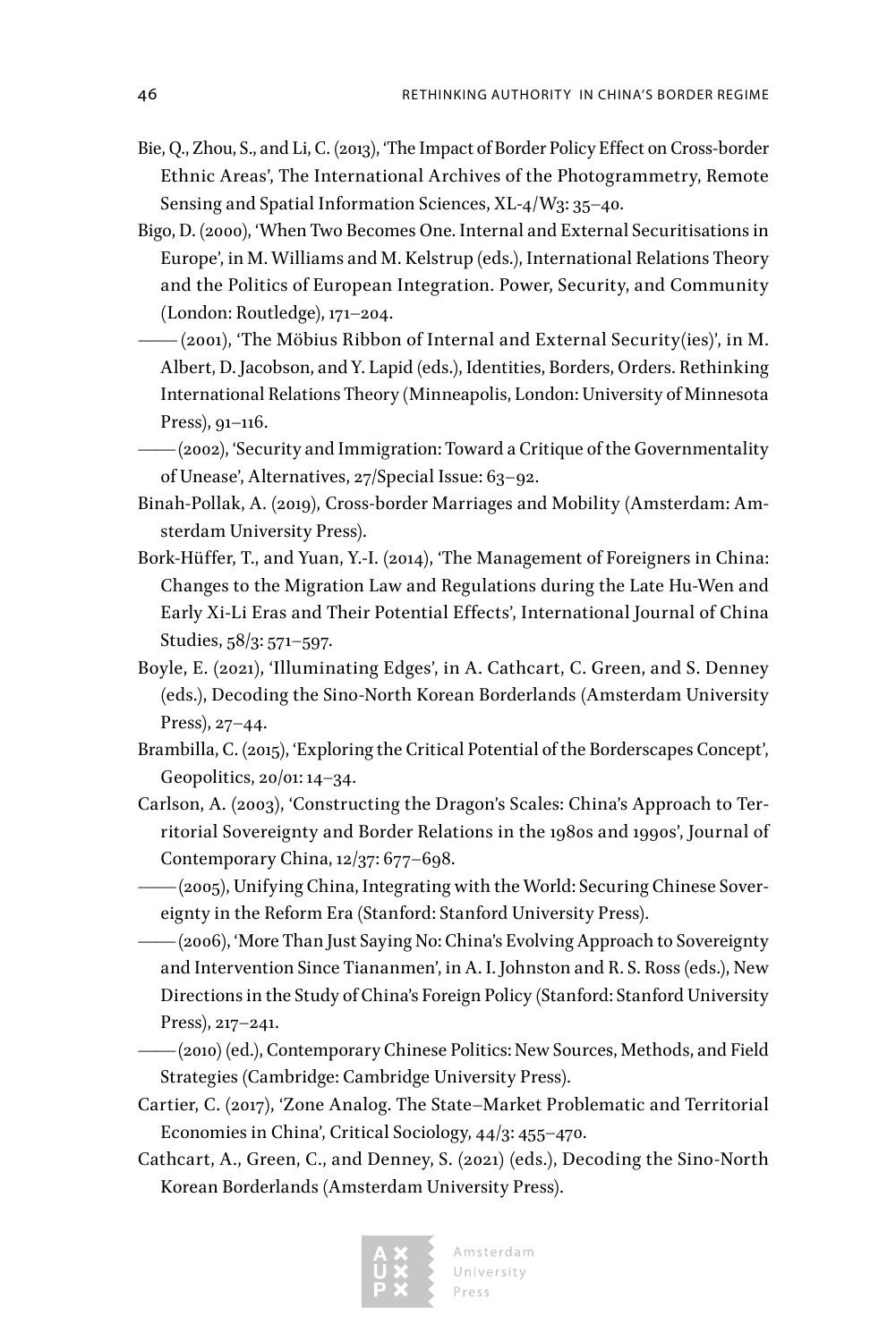Bie, Q., Zhou, S., and Li, C. (2013), 'The Impact of Border Policy Effect on Cross-border Ethnic Areas', The International Archives of the Photogrammetry, Remote Sensing and Spatial Information Sciences, XL-4/W3: 35–40.

Bigo, D. (2000), 'When Two Becomes One. Internal and External Securitisations in Europe', in M. Williams and M. Kelstrup (eds.), International Relations Theory and the Politics of European Integration. Power, Security, and Community (London: Routledge), 171–204.

—— (2001), 'The Möbius Ribbon of Internal and External Security(ies)', in M. Albert, D. Jacobson, and Y. Lapid (eds.), Identities, Borders, Orders. Rethinking International Relations Theory (Minneapolis, London: University of Minnesota Press), 91–116.

—— (2002), 'Security and Immigration: Toward a Critique of the Governmentality of Unease', Alternatives, 27/Special Issue: 63–92.

Binah-Pollak, A. (2019), Cross-border Marriages and Mobility (Amsterdam: Amsterdam University Press).

Bork-Hüffer, T., and Yuan, Y.-I. (2014), 'The Management of Foreigners in China: Changes to the Migration Law and Regulations during the Late Hu-Wen and Early Xi-Li Eras and Their Potential Effects', International Journal of China Studies, 58/3: 571–597.

Boyle, E. (2021), 'Illuminating Edges', in A. Cathcart, C. Green, and S. Denney (eds.), Decoding the Sino-North Korean Borderlands (Amsterdam University Press), 27–44.

Brambilla, C. (2015), 'Exploring the Critical Potential of the Borderscapes Concept', Geopolitics, 20/01: 14–34.

Carlson, A. (2003), 'Constructing the Dragon's Scales: China's Approach to Territorial Sovereignty and Border Relations in the 1980s and 1990s', Journal of Contemporary China, 12/37: 677–698.

—— (2005), Unifying China, Integrating with the World: Securing Chinese Sovereignty in the Reform Era (Stanford: Stanford University Press).

—— (2006), 'More Than Just Saying No: China's Evolving Approach to Sovereignty and Intervention Since Tiananmen', in A. I. Johnston and R. S. Ross (eds.), New Directions in the Study of China's Foreign Policy (Stanford: Stanford University Press), 217–241.

—— (2010) (ed.), Contemporary Chinese Politics: New Sources, Methods, and Field Strategies (Cambridge: Cambridge University Press).

Cartier, C. (2017), 'Zone Analog. The State–Market Problematic and Territorial Economies in China', Critical Sociology, 44/3: 455–470.

Cathcart, A., Green, C., and Denney, S. (2021) (eds.), Decoding the Sino-North Korean Borderlands (Amsterdam University Press).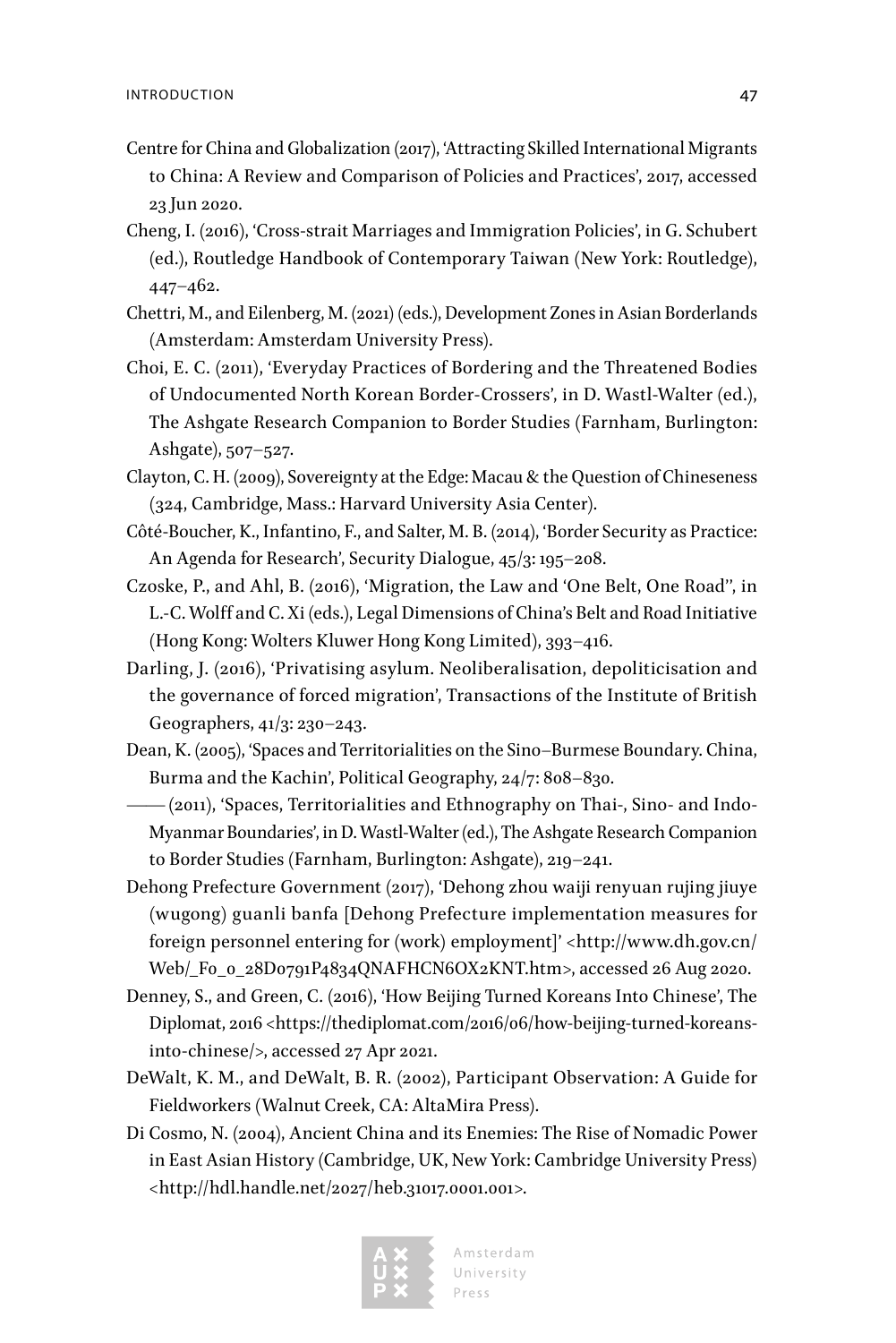Centre for China and Globalization (2017), 'Attracting Skilled International Migrants to China: A Review and Comparison of Policies and Practices', 2017, accessed 23 Jun 2020.

Cheng, I. (2016), 'Cross-strait Marriages and Immigration Policies', in G. Schubert (ed.), Routledge Handbook of Contemporary Taiwan (New York: Routledge), 447–462.

Chettri, M., and Eilenberg, M. (2021) (eds.), Development Zones in Asian Borderlands (Amsterdam: Amsterdam University Press).

Choi, E. C. (2011), 'Everyday Practices of Bordering and the Threatened Bodies of Undocumented North Korean Border-Crossers', in D. Wastl-Walter (ed.), The Ashgate Research Companion to Border Studies (Farnham, Burlington: Ashgate), 507–527.

Clayton, C. H. (2009), Sovereignty at the Edge: Macau & the Question of Chineseness (324, Cambridge, Mass.: Harvard University Asia Center).

Côté-Boucher, K., Infantino, F., and Salter, M. B. (2014), 'Border Security as Practice: An Agenda for Research', Security Dialogue, 45/3: 195–208.

Czoske, P., and Ahl, B. (2016), 'Migration, the Law and 'One Belt, One Road'', in L.-C. Wolff and C. Xi (eds.), Legal Dimensions of China's Belt and Road Initiative (Hong Kong: Wolters Kluwer Hong Kong Limited), 393–416.

Darling, J. (2016), 'Privatising asylum. Neoliberalisation, depoliticisation and the governance of forced migration', Transactions of the Institute of British Geographers, 41/3: 230–243.

Dean, K. (2005), 'Spaces and Territorialities on the Sino–Burmese Boundary. China, Burma and the Kachin', Political Geography, 24/7: 808–830.

—— (2011), 'Spaces, Territorialities and Ethnography on Thai-, Sino- and Indo-Myanmar Boundaries', in D. Wastl-Walter (ed.), The Ashgate Research Companion to Border Studies (Farnham, Burlington: Ashgate), 219–241.

Dehong Prefecture Government (2017), 'Dehong zhou waiji renyuan rujing jiuye (wugong) guanli banfa [Dehong Prefecture implementation measures for foreign personnel entering for (work) employment]' <http://www.dh.gov.cn/Web/_F0_0_28D0791P4834QNAFHCN6OX2KNT.htm>, accessed 26 Aug 2020.

Denney, S., and Green, C. (2016), 'How Beijing Turned Koreans Into Chinese', The Diplomat, 2016 <https://thediplomat.com/2016/06/how-beijing-turned-koreans-into-chinese/>, accessed 27 Apr 2021.

DeWalt, K. M., and DeWalt, B. R. (2002), Participant Observation: A Guide for Fieldworkers (Walnut Creek, CA: AltaMira Press).

Di Cosmo, N. (2004), Ancient China and its Enemies: The Rise of Nomadic Power in East Asian History (Cambridge, UK, New York: Cambridge University Press) <http://hdl.handle.net/2027/heb.31017.0001.001>.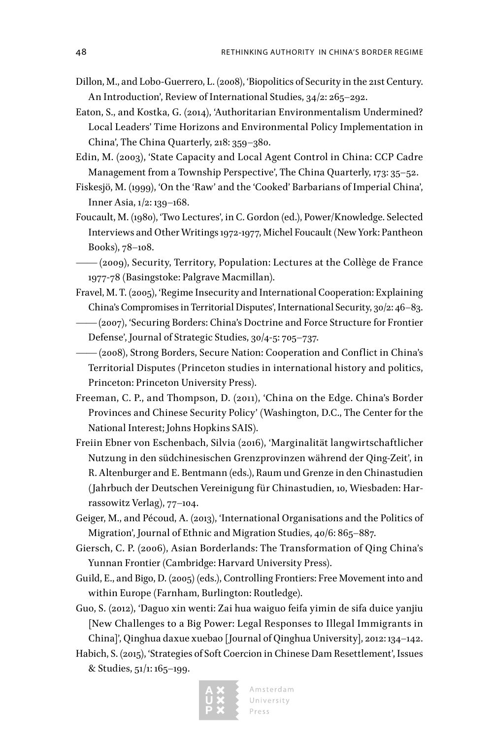Dillon, M., and Lobo-Guerrero, L. (2008), 'Biopolitics of Security in the 21st Century. An Introduction', Review of International Studies, 34/2: 265–292.

Eaton, S., and Kostka, G. (2014), 'Authoritarian Environmentalism Undermined? Local Leaders' Time Horizons and Environmental Policy Implementation in China', The China Quarterly, 218: 359–380.

Edin, M. (2003), 'State Capacity and Local Agent Control in China: CCP Cadre Management from a Township Perspective', The China Quarterly, 173: 35–52.

Fiskesjö, M. (1999), 'On the 'Raw' and the 'Cooked' Barbarians of Imperial China', Inner Asia, 1/2: 139–168.

Foucault, M. (1980), 'Two Lectures', in C. Gordon (ed.), Power/Knowledge. Selected Interviews and Other Writings 1972-1977, Michel Foucault (New York: Pantheon Books), 78–108.

—— (2009), Security, Territory, Population: Lectures at the Collège de France 1977-78 (Basingstoke: Palgrave Macmillan).

Fravel, M. T. (2005), 'Regime Insecurity and International Cooperation: Explaining China's Compromises in Territorial Disputes', International Security, 30/2: 46–83.

—— (2007), 'Securing Borders: China's Doctrine and Force Structure for Frontier Defense', Journal of Strategic Studies, 30/4-5: 705–737.

—— (2008), Strong Borders, Secure Nation: Cooperation and Conflict in China's Territorial Disputes (Princeton studies in international history and politics, Princeton: Princeton University Press).

Freeman, C. P., and Thompson, D. (2011), 'China on the Edge. China's Border Provinces and Chinese Security Policy' (Washington, D.C., The Center for the National Interest; Johns Hopkins SAIS).

Freiin Ebner von Eschenbach, Silvia (2016), 'Marginalität langwirtschaftlicher Nutzung in den südchinesischen Grenzprovinzen während der Qing-Zeit', in R. Altenburger and E. Bentmann (eds.), Raum und Grenze in den Chinastudien (Jahrbuch der Deutschen Vereinigung für Chinastudien, 10, Wiesbaden: Harrassowitz Verlag), 77–104.

Geiger, M., and Pécoud, A. (2013), 'International Organisations and the Politics of Migration', Journal of Ethnic and Migration Studies, 40/6: 865–887.

Giersch, C. P. (2006), Asian Borderlands: The Transformation of Qing China's Yunnan Frontier (Cambridge: Harvard University Press).

Guild, E., and Bigo, D. (2005) (eds.), Controlling Frontiers: Free Movement into and within Europe (Farnham, Burlington: Routledge).

Guo, S. (2012), 'Daguo xin wenti: Zai hua waiguo feifa yimin de sifa duice yanjiu [New Challenges to a Big Power: Legal Responses to Illegal Immigrants in China]', Qinghua daxue xuebao [Journal of Qinghua University], 2012: 134–142.

Habich, S. (2015), 'Strategies of Soft Coercion in Chinese Dam Resettlement', Issues & Studies, 51/1: 165–199.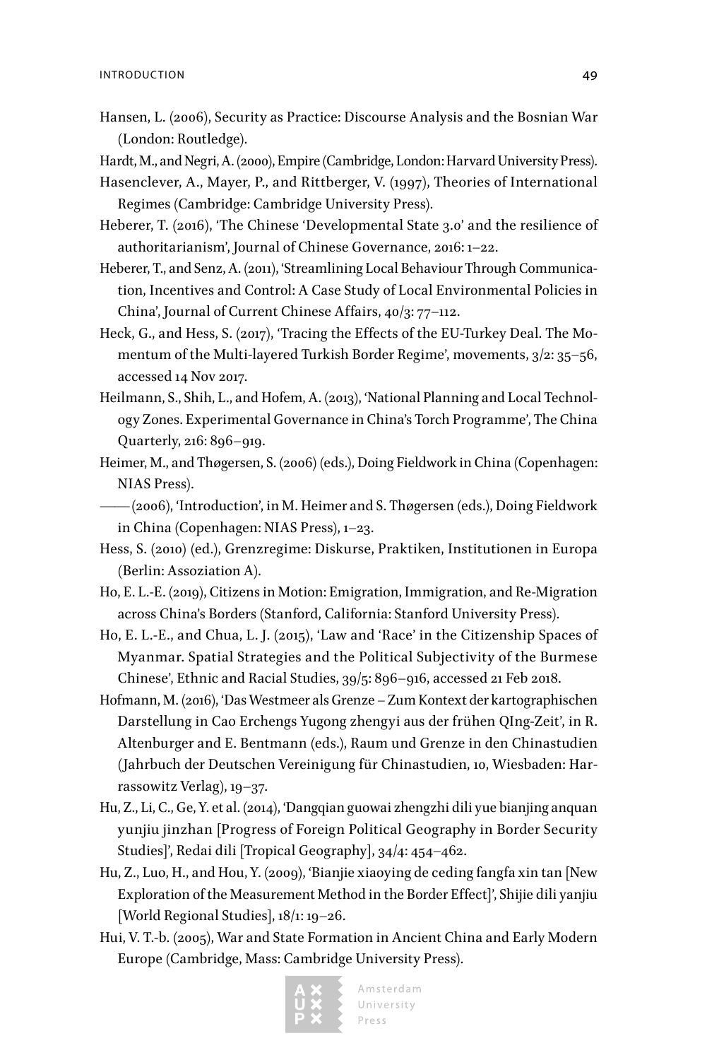Hansen, L. (2006), Security as Practice: Discourse Analysis and the Bosnian War (London: Routledge).

Hardt, M., and Negri, A. (2000), Empire (Cambridge, London: Harvard University Press).

Hasenclever, A., Mayer, P., and Rittberger, V. (1997), Theories of International Regimes (Cambridge: Cambridge University Press).

Heberer, T. (2016), 'The Chinese 'Developmental State 3.0' and the resilience of authoritarianism', Journal of Chinese Governance, 2016: 1–22.

Heberer, T., and Senz, A. (2011), 'Streamlining Local Behaviour Through Communication, Incentives and Control: A Case Study of Local Environmental Policies in China', Journal of Current Chinese Affairs, 40/3: 77–112.

Heck, G., and Hess, S. (2017), 'Tracing the Effects of the EU-Turkey Deal. The Momentum of the Multi-layered Turkish Border Regime', movements, 3/2: 35–56, accessed 14 Nov 2017.

Heilmann, S., Shih, L., and Hofem, A. (2013), 'National Planning and Local Technology Zones. Experimental Governance in China's Torch Programme', The China Quarterly, 216: 896–919.

Heimer, M., and Thøgersen, S. (2006) (eds.), Doing Fieldwork in China (Copenhagen: NIAS Press).

—— (2006), 'Introduction', in M. Heimer and S. Thøgersen (eds.), Doing Fieldwork in China (Copenhagen: NIAS Press), 1–23.

Hess, S. (2010) (ed.), Grenzregime: Diskurse, Praktiken, Institutionen in Europa (Berlin: Assoziation A).

Ho, E. L.-E. (2019), Citizens in Motion: Emigration, Immigration, and Re-Migration across China's Borders (Stanford, California: Stanford University Press).

Ho, E. L.-E., and Chua, L. J. (2015), 'Law and 'Race' in the Citizenship Spaces of Myanmar. Spatial Strategies and the Political Subjectivity of the Burmese Chinese', Ethnic and Racial Studies, 39/5: 896–916, accessed 21 Feb 2018.

Hofmann, M. (2016), 'Das Westmeer als Grenze – Zum Kontext der kartographischen Darstellung in Cao Erchengs Yugong zhengyi aus der frühen QIng-Zeit', in R. Altenburger and E. Bentmann (eds.), Raum und Grenze in den Chinastudien (Jahrbuch der Deutschen Vereinigung für Chinastudien, 10, Wiesbaden: Harrassowitz Verlag), 19–37.

Hu, Z., Li, C., Ge, Y. et al. (2014), 'Dangqian guowai zhengzhi dili yue bianjing anquan yunjiu jinzhan [Progress of Foreign Political Geography in Border Security Studies]', Redai dili [Tropical Geography], 34/4: 454–462.

Hu, Z., Luo, H., and Hou, Y. (2009), 'Bianjie xiaoying de ceding fangfa xin tan [New Exploration of the Measurement Method in the Border Effect]', Shijie dili yanjiu [World Regional Studies], 18/1: 19–26.

Hui, V. T.-b. (2005), War and State Formation in Ancient China and Early Modern Europe (Cambridge, Mass: Cambridge University Press).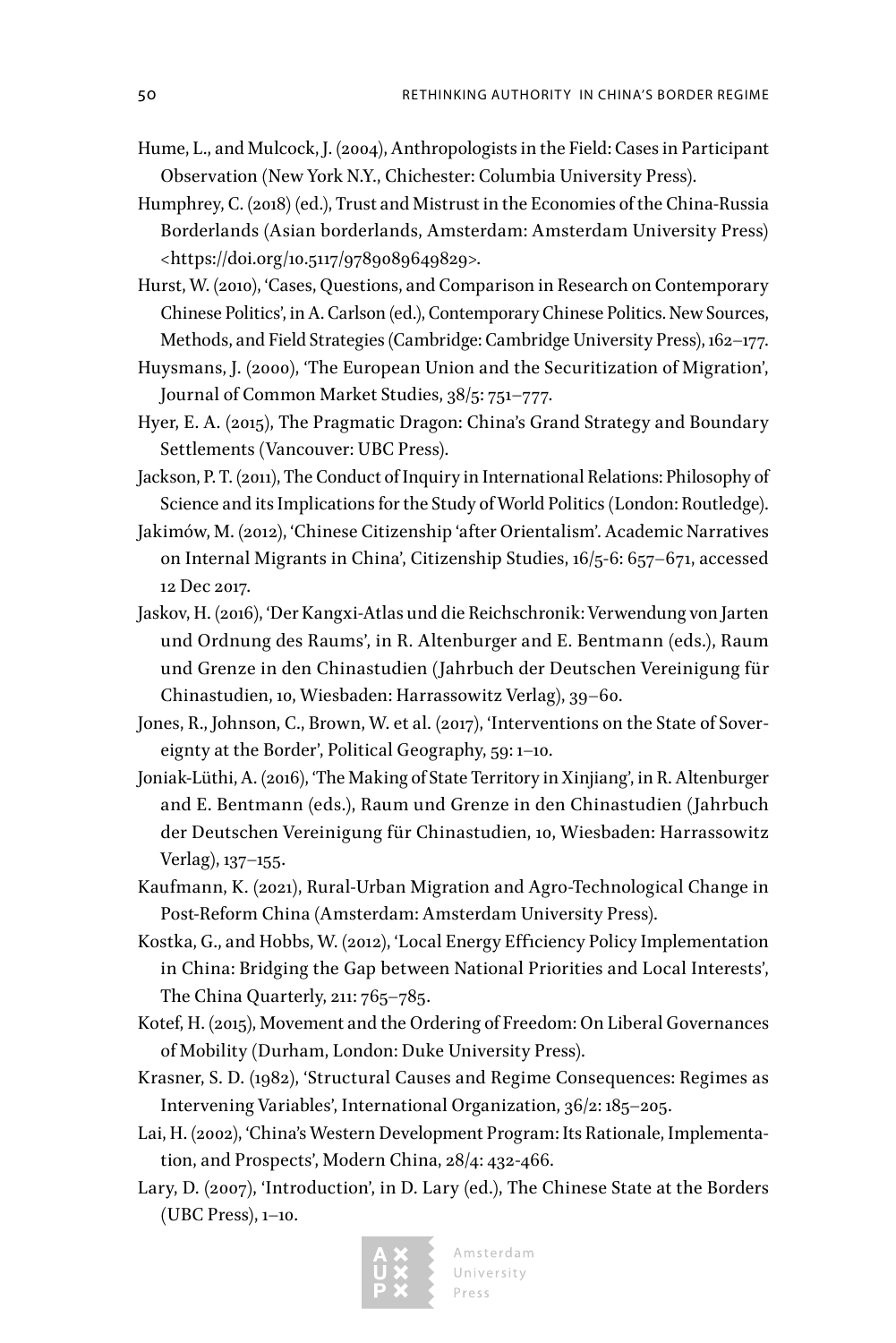Hume, L., and Mulcock, J. (2004), Anthropologists in the Field: Cases in Participant Observation (New York N.Y., Chichester: Columbia University Press).

Humphrey, C. (2018) (ed.), Trust and Mistrust in the Economies of the China-Russia Borderlands (Asian borderlands, Amsterdam: Amsterdam University Press) <https://doi.org/10.5117/9789089649829>.

Hurst, W. (2010), 'Cases, Questions, and Comparison in Research on Contemporary Chinese Politics', in A. Carlson (ed.), Contemporary Chinese Politics. New Sources, Methods, and Field Strategies (Cambridge: Cambridge University Press), 162–177.

Huysmans, J. (2000), 'The European Union and the Securitization of Migration', Journal of Common Market Studies, 38/5: 751–777.

Hyer, E. A. (2015), The Pragmatic Dragon: China's Grand Strategy and Boundary Settlements (Vancouver: UBC Press).

Jackson, P. T. (2011), The Conduct of Inquiry in International Relations: Philosophy of Science and its Implications for the Study of World Politics (London: Routledge).

Jakimów, M. (2012), 'Chinese Citizenship 'after Orientalism'. Academic Narratives on Internal Migrants in China', Citizenship Studies, 16/5-6: 657–671, accessed 12 Dec 2017.

Jaskov, H. (2016), 'Der Kangxi-Atlas und die Reichschronik: Verwendung von Jarten und Ordnung des Raums', in R. Altenburger and E. Bentmann (eds.), Raum und Grenze in den Chinastudien (Jahrbuch der Deutschen Vereinigung für Chinastudien, 10, Wiesbaden: Harrassowitz Verlag), 39–60.

Jones, R., Johnson, C., Brown, W. et al. (2017), 'Interventions on the State of Sovereignty at the Border', Political Geography, 59: 1–10.

Joniak-Lüthi, A. (2016), 'The Making of State Territory in Xinjiang', in R. Altenburger and E. Bentmann (eds.), Raum und Grenze in den Chinastudien (Jahrbuch der Deutschen Vereinigung für Chinastudien, 10, Wiesbaden: Harrassowitz Verlag), 137–155.

Kaufmann, K. (2021), Rural-Urban Migration and Agro-Technological Change in Post-Reform China (Amsterdam: Amsterdam University Press).

Kostka, G., and Hobbs, W. (2012), 'Local Energy Efficiency Policy Implementation in China: Bridging the Gap between National Priorities and Local Interests', The China Quarterly, 211: 765–785.

Kotef, H. (2015), Movement and the Ordering of Freedom: On Liberal Governances of Mobility (Durham, London: Duke University Press).

Krasner, S. D. (1982), 'Structural Causes and Regime Consequences: Regimes as Intervening Variables', International Organization, 36/2: 185–205.

Lai, H. (2002), 'China's Western Development Program: Its Rationale, Implementation, and Prospects', Modern China, 28/4: 432-466.

Lary, D. (2007), 'Introduction', in D. Lary (ed.), The Chinese State at the Borders (UBC Press), 1–10.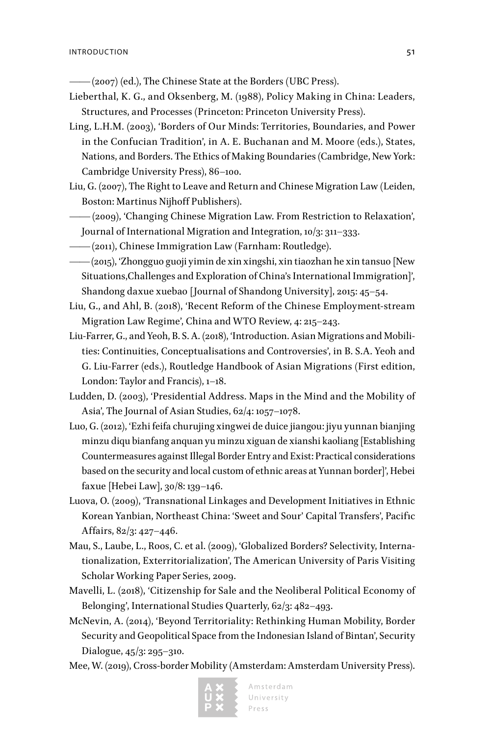—— (2007) (ed.), The Chinese State at the Borders (UBC Press).

Lieberthal, K. G., and Oksenberg, M. (1988), Policy Making in China: Leaders, Structures, and Processes (Princeton: Princeton University Press).

Ling, L.H.M. (2003), 'Borders of Our Minds: Territories, Boundaries, and Power in the Confucian Tradition', in A. E. Buchanan and M. Moore (eds.), States, Nations, and Borders. The Ethics of Making Boundaries (Cambridge, New York: Cambridge University Press), 86–100.

Liu, G. (2007), The Right to Leave and Return and Chinese Migration Law (Leiden, Boston: Martinus Nijhoff Publishers).

—— (2009), 'Changing Chinese Migration Law. From Restriction to Relaxation', Journal of International Migration and Integration, 10/3: 311–333.

—— (2011), Chinese Immigration Law (Farnham: Routledge).

—— (2015), 'Zhongguo guoji yimin de xin xingshi, xin tiaozhan he xin tansuo [New Situations,Challenges and Exploration of China's International Immigration]', Shandong daxue xuebao [Journal of Shandong University], 2015: 45–54.

Liu, G., and Ahl, B. (2018), 'Recent Reform of the Chinese Employment-stream Migration Law Regime', China and WTO Review, 4: 215–243.

Liu-Farrer, G., and Yeoh, B. S. A. (2018), 'Introduction. Asian Migrations and Mobilities: Continuities, Conceptualisations and Controversies', in B. S.A. Yeoh and G. Liu-Farrer (eds.), Routledge Handbook of Asian Migrations (First edition, London: Taylor and Francis), 1–18.

Ludden, D. (2003), 'Presidential Address. Maps in the Mind and the Mobility of Asia', The Journal of Asian Studies, 62/4: 1057–1078.

Luo, G. (2012), 'Ezhi feifa churujing xingwei de duice jiangou: jiyu yunnan bianjing minzu diqu bianfang anquan yu minzu xiguan de xianshi kaoliang [Establishing Countermeasures against Illegal Border Entry and Exist: Practical considerations based on the security and local custom of ethnic areas at Yunnan border]', Hebei faxue [Hebei Law], 30/8: 139–146.

Luova, O. (2009), 'Transnational Linkages and Development Initiatives in Ethnic Korean Yanbian, Northeast China: 'Sweet and Sour' Capital Transfers', Pacific Affairs, 82/3: 427–446.

Mau, S., Laube, L., Roos, C. et al. (2009), 'Globalized Borders? Selectivity, Internationalization, Exterritorialization', The American University of Paris Visiting Scholar Working Paper Series, 2009.

Mavelli, L. (2018), 'Citizenship for Sale and the Neoliberal Political Economy of Belonging', International Studies Quarterly, 62/3: 482–493.

McNevin, A. (2014), 'Beyond Territoriality: Rethinking Human Mobility, Border Security and Geopolitical Space from the Indonesian Island of Bintan', Security Dialogue, 45/3: 295–310.

Mee, W. (2019), Cross-border Mobility (Amsterdam: Amsterdam University Press).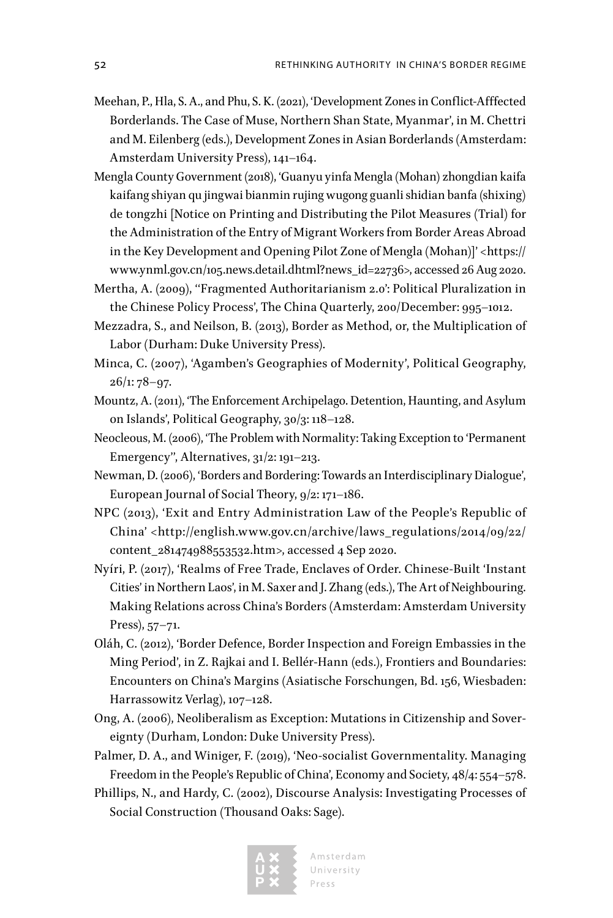Meehan, P., Hla, S. A., and Phu, S. K. (2021), 'Development Zones in Conflict-Afffected Borderlands. The Case of Muse, Northern Shan State, Myanmar', in M. Chettri and M. Eilenberg (eds.), Development Zones in Asian Borderlands (Amsterdam: Amsterdam University Press), 141–164.

Mengla County Government (2018), 'Guanyu yinfa Mengla (Mohan) zhongdian kaifa kaifang shiyan qu jingwai bianmin rujing wugong guanli shidian banfa (shixing) de tongzhi [Notice on Printing and Distributing the Pilot Measures (Trial) for the Administration of the Entry of Migrant Workers from Border Areas Abroad in the Key Development and Opening Pilot Zone of Mengla (Mohan)]' <https://www.ynml.gov.cn/105.news.detail.dhtml?news_id=22736>, accessed 26 Aug 2020.

Mertha, A. (2009), ''Fragmented Authoritarianism 2.0': Political Pluralization in the Chinese Policy Process', The China Quarterly, 200/December: 995–1012.

Mezzadra, S., and Neilson, B. (2013), Border as Method, or, the Multiplication of Labor (Durham: Duke University Press).

Minca, C. (2007), 'Agamben's Geographies of Modernity', Political Geography, 26/1: 78–97.

Mountz, A. (2011), 'The Enforcement Archipelago. Detention, Haunting, and Asylum on Islands', Political Geography, 30/3: 118–128.

Neocleous, M. (2006), 'The Problem with Normality: Taking Exception to 'Permanent Emergency'', Alternatives, 31/2: 191–213.

Newman, D. (2006), 'Borders and Bordering: Towards an Interdisciplinary Dialogue', European Journal of Social Theory, 9/2: 171–186.

NPC (2013), 'Exit and Entry Administration Law of the People's Republic of China' <http://english.www.gov.cn/archive/laws_regulations/2014/09/22/content_281474988553532.htm>, accessed 4 Sep 2020.

Nyíri, P. (2017), 'Realms of Free Trade, Enclaves of Order. Chinese-Built 'Instant Cities' in Northern Laos', in M. Saxer and J. Zhang (eds.), The Art of Neighbouring. Making Relations across China's Borders (Amsterdam: Amsterdam University Press), 57–71.

Oláh, C. (2012), 'Border Defence, Border Inspection and Foreign Embassies in the Ming Period', in Z. Rajkai and I. Bellér-Hann (eds.), Frontiers and Boundaries: Encounters on China's Margins (Asiatische Forschungen, Bd. 156, Wiesbaden: Harrassowitz Verlag), 107–128.

Ong, A. (2006), Neoliberalism as Exception: Mutations in Citizenship and Sovereignty (Durham, London: Duke University Press).

Palmer, D. A., and Winiger, F. (2019), 'Neo-socialist Governmentality. Managing Freedom in the People's Republic of China', Economy and Society, 48/4: 554–578.

Phillips, N., and Hardy, C. (2002), Discourse Analysis: Investigating Processes of Social Construction (Thousand Oaks: Sage).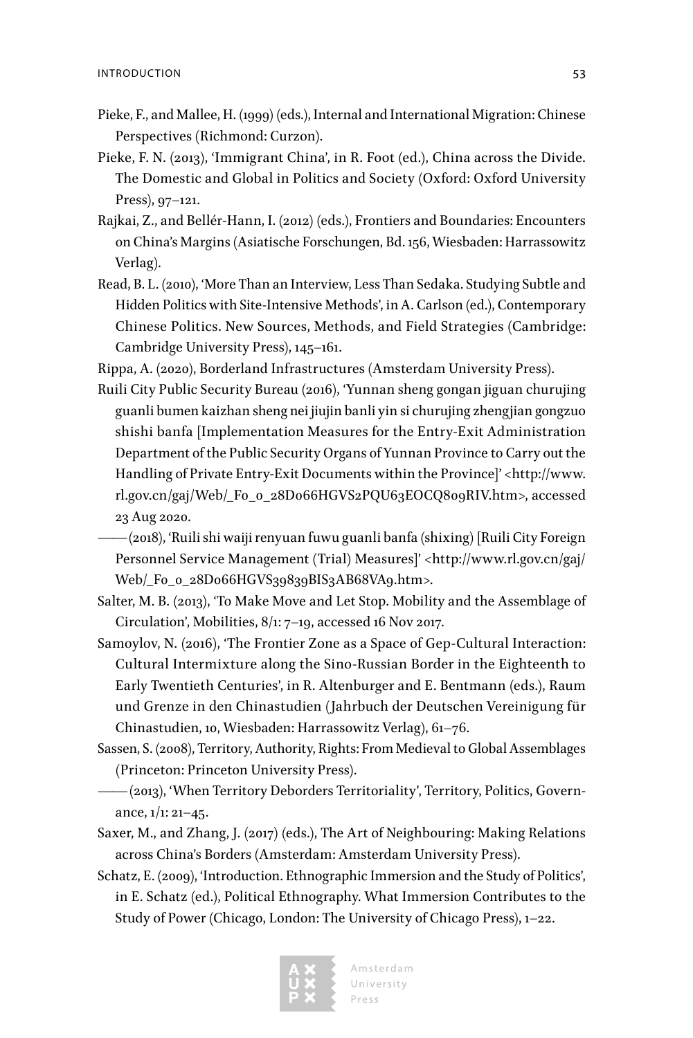Pieke, F., and Mallee, H. (1999) (eds.), Internal and International Migration: Chinese Perspectives (Richmond: Curzon).

Pieke, F. N. (2013), 'Immigrant China', in R. Foot (ed.), China across the Divide. The Domestic and Global in Politics and Society (Oxford: Oxford University Press), 97–121.

Rajkai, Z., and Bellér-Hann, I. (2012) (eds.), Frontiers and Boundaries: Encounters on China's Margins (Asiatische Forschungen, Bd. 156, Wiesbaden: Harrassowitz Verlag).

Read, B. L. (2010), 'More Than an Interview, Less Than Sedaka. Studying Subtle and Hidden Politics with Site-Intensive Methods', in A. Carlson (ed.), Contemporary Chinese Politics. New Sources, Methods, and Field Strategies (Cambridge: Cambridge University Press), 145–161.

Rippa, A. (2020), Borderland Infrastructures (Amsterdam University Press).

Ruili City Public Security Bureau (2016), 'Yunnan sheng gongan jiguan churujing guanli bumen kaizhan sheng nei jiujin banli yin si churujing zhengjian gongzuo shishi banfa [Implementation Measures for the Entry-Exit Administration Department of the Public Security Organs of Yunnan Province to Carry out the Handling of Private Entry-Exit Documents within the Province]' <http://www.rl.gov.cn/gaj/Web/_F0_0_28D066HGVS2PQU63EOCQ809RIV.htm>, accessed 23 Aug 2020.

—— (2018), 'Ruili shi waiji renyuan fuwu guanli banfa (shixing) [Ruili City Foreign Personnel Service Management (Trial) Measures]' <http://www.rl.gov.cn/gaj/Web/_F0_0_28D066HGVS39839BIS3AB68VA9.htm>.

Salter, M. B. (2013), 'To Make Move and Let Stop. Mobility and the Assemblage of Circulation', Mobilities, 8/1: 7–19, accessed 16 Nov 2017.

Samoylov, N. (2016), 'The Frontier Zone as a Space of Gep-Cultural Interaction: Cultural Intermixture along the Sino-Russian Border in the Eighteenth to Early Twentieth Centuries', in R. Altenburger and E. Bentmann (eds.), Raum und Grenze in den Chinastudien (Jahrbuch der Deutschen Vereinigung für Chinastudien, 10, Wiesbaden: Harrassowitz Verlag), 61–76.

Sassen, S. (2008), Territory, Authority, Rights: From Medieval to Global Assemblages (Princeton: Princeton University Press).

—— (2013), 'When Territory Deborders Territoriality', Territory, Politics, Governance, 1/1: 21–45.

Saxer, M., and Zhang, J. (2017) (eds.), The Art of Neighbouring: Making Relations across China's Borders (Amsterdam: Amsterdam University Press).

Schatz, E. (2009), 'Introduction. Ethnographic Immersion and the Study of Politics', in E. Schatz (ed.), Political Ethnography. What Immersion Contributes to the Study of Power (Chicago, London: The University of Chicago Press), 1–22.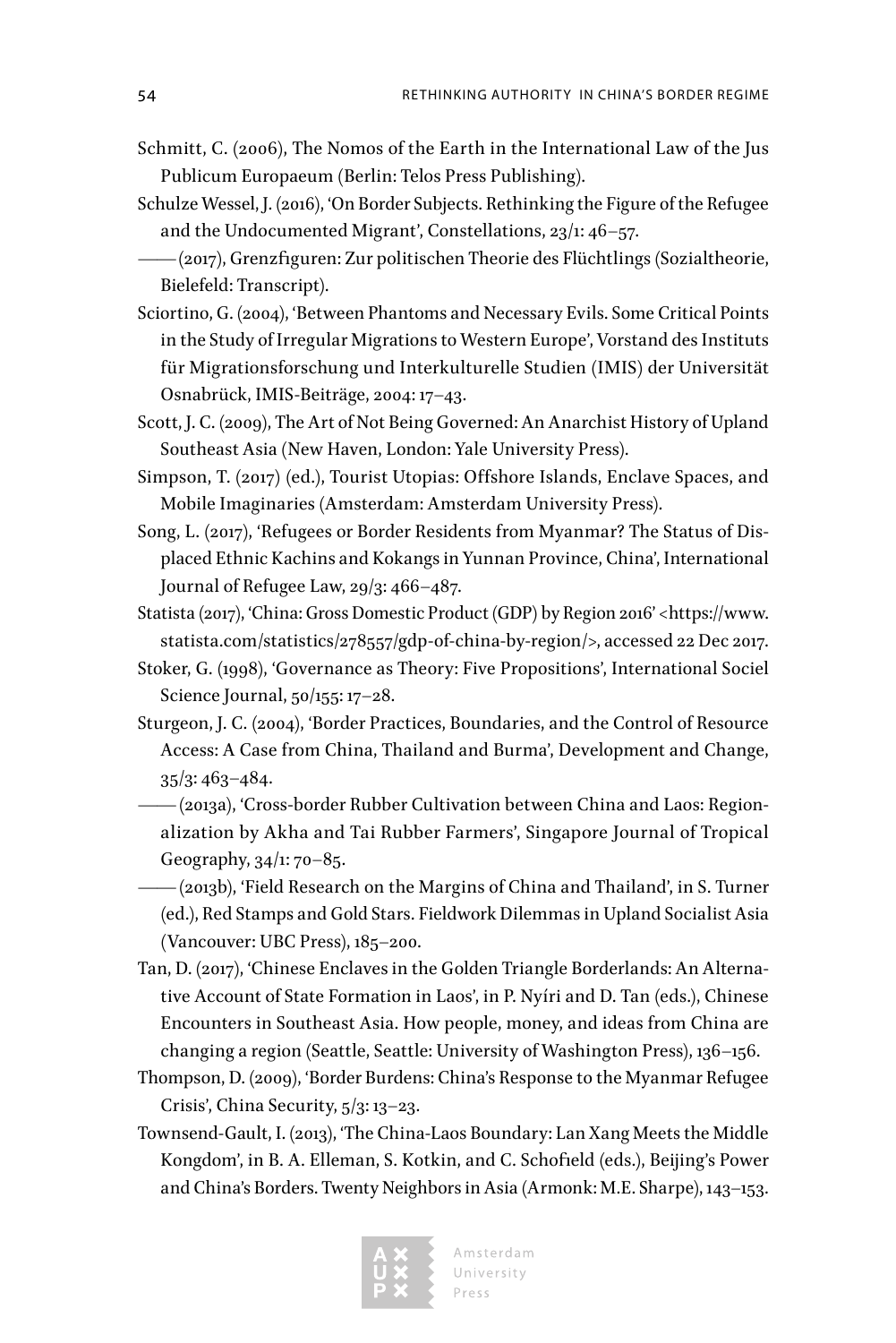Schmitt, C. (2006), The Nomos of the Earth in the International Law of the Jus Publicum Europaeum (Berlin: Telos Press Publishing).

Schulze Wessel, J. (2016), 'On Border Subjects. Rethinking the Figure of the Refugee and the Undocumented Migrant', Constellations, 23/1: 46–57.

—— (2017), Grenzfiguren: Zur politischen Theorie des Flüchtlings (Sozialtheorie, Bielefeld: Transcript).

Sciortino, G. (2004), 'Between Phantoms and Necessary Evils. Some Critical Points in the Study of Irregular Migrations to Western Europe', Vorstand des Instituts für Migrationsforschung und Interkulturelle Studien (IMIS) der Universität Osnabrück, IMIS-Beiträge, 2004: 17–43.

Scott, J. C. (2009), The Art of Not Being Governed: An Anarchist History of Upland Southeast Asia (New Haven, London: Yale University Press).

Simpson, T. (2017) (ed.), Tourist Utopias: Offshore Islands, Enclave Spaces, and Mobile Imaginaries (Amsterdam: Amsterdam University Press).

Song, L. (2017), 'Refugees or Border Residents from Myanmar? The Status of Displaced Ethnic Kachins and Kokangs in Yunnan Province, China', International Journal of Refugee Law, 29/3: 466–487.

Statista (2017), 'China: Gross Domestic Product (GDP) by Region 2016' <https://www.statista.com/statistics/278557/gdp-of-china-by-region/>, accessed 22 Dec 2017.

Stoker, G. (1998), 'Governance as Theory: Five Propositions', International Sociel Science Journal, 50/155: 17–28.

Sturgeon, J. C. (2004), 'Border Practices, Boundaries, and the Control of Resource Access: A Case from China, Thailand and Burma', Development and Change, 35/3: 463–484.

—— (2013a), 'Cross-border Rubber Cultivation between China and Laos: Regionalization by Akha and Tai Rubber Farmers', Singapore Journal of Tropical Geography, 34/1: 70–85.

—— (2013b), 'Field Research on the Margins of China and Thailand', in S. Turner (ed.), Red Stamps and Gold Stars. Fieldwork Dilemmas in Upland Socialist Asia (Vancouver: UBC Press), 185–200.

Tan, D. (2017), 'Chinese Enclaves in the Golden Triangle Borderlands: An Alternative Account of State Formation in Laos', in P. Nyíri and D. Tan (eds.), Chinese Encounters in Southeast Asia. How people, money, and ideas from China are changing a region (Seattle, Seattle: University of Washington Press), 136–156.

Thompson, D. (2009), 'Border Burdens: China's Response to the Myanmar Refugee Crisis', China Security, 5/3: 13–23.

Townsend-Gault, I. (2013), 'The China-Laos Boundary: Lan Xang Meets the Middle Kongdom', in B. A. Elleman, S. Kotkin, and C. Schofield (eds.), Beijing's Power and China's Borders. Twenty Neighbors in Asia (Armonk: M.E. Sharpe), 143–153.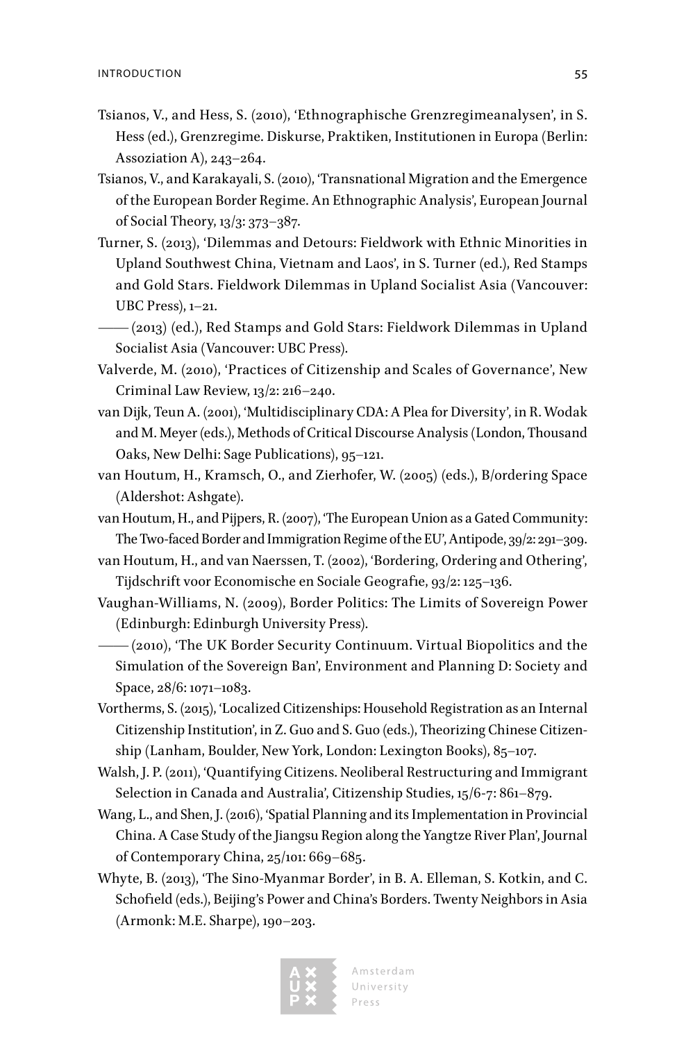Tsianos, V., and Hess, S. (2010), 'Ethnographische Grenzregimeanalysen', in S. Hess (ed.), Grenzregime. Diskurse, Praktiken, Institutionen in Europa (Berlin: Assoziation A), 243–264.

Tsianos, V., and Karakayali, S. (2010), 'Transnational Migration and the Emergence of the European Border Regime. An Ethnographic Analysis', European Journal of Social Theory, 13/3: 373–387.

Turner, S. (2013), 'Dilemmas and Detours: Fieldwork with Ethnic Minorities in Upland Southwest China, Vietnam and Laos', in S. Turner (ed.), Red Stamps and Gold Stars. Fieldwork Dilemmas in Upland Socialist Asia (Vancouver: UBC Press), 1–21.

—— (2013) (ed.), Red Stamps and Gold Stars: Fieldwork Dilemmas in Upland Socialist Asia (Vancouver: UBC Press).

Valverde, M. (2010), 'Practices of Citizenship and Scales of Governance', New Criminal Law Review, 13/2: 216–240.

van Dijk, Teun A. (2001), 'Multidisciplinary CDA: A Plea for Diversity', in R. Wodak and M. Meyer (eds.), Methods of Critical Discourse Analysis (London, Thousand Oaks, New Delhi: Sage Publications), 95–121.

van Houtum, H., Kramsch, O., and Zierhofer, W. (2005) (eds.), B/ordering Space (Aldershot: Ashgate).

van Houtum, H., and Pijpers, R. (2007), 'The European Union as a Gated Community: The Two-faced Border and Immigration Regime of the EU', Antipode, 39/2: 291–309.

van Houtum, H., and van Naerssen, T. (2002), 'Bordering, Ordering and Othering', Tijdschrift voor Economische en Sociale Geografie, 93/2: 125–136.

Vaughan-Williams, N. (2009), Border Politics: The Limits of Sovereign Power (Edinburgh: Edinburgh University Press).

—— (2010), 'The UK Border Security Continuum. Virtual Biopolitics and the Simulation of the Sovereign Ban', Environment and Planning D: Society and Space, 28/6: 1071–1083.

Vortherms, S. (2015), 'Localized Citizenships: Household Registration as an Internal Citizenship Institution', in Z. Guo and S. Guo (eds.), Theorizing Chinese Citizenship (Lanham, Boulder, New York, London: Lexington Books), 85–107.

Walsh, J. P. (2011), 'Quantifying Citizens. Neoliberal Restructuring and Immigrant Selection in Canada and Australia', Citizenship Studies, 15/6-7: 861–879.

Wang, L., and Shen, J. (2016), 'Spatial Planning and its Implementation in Provincial China. A Case Study of the Jiangsu Region along the Yangtze River Plan', Journal of Contemporary China, 25/101: 669–685.

Whyte, B. (2013), 'The Sino-Myanmar Border', in B. A. Elleman, S. Kotkin, and C. Schofield (eds.), Beijing's Power and China's Borders. Twenty Neighbors in Asia (Armonk: M.E. Sharpe), 190–203.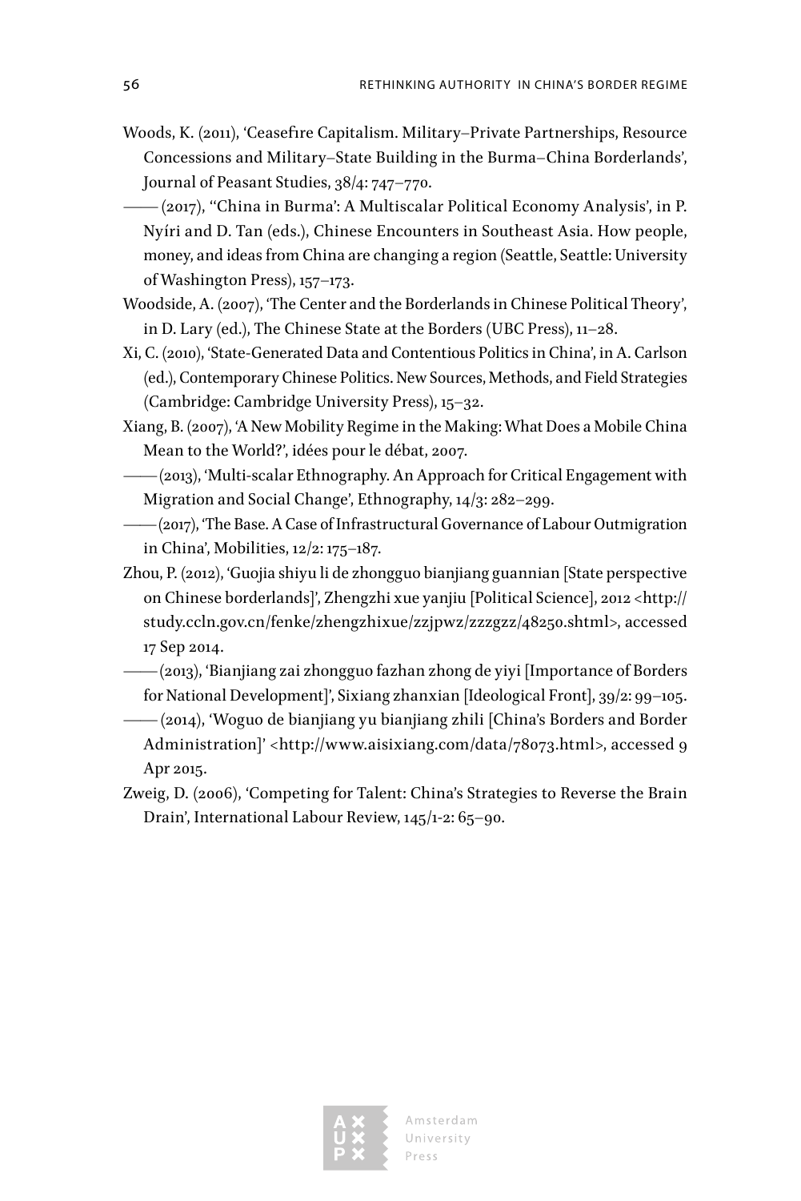Woods, K. (2011), 'Ceasefire Capitalism. Military–Private Partnerships, Resource Concessions and Military–State Building in the Burma–China Borderlands', Journal of Peasant Studies, 38/4: 747–770.

—— (2017), ''China in Burma': A Multiscalar Political Economy Analysis', in P. Nyíri and D. Tan (eds.), Chinese Encounters in Southeast Asia. How people, money, and ideas from China are changing a region (Seattle, Seattle: University of Washington Press), 157–173.

Woodside, A. (2007), 'The Center and the Borderlands in Chinese Political Theory', in D. Lary (ed.), The Chinese State at the Borders (UBC Press), 11–28.

Xi, C. (2010), 'State-Generated Data and Contentious Politics in China', in A. Carlson (ed.), Contemporary Chinese Politics. New Sources, Methods, and Field Strategies (Cambridge: Cambridge University Press), 15–32.

Xiang, B. (2007), 'A New Mobility Regime in the Making: What Does a Mobile China Mean to the World?', idées pour le débat, 2007.

—— (2013), 'Multi-scalar Ethnography. An Approach for Critical Engagement with Migration and Social Change', Ethnography, 14/3: 282–299.

—— (2017), 'The Base. A Case of Infrastructural Governance of Labour Outmigration in China', Mobilities, 12/2: 175–187.

Zhou, P. (2012), 'Guojia shiyu li de zhongguo bianjiang guannian [State perspective on Chinese borderlands]', Zhengzhi xue yanjiu [Political Science], 2012 <http://study.ccln.gov.cn/fenke/zhengzhixue/zzjpwz/zzzgzz/48250.shtml>, accessed 17 Sep 2014.

—— (2013), 'Bianjiang zai zhongguo fazhan zhong de yiyi [Importance of Borders for National Development]', Sixiang zhanxian [Ideological Front], 39/2: 99–105.

—— (2014), 'Woguo de bianjiang yu bianjiang zhili [China's Borders and Border Administration]' <http://www.aisixiang.com/data/78073.html>, accessed 9 Apr 2015.

Zweig, D. (2006), 'Competing for Talent: China's Strategies to Reverse the Brain Drain', International Labour Review, 145/1-2: 65–90.